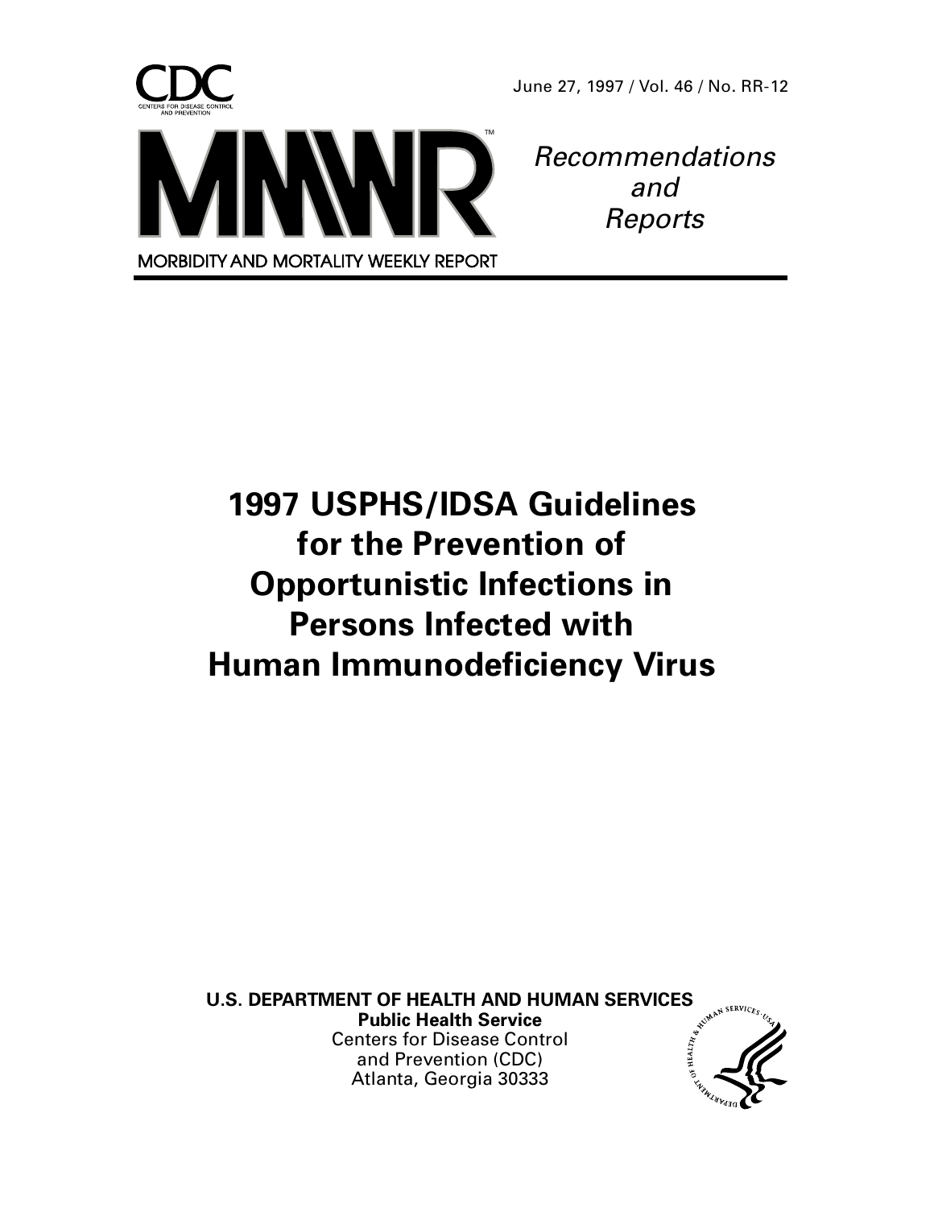CDC

CENTERS FOR DISEASE CONTROL AND PREVENTION

June 27, 1997 / Vol. 46 / No. RR-12

MMWR™

*Recommendations and Reports*

MORBIDITY AND MORTALITY WEEKLY REPORT

# 1997 USPHS/IDSA Guidelines for the Prevention of Opportunistic Infections in Persons Infected with Human Immunodeficiency Virus

**U.S. DEPARTMENT OF HEALTH AND HUMAN SERVICES**
**Public Health Service**
Centers for Disease Control and Prevention (CDC)
Atlanta, Georgia 30333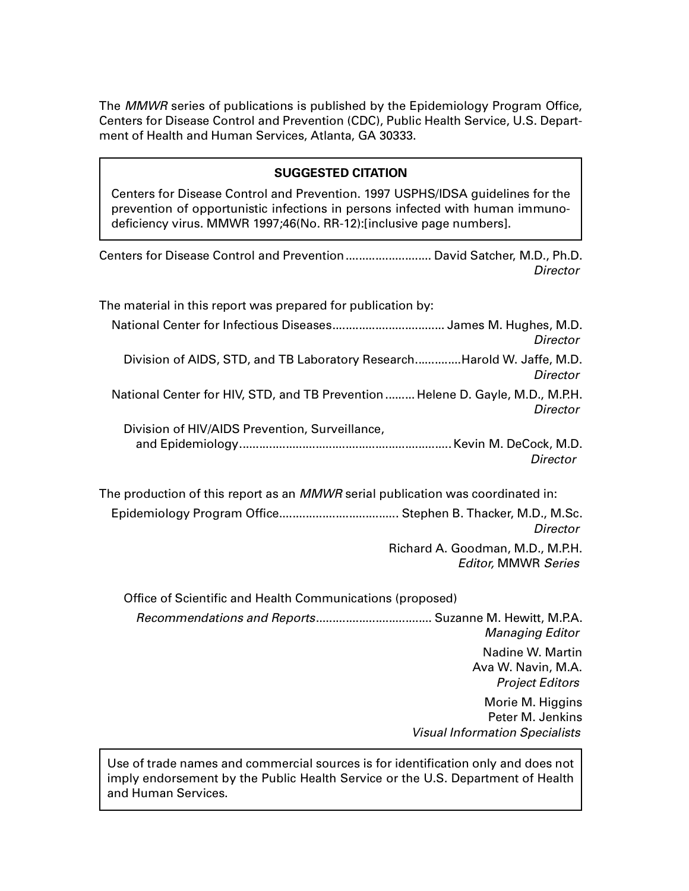The *MMWR* series of publications is published by the Epidemiology Program Office, Centers for Disease Control and Prevention (CDC), Public Health Service, U.S. Department of Health and Human Services, Atlanta, GA 30333.

**SUGGESTED CITATION**

Centers for Disease Control and Prevention. 1997 USPHS/IDSA guidelines for the prevention of opportunistic infections in persons infected with human immunodeficiency virus. MMWR 1997;46(No. RR-12):[inclusive page numbers].

Centers for Disease Control and Prevention .......................... David Satcher, M.D., Ph.D.
*Director*

The material in this report was prepared for publication by:

National Center for Infectious Diseases.................................. James M. Hughes, M.D.
*Director*

Division of AIDS, STD, and TB Laboratory Research..............Harold W. Jaffe, M.D.
*Director*

National Center for HIV, STD, and TB Prevention ......... Helene D. Gayle, M.D., M.P.H.
*Director*

Division of HIV/AIDS Prevention, Surveillance, and Epidemiology............................................................... Kevin M. DeCock, M.D.
*Director*

The production of this report as an *MMWR* serial publication was coordinated in:

Epidemiology Program Office.................................... Stephen B. Thacker, M.D., M.Sc.
*Director*

Richard A. Goodman, M.D., M.P.H.
*Editor,* MMWR *Series*

Office of Scientific and Health Communications (proposed)

*Recommendations and Reports*................................... Suzanne M. Hewitt, M.P.A.
*Managing Editor*

Nadine W. Martin
Ava W. Navin, M.A.
*Project Editors*

Morie M. Higgins
Peter M. Jenkins
*Visual Information Specialists*

Use of trade names and commercial sources is for identification only and does not imply endorsement by the Public Health Service or the U.S. Department of Health and Human Services.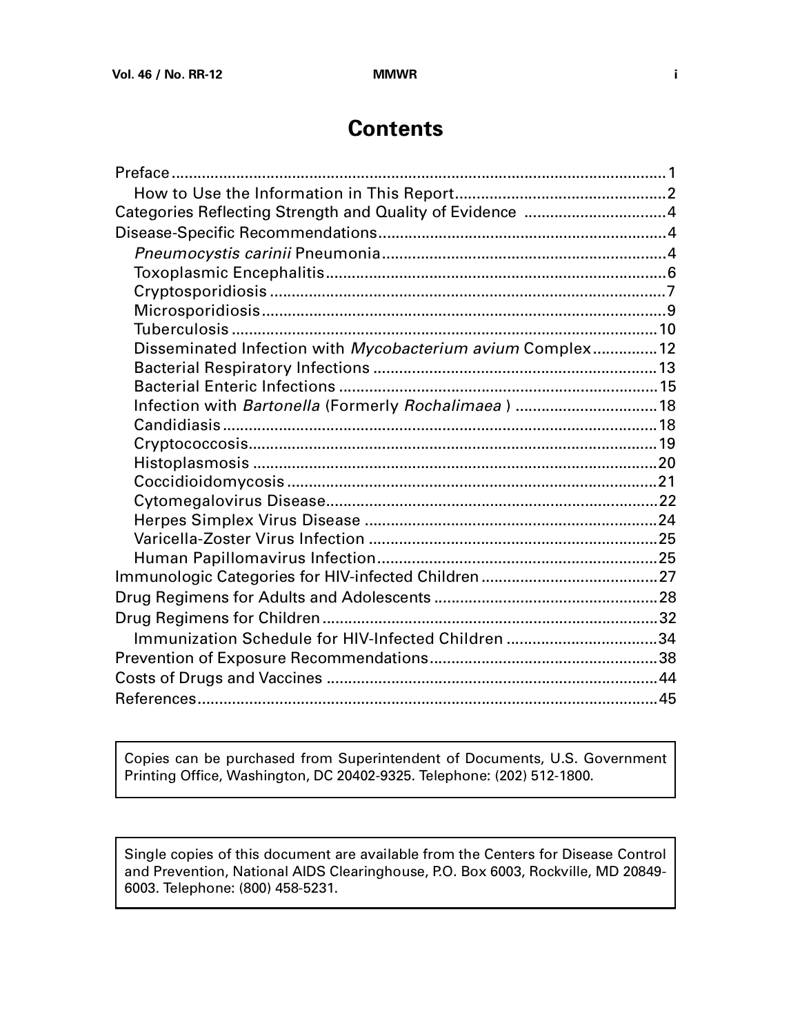# Contents

Preface ..... 1
- How to Use the Information in This Report ..... 2

Categories Reflecting Strength and Quality of Evidence ..... 4

Disease-Specific Recommendations ..... 4
- *Pneumocystis carinii* Pneumonia ..... 4
- Toxoplasmic Encephalitis ..... 6
- Cryptosporidiosis ..... 7
- Microsporidiosis ..... 9
- Tuberculosis ..... 10
- Disseminated Infection with *Mycobacterium avium* Complex ..... 12
- Bacterial Respiratory Infections ..... 13
- Bacterial Enteric Infections ..... 15
- Infection with *Bartonella* (Formerly *Rochalimaea* ) ..... 18
- Candidiasis ..... 18
- Cryptococcosis ..... 19
- Histoplasmosis ..... 20
- Coccidioidomycosis ..... 21
- Cytomegalovirus Disease ..... 22
- Herpes Simplex Virus Disease ..... 24
- Varicella-Zoster Virus Infection ..... 25
- Human Papillomavirus Infection ..... 25

Immunologic Categories for HIV-infected Children ..... 27

Drug Regimens for Adults and Adolescents ..... 28

Drug Regimens for Children ..... 32
- Immunization Schedule for HIV-Infected Children ..... 34

Prevention of Exposure Recommendations ..... 38

Costs of Drugs and Vaccines ..... 44

References ..... 45

Copies can be purchased from Superintendent of Documents, U.S. Government Printing Office, Washington, DC 20402-9325. Telephone: (202) 512-1800.

Single copies of this document are available from the Centers for Disease Control and Prevention, National AIDS Clearinghouse, P.O. Box 6003, Rockville, MD 20849-6003. Telephone: (800) 458-5231.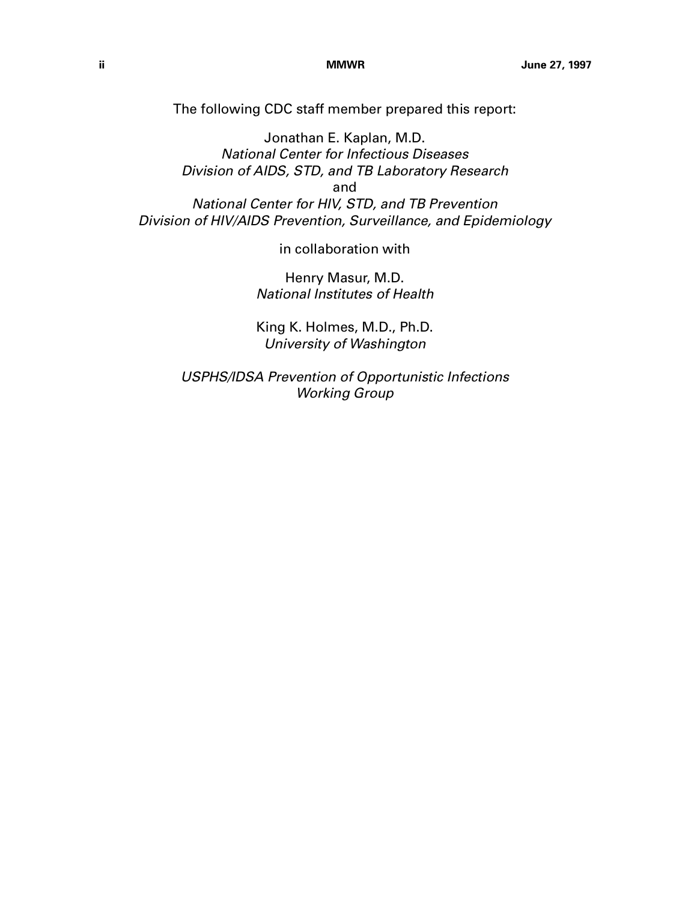The following CDC staff member prepared this report:

Jonathan E. Kaplan, M.D.
*National Center for Infectious Diseases*
*Division of AIDS, STD, and TB Laboratory Research*
and
*National Center for HIV, STD, and TB Prevention*
*Division of HIV/AIDS Prevention, Surveillance, and Epidemiology*

in collaboration with

Henry Masur, M.D.
*National Institutes of Health*

King K. Holmes, M.D., Ph.D.
*University of Washington*

*USPHS/IDSA Prevention of Opportunistic Infections Working Group*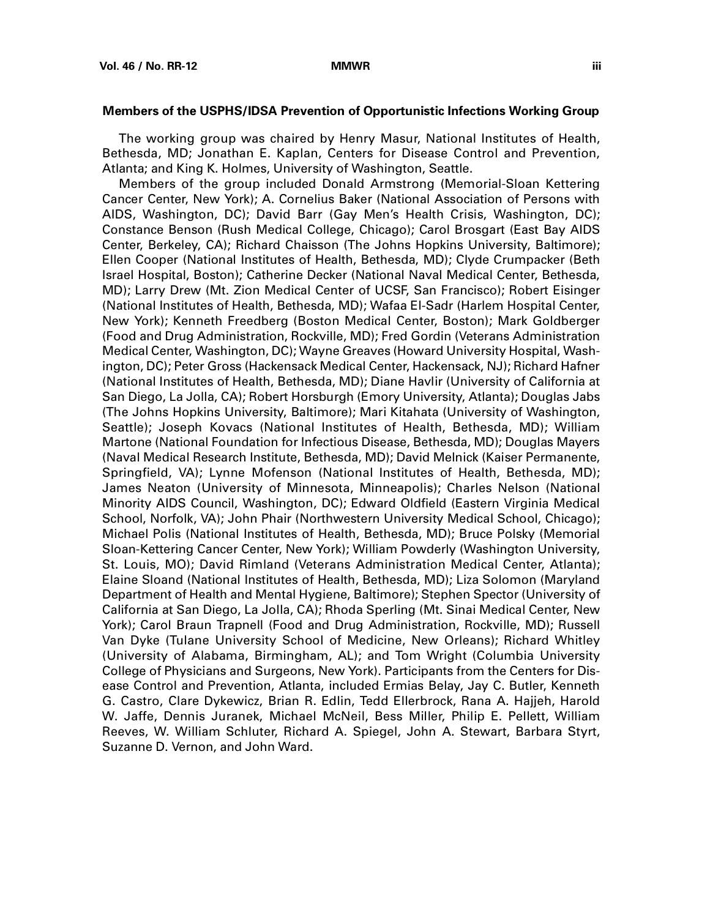**Members of the USPHS/IDSA Prevention of Opportunistic Infections Working Group**

The working group was chaired by Henry Masur, National Institutes of Health, Bethesda, MD; Jonathan E. Kaplan, Centers for Disease Control and Prevention, Atlanta; and King K. Holmes, University of Washington, Seattle.

Members of the group included Donald Armstrong (Memorial-Sloan Kettering Cancer Center, New York); A. Cornelius Baker (National Association of Persons with AIDS, Washington, DC); David Barr (Gay Men's Health Crisis, Washington, DC); Constance Benson (Rush Medical College, Chicago); Carol Brosgart (East Bay AIDS Center, Berkeley, CA); Richard Chaisson (The Johns Hopkins University, Baltimore); Ellen Cooper (National Institutes of Health, Bethesda, MD); Clyde Crumpacker (Beth Israel Hospital, Boston); Catherine Decker (National Naval Medical Center, Bethesda, MD); Larry Drew (Mt. Zion Medical Center of UCSF, San Francisco); Robert Eisinger (National Institutes of Health, Bethesda, MD); Wafaa El-Sadr (Harlem Hospital Center, New York); Kenneth Freedberg (Boston Medical Center, Boston); Mark Goldberger (Food and Drug Administration, Rockville, MD); Fred Gordin (Veterans Administration Medical Center, Washington, DC); Wayne Greaves (Howard University Hospital, Washington, DC); Peter Gross (Hackensack Medical Center, Hackensack, NJ); Richard Hafner (National Institutes of Health, Bethesda, MD); Diane Havlir (University of California at San Diego, La Jolla, CA); Robert Horsburgh (Emory University, Atlanta); Douglas Jabs (The Johns Hopkins University, Baltimore); Mari Kitahata (University of Washington, Seattle); Joseph Kovacs (National Institutes of Health, Bethesda, MD); William Martone (National Foundation for Infectious Disease, Bethesda, MD); Douglas Mayers (Naval Medical Research Institute, Bethesda, MD); David Melnick (Kaiser Permanente, Springfield, VA); Lynne Mofenson (National Institutes of Health, Bethesda, MD); James Neaton (University of Minnesota, Minneapolis); Charles Nelson (National Minority AIDS Council, Washington, DC); Edward Oldfield (Eastern Virginia Medical School, Norfolk, VA); John Phair (Northwestern University Medical School, Chicago); Michael Polis (National Institutes of Health, Bethesda, MD); Bruce Polsky (Memorial Sloan-Kettering Cancer Center, New York); William Powderly (Washington University, St. Louis, MO); David Rimland (Veterans Administration Medical Center, Atlanta); Elaine Sloand (National Institutes of Health, Bethesda, MD); Liza Solomon (Maryland Department of Health and Mental Hygiene, Baltimore); Stephen Spector (University of California at San Diego, La Jolla, CA); Rhoda Sperling (Mt. Sinai Medical Center, New York); Carol Braun Trapnell (Food and Drug Administration, Rockville, MD); Russell Van Dyke (Tulane University School of Medicine, New Orleans); Richard Whitley (University of Alabama, Birmingham, AL); and Tom Wright (Columbia University College of Physicians and Surgeons, New York). Participants from the Centers for Disease Control and Prevention, Atlanta, included Ermias Belay, Jay C. Butler, Kenneth G. Castro, Clare Dykewicz, Brian R. Edlin, Tedd Ellerbrock, Rana A. Hajjeh, Harold W. Jaffe, Dennis Juranek, Michael McNeil, Bess Miller, Philip E. Pellett, William Reeves, W. William Schluter, Richard A. Spiegel, John A. Stewart, Barbara Styrt, Suzanne D. Vernon, and John Ward.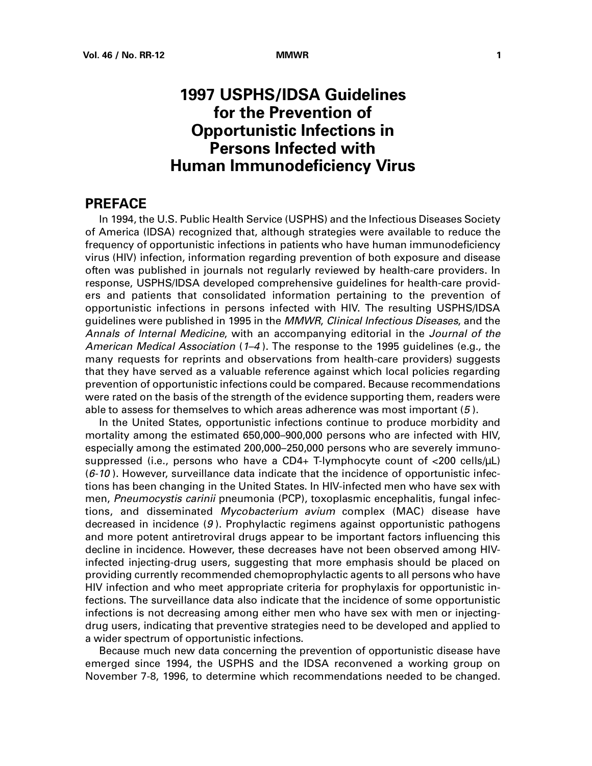# 1997 USPHS/IDSA Guidelines for the Prevention of Opportunistic Infections in Persons Infected with Human Immunodeficiency Virus

## PREFACE

In 1994, the U.S. Public Health Service (USPHS) and the Infectious Diseases Society of America (IDSA) recognized that, although strategies were available to reduce the frequency of opportunistic infections in patients who have human immunodeficiency virus (HIV) infection, information regarding prevention of both exposure and disease often was published in journals not regularly reviewed by health-care providers. In response, USPHS/IDSA developed comprehensive guidelines for health-care providers and patients that consolidated information pertaining to the prevention of opportunistic infections in persons infected with HIV. The resulting USPHS/IDSA guidelines were published in 1995 in the *MMWR*, *Clinical Infectious Diseases*, and the *Annals of Internal Medicine*, with an accompanying editorial in the *Journal of the American Medical Association* (*1–4*). The response to the 1995 guidelines (e.g., the many requests for reprints and observations from health-care providers) suggests that they have served as a valuable reference against which local policies regarding prevention of opportunistic infections could be compared. Because recommendations were rated on the basis of the strength of the evidence supporting them, readers were able to assess for themselves to which areas adherence was most important (*5*).

In the United States, opportunistic infections continue to produce morbidity and mortality among the estimated 650,000–900,000 persons who are infected with HIV, especially among the estimated 200,000–250,000 persons who are severely immunosuppressed (i.e., persons who have a CD4+ T-lymphocyte count of <200 cells/µL) (*6-10*). However, surveillance data indicate that the incidence of opportunistic infections has been changing in the United States. In HIV-infected men who have sex with men, *Pneumocystis carinii* pneumonia (PCP), toxoplasmic encephalitis, fungal infections, and disseminated *Mycobacterium avium* complex (MAC) disease have decreased in incidence (*9*). Prophylactic regimens against opportunistic pathogens and more potent antiretroviral drugs appear to be important factors influencing this decline in incidence. However, these decreases have not been observed among HIV-infected injecting-drug users, suggesting that more emphasis should be placed on providing currently recommended chemoprophylactic agents to all persons who have HIV infection and who meet appropriate criteria for prophylaxis for opportunistic infections. The surveillance data also indicate that the incidence of some opportunistic infections is not decreasing among either men who have sex with men or injecting-drug users, indicating that preventive strategies need to be developed and applied to a wider spectrum of opportunistic infections.

Because much new data concerning the prevention of opportunistic disease have emerged since 1994, the USPHS and the IDSA reconvened a working group on November 7-8, 1996, to determine which recommendations needed to be changed.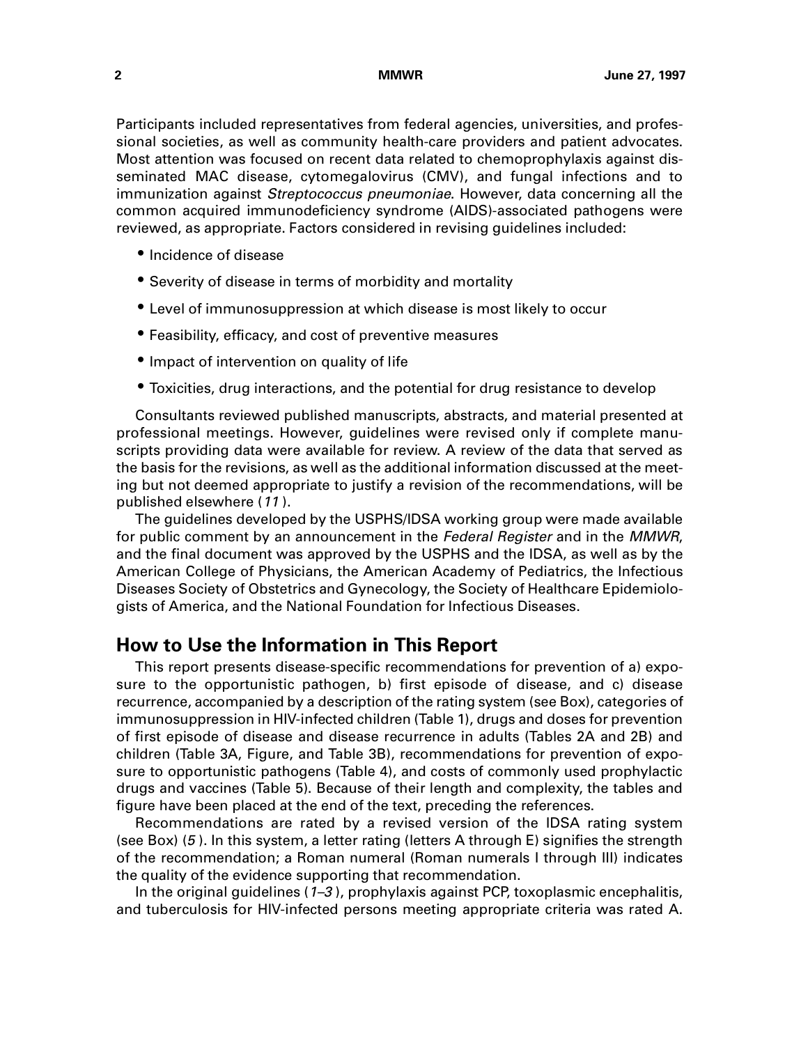Participants included representatives from federal agencies, universities, and professional societies, as well as community health-care providers and patient advocates. Most attention was focused on recent data related to chemoprophylaxis against disseminated MAC disease, cytomegalovirus (CMV), and fungal infections and to immunization against *Streptococcus pneumoniae*. However, data concerning all the common acquired immunodeficiency syndrome (AIDS)-associated pathogens were reviewed, as appropriate. Factors considered in revising guidelines included:

- Incidence of disease
- Severity of disease in terms of morbidity and mortality
- Level of immunosuppression at which disease is most likely to occur
- Feasibility, efficacy, and cost of preventive measures
- Impact of intervention on quality of life
- Toxicities, drug interactions, and the potential for drug resistance to develop

Consultants reviewed published manuscripts, abstracts, and material presented at professional meetings. However, guidelines were revised only if complete manuscripts providing data were available for review. A review of the data that served as the basis for the revisions, as well as the additional information discussed at the meeting but not deemed appropriate to justify a revision of the recommendations, will be published elsewhere (*11*).

The guidelines developed by the USPHS/IDSA working group were made available for public comment by an announcement in the *Federal Register* and in the *MMWR*, and the final document was approved by the USPHS and the IDSA, as well as by the American College of Physicians, the American Academy of Pediatrics, the Infectious Diseases Society of Obstetrics and Gynecology, the Society of Healthcare Epidemiologists of America, and the National Foundation for Infectious Diseases.

## How to Use the Information in This Report

This report presents disease-specific recommendations for prevention of a) exposure to the opportunistic pathogen, b) first episode of disease, and c) disease recurrence, accompanied by a description of the rating system (see Box), categories of immunosuppression in HIV-infected children (Table 1), drugs and doses for prevention of first episode of disease and disease recurrence in adults (Tables 2A and 2B) and children (Table 3A, Figure, and Table 3B), recommendations for prevention of exposure to opportunistic pathogens (Table 4), and costs of commonly used prophylactic drugs and vaccines (Table 5). Because of their length and complexity, the tables and figure have been placed at the end of the text, preceding the references.

Recommendations are rated by a revised version of the IDSA rating system (see Box) (*5*). In this system, a letter rating (letters A through E) signifies the strength of the recommendation; a Roman numeral (Roman numerals I through III) indicates the quality of the evidence supporting that recommendation.

In the original guidelines (*1–3*), prophylaxis against PCP, toxoplasmic encephalitis, and tuberculosis for HIV-infected persons meeting appropriate criteria was rated A.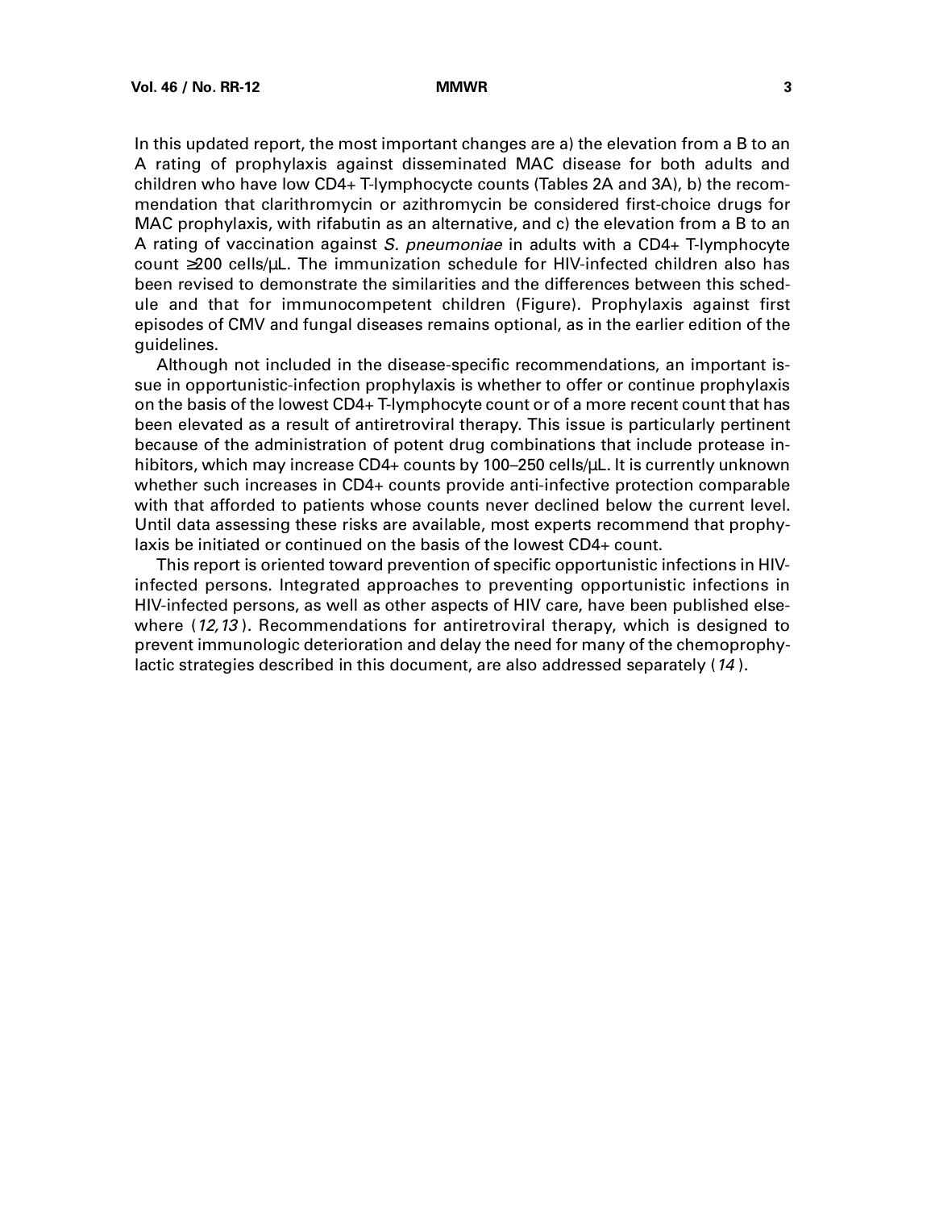In this updated report, the most important changes are a) the elevation from a B to an A rating of prophylaxis against disseminated MAC disease for both adults and children who have low CD4+ T-lymphocycte counts (Tables 2A and 3A), b) the recommendation that clarithromycin or azithromycin be considered first-choice drugs for MAC prophylaxis, with rifabutin as an alternative, and c) the elevation from a B to an A rating of vaccination against *S. pneumoniae* in adults with a CD4+ T-lymphocyte count ≥200 cells/µL. The immunization schedule for HIV-infected children also has been revised to demonstrate the similarities and the differences between this schedule and that for immunocompetent children (Figure). Prophylaxis against first episodes of CMV and fungal diseases remains optional, as in the earlier edition of the guidelines.

Although not included in the disease-specific recommendations, an important issue in opportunistic-infection prophylaxis is whether to offer or continue prophylaxis on the basis of the lowest CD4+ T-lymphocyte count or of a more recent count that has been elevated as a result of antiretroviral therapy. This issue is particularly pertinent because of the administration of potent drug combinations that include protease inhibitors, which may increase CD4+ counts by 100–250 cells/µL. It is currently unknown whether such increases in CD4+ counts provide anti-infective protection comparable with that afforded to patients whose counts never declined below the current level. Until data assessing these risks are available, most experts recommend that prophylaxis be initiated or continued on the basis of the lowest CD4+ count.

This report is oriented toward prevention of specific opportunistic infections in HIV-infected persons. Integrated approaches to preventing opportunistic infections in HIV-infected persons, as well as other aspects of HIV care, have been published elsewhere (*12,13*). Recommendations for antiretroviral therapy, which is designed to prevent immunologic deterioration and delay the need for many of the chemoprophylactic strategies described in this document, are also addressed separately (*14*).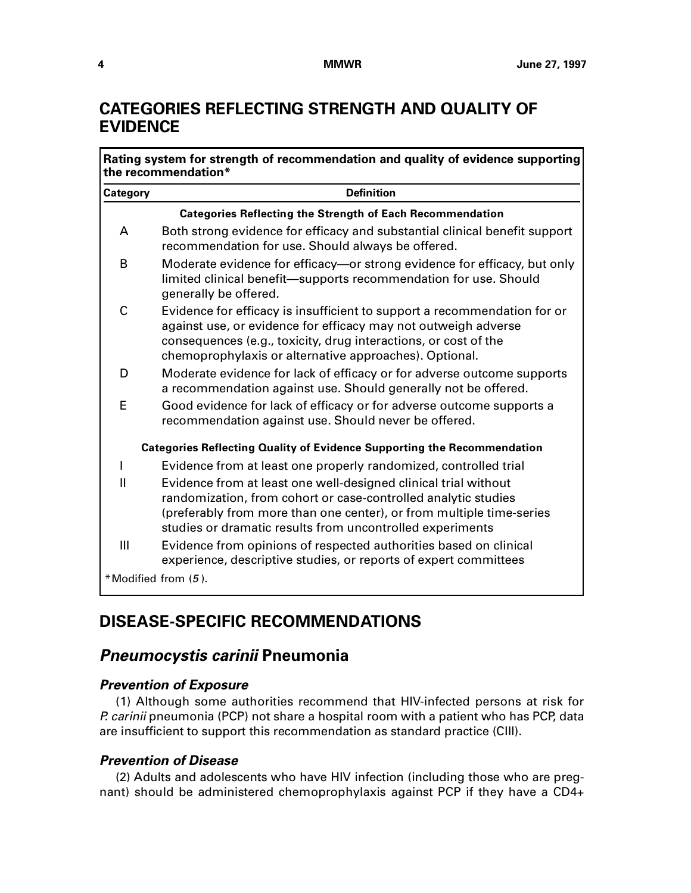## CATEGORIES REFLECTING STRENGTH AND QUALITY OF EVIDENCE

**Rating system for strength of recommendation and quality of evidence supporting the recommendation***

| Category | Definition |
|---|---|
| | **Categories Reflecting the Strength of Each Recommendation** |
| A | Both strong evidence for efficacy and substantial clinical benefit support recommendation for use. Should always be offered. |
| B | Moderate evidence for efficacy—or strong evidence for efficacy, but only limited clinical benefit—supports recommendation for use. Should generally be offered. |
| C | Evidence for efficacy is insufficient to support a recommendation for or against use, or evidence for efficacy may not outweigh adverse consequences (e.g., toxicity, drug interactions, or cost of the chemoprophylaxis or alternative approaches). Optional. |
| D | Moderate evidence for lack of efficacy or for adverse outcome supports a recommendation against use. Should generally not be offered. |
| E | Good evidence for lack of efficacy or for adverse outcome supports a recommendation against use. Should never be offered. |
| | **Categories Reflecting Quality of Evidence Supporting the Recommendation** |
| I | Evidence from at least one properly randomized, controlled trial |
| II | Evidence from at least one well-designed clinical trial without randomization, from cohort or case-controlled analytic studies (preferably from more than one center), or from multiple time-series studies or dramatic results from uncontrolled experiments |
| III | Evidence from opinions of respected authorities based on clinical experience, descriptive studies, or reports of expert committees |

*Modified from (*5*).

## DISEASE-SPECIFIC RECOMMENDATIONS

### *Pneumocystis carinii* Pneumonia

#### *Prevention of Exposure*

(1) Although some authorities recommend that HIV-infected persons at risk for *P. carinii* pneumonia (PCP) not share a hospital room with a patient who has PCP, data are insufficient to support this recommendation as standard practice (CIII).

#### *Prevention of Disease*

(2) Adults and adolescents who have HIV infection (including those who are pregnant) should be administered chemoprophylaxis against PCP if they have a CD4+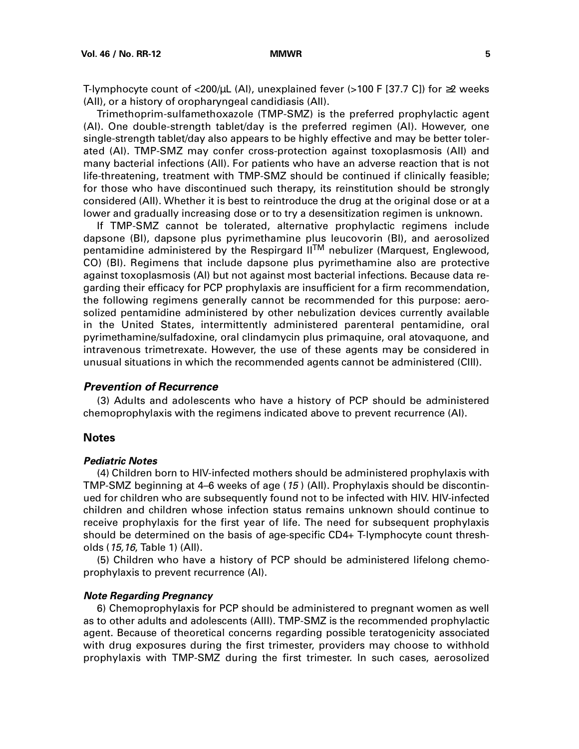T-lymphocyte count of <200/μL (AI), unexplained fever (>100 F [37.7 C]) for ≥2 weeks (AII), or a history of oropharyngeal candidiasis (AII).

Trimethoprim-sulfamethoxazole (TMP-SMZ) is the preferred prophylactic agent (AI). One double-strength tablet/day is the preferred regimen (AI). However, one single-strength tablet/day also appears to be highly effective and may be better tolerated (AI). TMP-SMZ may confer cross-protection against toxoplasmosis (AII) and many bacterial infections (AII). For patients who have an adverse reaction that is not life-threatening, treatment with TMP-SMZ should be continued if clinically feasible; for those who have discontinued such therapy, its reinstitution should be strongly considered (AII). Whether it is best to reintroduce the drug at the original dose or at a lower and gradually increasing dose or to try a desensitization regimen is unknown.

If TMP-SMZ cannot be tolerated, alternative prophylactic regimens include dapsone (BI), dapsone plus pyrimethamine plus leucovorin (BI), and aerosolized pentamidine administered by the Respirgard II™ nebulizer (Marquest, Englewood, CO) (BI). Regimens that include dapsone plus pyrimethamine also are protective against toxoplasmosis (AI) but not against most bacterial infections. Because data regarding their efficacy for PCP prophylaxis are insufficient for a firm recommendation, the following regimens generally cannot be recommended for this purpose: aerosolized pentamidine administered by other nebulization devices currently available in the United States, intermittently administered parenteral pentamidine, oral pyrimethamine/sulfadoxine, oral clindamycin plus primaquine, oral atovaquone, and intravenous trimetrexate. However, the use of these agents may be considered in unusual situations in which the recommended agents cannot be administered (CIII).

### *Prevention of Recurrence*

(3) Adults and adolescents who have a history of PCP should be administered chemoprophylaxis with the regimens indicated above to prevent recurrence (AI).

## Notes

#### *Pediatric Notes*

(4) Children born to HIV-infected mothers should be administered prophylaxis with TMP-SMZ beginning at 4–6 weeks of age (*15*) (AII). Prophylaxis should be discontinued for children who are subsequently found not to be infected with HIV. HIV-infected children and children whose infection status remains unknown should continue to receive prophylaxis for the first year of life. The need for subsequent prophylaxis should be determined on the basis of age-specific CD4+ T-lymphocyte count thresholds (*15,16*, Table 1) (AII).

(5) Children who have a history of PCP should be administered lifelong chemoprophylaxis to prevent recurrence (AI).

#### *Note Regarding Pregnancy*

6) Chemoprophylaxis for PCP should be administered to pregnant women as well as to other adults and adolescents (AIII). TMP-SMZ is the recommended prophylactic agent. Because of theoretical concerns regarding possible teratogenicity associated with drug exposures during the first trimester, providers may choose to withhold prophylaxis with TMP-SMZ during the first trimester. In such cases, aerosolized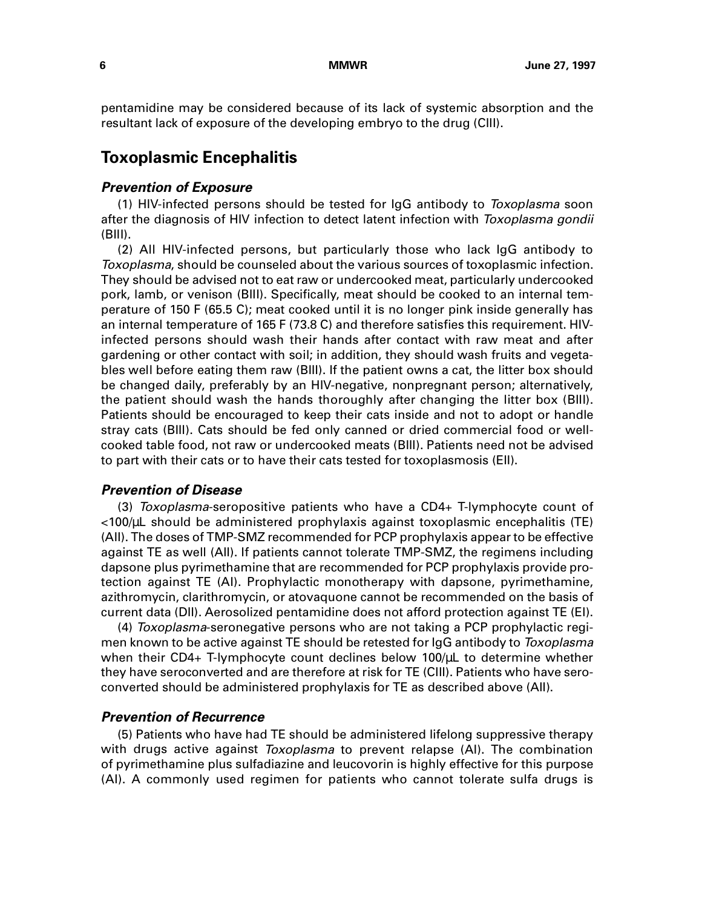pentamidine may be considered because of its lack of systemic absorption and the resultant lack of exposure of the developing embryo to the drug (CIII).

## Toxoplasmic Encephalitis

### *Prevention of Exposure*

(1) HIV-infected persons should be tested for IgG antibody to *Toxoplasma* soon after the diagnosis of HIV infection to detect latent infection with *Toxoplasma gondii* (BIII).

(2) All HIV-infected persons, but particularly those who lack IgG antibody to *Toxoplasma*, should be counseled about the various sources of toxoplasmic infection. They should be advised not to eat raw or undercooked meat, particularly undercooked pork, lamb, or venison (BIII). Specifically, meat should be cooked to an internal temperature of 150 F (65.5 C); meat cooked until it is no longer pink inside generally has an internal temperature of 165 F (73.8 C) and therefore satisfies this requirement. HIV-infected persons should wash their hands after contact with raw meat and after gardening or other contact with soil; in addition, they should wash fruits and vegetables well before eating them raw (BIII). If the patient owns a cat, the litter box should be changed daily, preferably by an HIV-negative, nonpregnant person; alternatively, the patient should wash the hands thoroughly after changing the litter box (BIII). Patients should be encouraged to keep their cats inside and not to adopt or handle stray cats (BIII). Cats should be fed only canned or dried commercial food or well-cooked table food, not raw or undercooked meats (BIII). Patients need not be advised to part with their cats or to have their cats tested for toxoplasmosis (EII).

### *Prevention of Disease*

(3) *Toxoplasma*-seropositive patients who have a CD4+ T-lymphocyte count of <100/µL should be administered prophylaxis against toxoplasmic encephalitis (TE) (AII). The doses of TMP-SMZ recommended for PCP prophylaxis appear to be effective against TE as well (AII). If patients cannot tolerate TMP-SMZ, the regimens including dapsone plus pyrimethamine that are recommended for PCP prophylaxis provide protection against TE (AI). Prophylactic monotherapy with dapsone, pyrimethamine, azithromycin, clarithromycin, or atovaquone cannot be recommended on the basis of current data (DII). Aerosolized pentamidine does not afford protection against TE (EI).

(4) *Toxoplasma*-seronegative persons who are not taking a PCP prophylactic regimen known to be active against TE should be retested for IgG antibody to *Toxoplasma* when their CD4+ T-lymphocyte count declines below 100/µL to determine whether they have seroconverted and are therefore at risk for TE (CIII). Patients who have seroconverted should be administered prophylaxis for TE as described above (AII).

### *Prevention of Recurrence*

(5) Patients who have had TE should be administered lifelong suppressive therapy with drugs active against *Toxoplasma* to prevent relapse (AI). The combination of pyrimethamine plus sulfadiazine and leucovorin is highly effective for this purpose (AI). A commonly used regimen for patients who cannot tolerate sulfa drugs is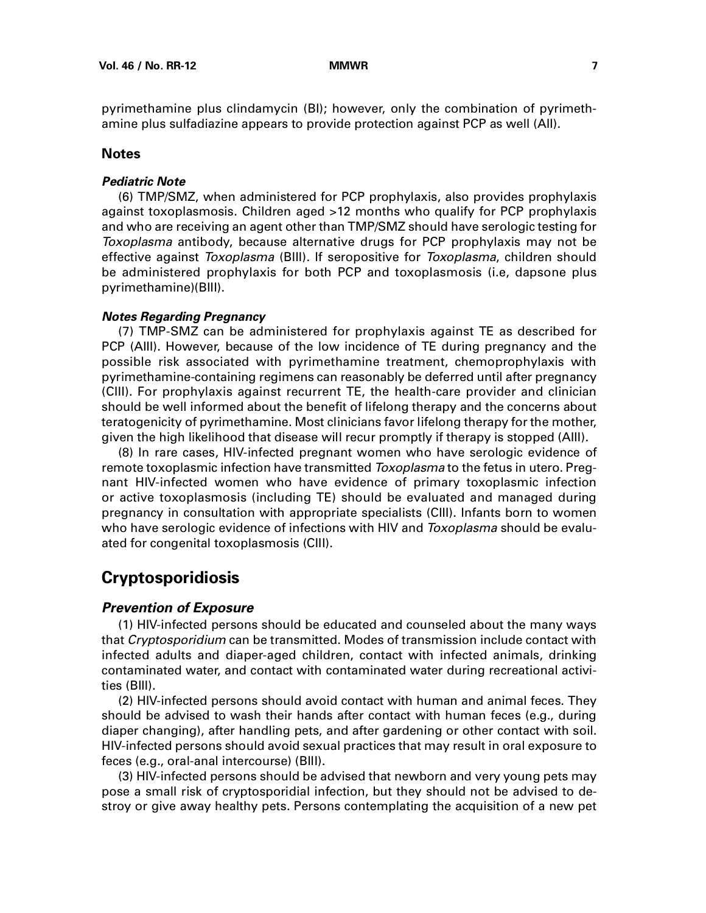pyrimethamine plus clindamycin (BI); however, only the combination of pyrimethamine plus sulfadiazine appears to provide protection against PCP as well (AII).

### Notes

#### *Pediatric Note*

(6) TMP/SMZ, when administered for PCP prophylaxis, also provides prophylaxis against toxoplasmosis. Children aged >12 months who qualify for PCP prophylaxis and who are receiving an agent other than TMP/SMZ should have serologic testing for *Toxoplasma* antibody, because alternative drugs for PCP prophylaxis may not be effective against *Toxoplasma* (BIII). If seropositive for *Toxoplasma*, children should be administered prophylaxis for both PCP and toxoplasmosis (i.e, dapsone plus pyrimethamine)(BIII).

#### *Notes Regarding Pregnancy*

(7) TMP-SMZ can be administered for prophylaxis against TE as described for PCP (AIII). However, because of the low incidence of TE during pregnancy and the possible risk associated with pyrimethamine treatment, chemoprophylaxis with pyrimethamine-containing regimens can reasonably be deferred until after pregnancy (CIII). For prophylaxis against recurrent TE, the health-care provider and clinician should be well informed about the benefit of lifelong therapy and the concerns about teratogenicity of pyrimethamine. Most clinicians favor lifelong therapy for the mother, given the high likelihood that disease will recur promptly if therapy is stopped (AIII).

(8) In rare cases, HIV-infected pregnant women who have serologic evidence of remote toxoplasmic infection have transmitted *Toxoplasma* to the fetus in utero. Pregnant HIV-infected women who have evidence of primary toxoplasmic infection or active toxoplasmosis (including TE) should be evaluated and managed during pregnancy in consultation with appropriate specialists (CIII). Infants born to women who have serologic evidence of infections with HIV and *Toxoplasma* should be evaluated for congenital toxoplasmosis (CIII).

## Cryptosporidiosis

### *Prevention of Exposure*

(1) HIV-infected persons should be educated and counseled about the many ways that *Cryptosporidium* can be transmitted. Modes of transmission include contact with infected adults and diaper-aged children, contact with infected animals, drinking contaminated water, and contact with contaminated water during recreational activities (BIII).

(2) HIV-infected persons should avoid contact with human and animal feces. They should be advised to wash their hands after contact with human feces (e.g., during diaper changing), after handling pets, and after gardening or other contact with soil. HIV-infected persons should avoid sexual practices that may result in oral exposure to feces (e.g., oral-anal intercourse) (BIII).

(3) HIV-infected persons should be advised that newborn and very young pets may pose a small risk of cryptosporidial infection, but they should not be advised to destroy or give away healthy pets. Persons contemplating the acquisition of a new pet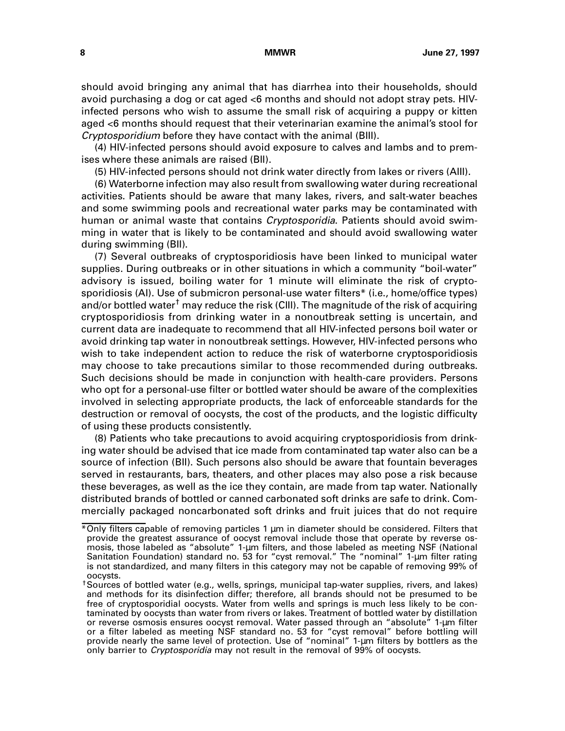should avoid bringing any animal that has diarrhea into their households, should avoid purchasing a dog or cat aged <6 months and should not adopt stray pets. HIV-infected persons who wish to assume the small risk of acquiring a puppy or kitten aged <6 months should request that their veterinarian examine the animal's stool for *Cryptosporidium* before they have contact with the animal (BIII).

(4) HIV-infected persons should avoid exposure to calves and lambs and to premises where these animals are raised (BII).

(5) HIV-infected persons should not drink water directly from lakes or rivers (AIII).

(6) Waterborne infection may also result from swallowing water during recreational activities. Patients should be aware that many lakes, rivers, and salt-water beaches and some swimming pools and recreational water parks may be contaminated with human or animal waste that contains *Cryptosporidia*. Patients should avoid swimming in water that is likely to be contaminated and should avoid swallowing water during swimming (BII).

(7) Several outbreaks of cryptosporidiosis have been linked to municipal water supplies. During outbreaks or in other situations in which a community "boil-water" advisory is issued, boiling water for 1 minute will eliminate the risk of cryptosporidiosis (AI). Use of submicron personal-use water filters* (i.e., home/office types) and/or bottled water† may reduce the risk (CIII). The magnitude of the risk of acquiring cryptosporidiosis from drinking water in a nonoutbreak setting is uncertain, and current data are inadequate to recommend that all HIV-infected persons boil water or avoid drinking tap water in nonoutbreak settings. However, HIV-infected persons who wish to take independent action to reduce the risk of waterborne cryptosporidiosis may choose to take precautions similar to those recommended during outbreaks. Such decisions should be made in conjunction with health-care providers. Persons who opt for a personal-use filter or bottled water should be aware of the complexities involved in selecting appropriate products, the lack of enforceable standards for the destruction or removal of oocysts, the cost of the products, and the logistic difficulty of using these products consistently.

(8) Patients who take precautions to avoid acquiring cryptosporidiosis from drinking water should be advised that ice made from contaminated tap water also can be a source of infection (BII). Such persons also should be aware that fountain beverages served in restaurants, bars, theaters, and other places may also pose a risk because these beverages, as well as the ice they contain, are made from tap water. Nationally distributed brands of bottled or canned carbonated soft drinks are safe to drink. Commercially packaged noncarbonated soft drinks and fruit juices that do not require

---

\*Only filters capable of removing particles 1 µm in diameter should be considered. Filters that provide the greatest assurance of oocyst removal include those that operate by reverse osmosis, those labeled as "absolute" 1-µm filters, and those labeled as meeting NSF (National Sanitation Foundation) standard no. 53 for "cyst removal." The "nominal" 1-µm filter rating is not standardized, and many filters in this category may not be capable of removing 99% of oocysts.

†Sources of bottled water (e.g., wells, springs, municipal tap-water supplies, rivers, and lakes) and methods for its disinfection differ; therefore, all brands should not be presumed to be free of cryptosporidial oocysts. Water from wells and springs is much less likely to be contaminated by oocysts than water from rivers or lakes. Treatment of bottled water by distillation or reverse osmosis ensures oocyst removal. Water passed through an "absolute" 1-µm filter or a filter labeled as meeting NSF standard no. 53 for "cyst removal" before bottling will provide nearly the same level of protection. Use of "nominal" 1-µm filters by bottlers as the only barrier to *Cryptosporidia* may not result in the removal of 99% of oocysts.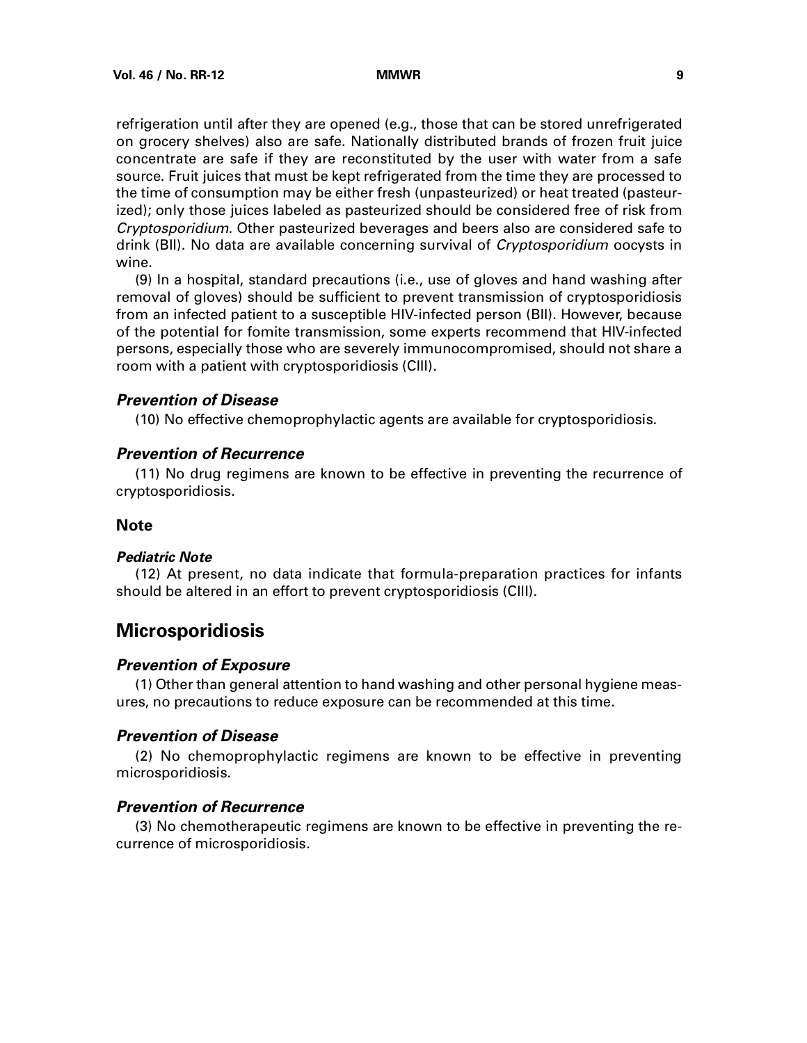refrigeration until after they are opened (e.g., those that can be stored unrefrigerated on grocery shelves) also are safe. Nationally distributed brands of frozen fruit juice concentrate are safe if they are reconstituted by the user with water from a safe source. Fruit juices that must be kept refrigerated from the time they are processed to the time of consumption may be either fresh (unpasteurized) or heat treated (pasteurized); only those juices labeled as pasteurized should be considered free of risk from *Cryptosporidium*. Other pasteurized beverages and beers also are considered safe to drink (BII). No data are available concerning survival of *Cryptosporidium* oocysts in wine.

(9) In a hospital, standard precautions (i.e., use of gloves and hand washing after removal of gloves) should be sufficient to prevent transmission of cryptosporidiosis from an infected patient to a susceptible HIV-infected person (BII). However, because of the potential for fomite transmission, some experts recommend that HIV-infected persons, especially those who are severely immunocompromised, should not share a room with a patient with cryptosporidiosis (CIII).

### *Prevention of Disease*

(10) No effective chemoprophylactic agents are available for cryptosporidiosis.

### *Prevention of Recurrence*

(11) No drug regimens are known to be effective in preventing the recurrence of cryptosporidiosis.

### Note

#### *Pediatric Note*

(12) At present, no data indicate that formula-preparation practices for infants should be altered in an effort to prevent cryptosporidiosis (CIII).

## Microsporidiosis

### *Prevention of Exposure*

(1) Other than general attention to hand washing and other personal hygiene measures, no precautions to reduce exposure can be recommended at this time.

### *Prevention of Disease*

(2) No chemoprophylactic regimens are known to be effective in preventing microsporidiosis.

### *Prevention of Recurrence*

(3) No chemotherapeutic regimens are known to be effective in preventing the recurrence of microsporidiosis.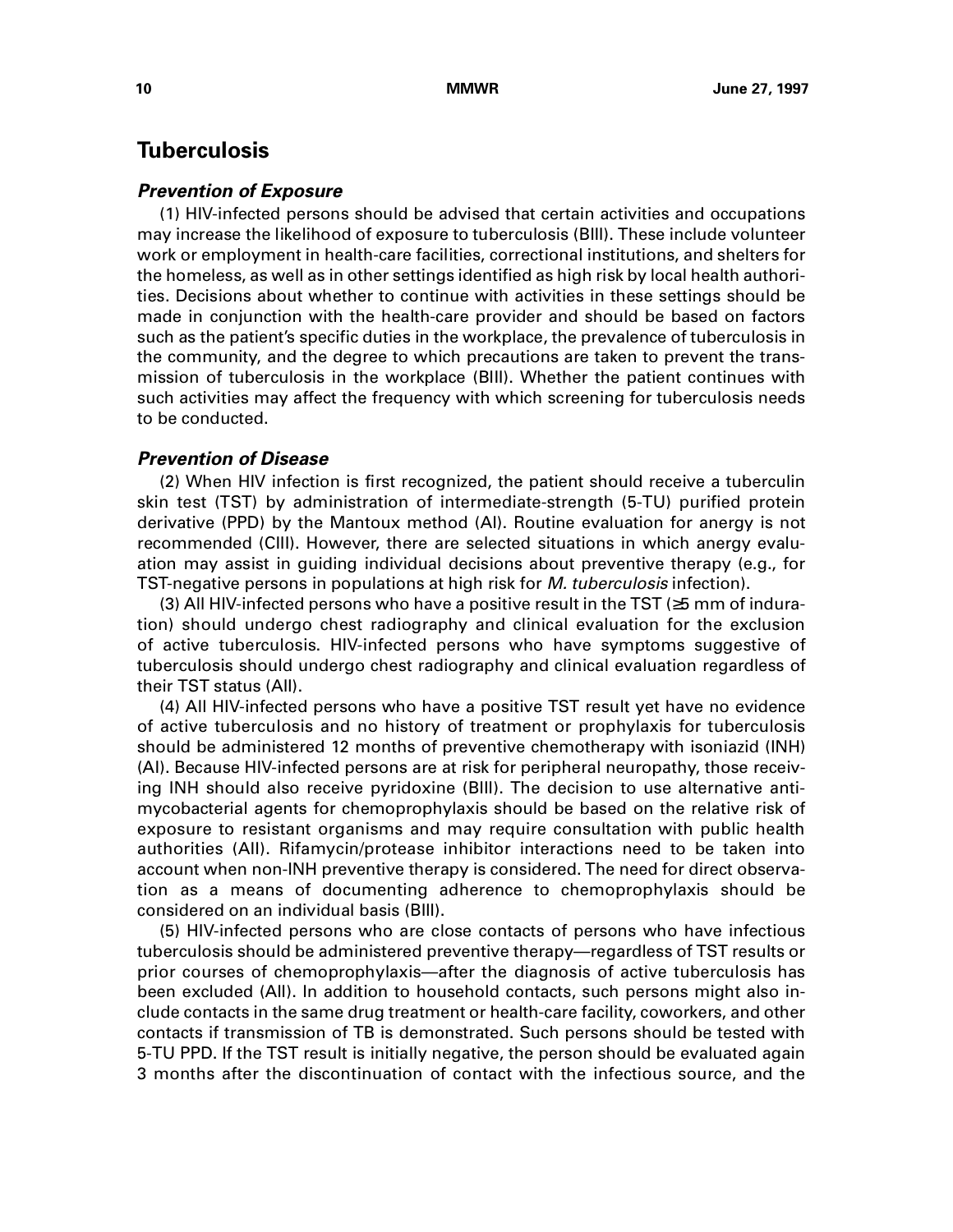## Tuberculosis

### *Prevention of Exposure*

(1) HIV-infected persons should be advised that certain activities and occupations may increase the likelihood of exposure to tuberculosis (BIII). These include volunteer work or employment in health-care facilities, correctional institutions, and shelters for the homeless, as well as in other settings identified as high risk by local health authorities. Decisions about whether to continue with activities in these settings should be made in conjunction with the health-care provider and should be based on factors such as the patient's specific duties in the workplace, the prevalence of tuberculosis in the community, and the degree to which precautions are taken to prevent the transmission of tuberculosis in the workplace (BIII). Whether the patient continues with such activities may affect the frequency with which screening for tuberculosis needs to be conducted.

### *Prevention of Disease*

(2) When HIV infection is first recognized, the patient should receive a tuberculin skin test (TST) by administration of intermediate-strength (5-TU) purified protein derivative (PPD) by the Mantoux method (AI). Routine evaluation for anergy is not recommended (CIII). However, there are selected situations in which anergy evaluation may assist in guiding individual decisions about preventive therapy (e.g., for TST-negative persons in populations at high risk for *M. tuberculosis* infection).

(3) All HIV-infected persons who have a positive result in the TST (≥5 mm of induration) should undergo chest radiography and clinical evaluation for the exclusion of active tuberculosis. HIV-infected persons who have symptoms suggestive of tuberculosis should undergo chest radiography and clinical evaluation regardless of their TST status (AII).

(4) All HIV-infected persons who have a positive TST result yet have no evidence of active tuberculosis and no history of treatment or prophylaxis for tuberculosis should be administered 12 months of preventive chemotherapy with isoniazid (INH) (AI). Because HIV-infected persons are at risk for peripheral neuropathy, those receiving INH should also receive pyridoxine (BIII). The decision to use alternative antimycobacterial agents for chemoprophylaxis should be based on the relative risk of exposure to resistant organisms and may require consultation with public health authorities (AII). Rifamycin/protease inhibitor interactions need to be taken into account when non-INH preventive therapy is considered. The need for direct observation as a means of documenting adherence to chemoprophylaxis should be considered on an individual basis (BIII).

(5) HIV-infected persons who are close contacts of persons who have infectious tuberculosis should be administered preventive therapy—regardless of TST results or prior courses of chemoprophylaxis—after the diagnosis of active tuberculosis has been excluded (AII). In addition to household contacts, such persons might also include contacts in the same drug treatment or health-care facility, coworkers, and other contacts if transmission of TB is demonstrated. Such persons should be tested with 5-TU PPD. If the TST result is initially negative, the person should be evaluated again 3 months after the discontinuation of contact with the infectious source, and the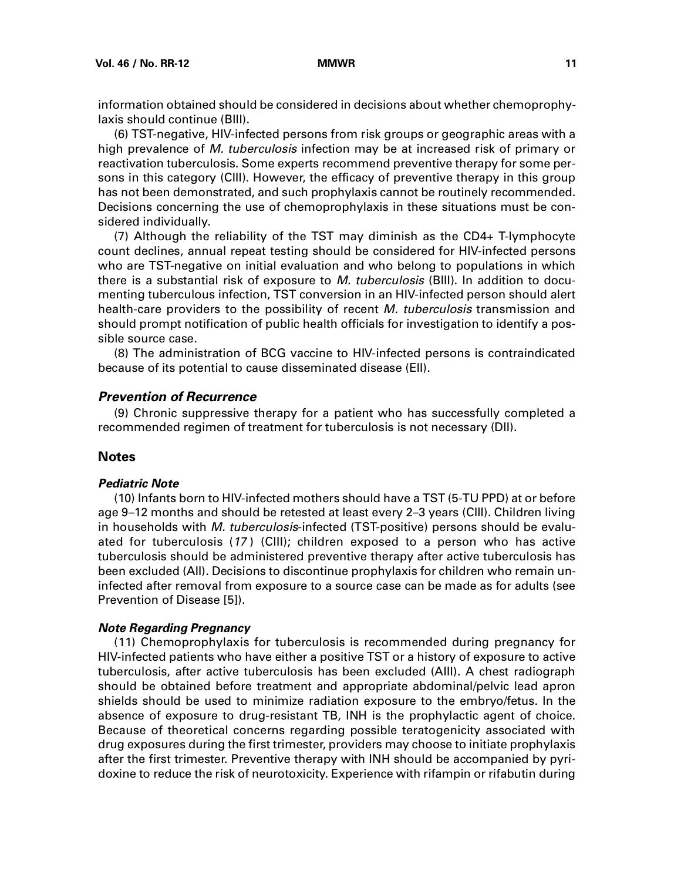information obtained should be considered in decisions about whether chemoprophylaxis should continue (BIII).

(6) TST-negative, HIV-infected persons from risk groups or geographic areas with a high prevalence of *M. tuberculosis* infection may be at increased risk of primary or reactivation tuberculosis. Some experts recommend preventive therapy for some persons in this category (CIII). However, the efficacy of preventive therapy in this group has not been demonstrated, and such prophylaxis cannot be routinely recommended. Decisions concerning the use of chemoprophylaxis in these situations must be considered individually.

(7) Although the reliability of the TST may diminish as the CD4+ T-lymphocyte count declines, annual repeat testing should be considered for HIV-infected persons who are TST-negative on initial evaluation and who belong to populations in which there is a substantial risk of exposure to *M. tuberculosis* (BIII). In addition to documenting tuberculous infection, TST conversion in an HIV-infected person should alert health-care providers to the possibility of recent *M. tuberculosis* transmission and should prompt notification of public health officials for investigation to identify a possible source case.

(8) The administration of BCG vaccine to HIV-infected persons is contraindicated because of its potential to cause disseminated disease (EII).

### *Prevention of Recurrence*

(9) Chronic suppressive therapy for a patient who has successfully completed a recommended regimen of treatment for tuberculosis is not necessary (DII).

## Notes

#### *Pediatric Note*

(10) Infants born to HIV-infected mothers should have a TST (5-TU PPD) at or before age 9–12 months and should be retested at least every 2–3 years (CIII). Children living in households with *M. tuberculosis*-infected (TST-positive) persons should be evaluated for tuberculosis (*17*) (CIII); children exposed to a person who has active tuberculosis should be administered preventive therapy after active tuberculosis has been excluded (AII). Decisions to discontinue prophylaxis for children who remain uninfected after removal from exposure to a source case can be made as for adults (see Prevention of Disease [5]).

#### *Note Regarding Pregnancy*

(11) Chemoprophylaxis for tuberculosis is recommended during pregnancy for HIV-infected patients who have either a positive TST or a history of exposure to active tuberculosis, after active tuberculosis has been excluded (AIII). A chest radiograph should be obtained before treatment and appropriate abdominal/pelvic lead apron shields should be used to minimize radiation exposure to the embryo/fetus. In the absence of exposure to drug-resistant TB, INH is the prophylactic agent of choice. Because of theoretical concerns regarding possible teratogenicity associated with drug exposures during the first trimester, providers may choose to initiate prophylaxis after the first trimester. Preventive therapy with INH should be accompanied by pyridoxine to reduce the risk of neurotoxicity. Experience with rifampin or rifabutin during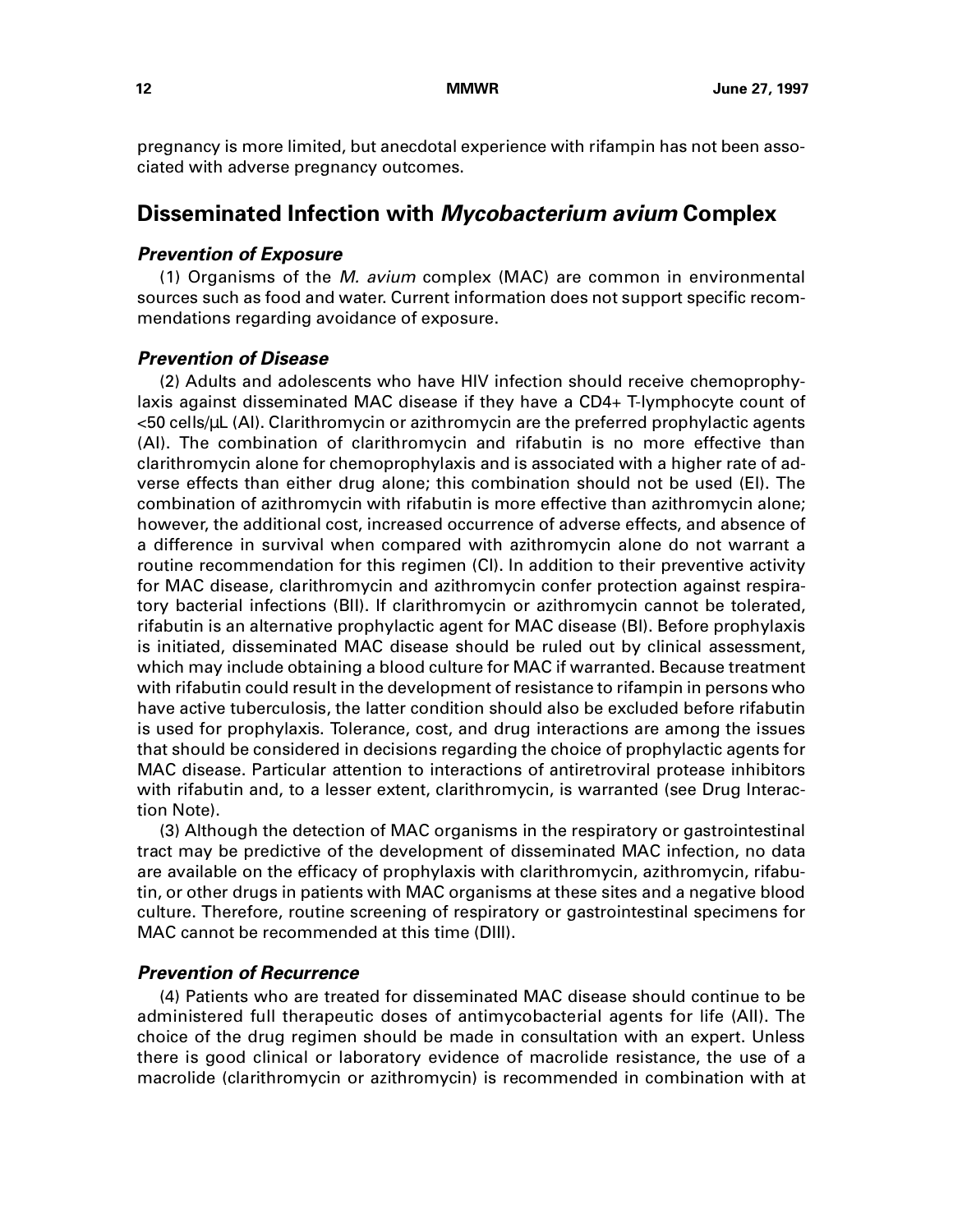pregnancy is more limited, but anecdotal experience with rifampin has not been associated with adverse pregnancy outcomes.

## Disseminated Infection with *Mycobacterium avium* Complex

### *Prevention of Exposure*

(1) Organisms of the *M. avium* complex (MAC) are common in environmental sources such as food and water. Current information does not support specific recommendations regarding avoidance of exposure.

### *Prevention of Disease*

(2) Adults and adolescents who have HIV infection should receive chemoprophylaxis against disseminated MAC disease if they have a CD4+ T-lymphocyte count of <50 cells/µL (AI). Clarithromycin or azithromycin are the preferred prophylactic agents (AI). The combination of clarithromycin and rifabutin is no more effective than clarithromycin alone for chemoprophylaxis and is associated with a higher rate of adverse effects than either drug alone; this combination should not be used (EI). The combination of azithromycin with rifabutin is more effective than azithromycin alone; however, the additional cost, increased occurrence of adverse effects, and absence of a difference in survival when compared with azithromycin alone do not warrant a routine recommendation for this regimen (CI). In addition to their preventive activity for MAC disease, clarithromycin and azithromycin confer protection against respiratory bacterial infections (BII). If clarithromycin or azithromycin cannot be tolerated, rifabutin is an alternative prophylactic agent for MAC disease (BI). Before prophylaxis is initiated, disseminated MAC disease should be ruled out by clinical assessment, which may include obtaining a blood culture for MAC if warranted. Because treatment with rifabutin could result in the development of resistance to rifampin in persons who have active tuberculosis, the latter condition should also be excluded before rifabutin is used for prophylaxis. Tolerance, cost, and drug interactions are among the issues that should be considered in decisions regarding the choice of prophylactic agents for MAC disease. Particular attention to interactions of antiretroviral protease inhibitors with rifabutin and, to a lesser extent, clarithromycin, is warranted (see Drug Interaction Note).

(3) Although the detection of MAC organisms in the respiratory or gastrointestinal tract may be predictive of the development of disseminated MAC infection, no data are available on the efficacy of prophylaxis with clarithromycin, azithromycin, rifabutin, or other drugs in patients with MAC organisms at these sites and a negative blood culture. Therefore, routine screening of respiratory or gastrointestinal specimens for MAC cannot be recommended at this time (DIII).

### *Prevention of Recurrence*

(4) Patients who are treated for disseminated MAC disease should continue to be administered full therapeutic doses of antimycobacterial agents for life (AII). The choice of the drug regimen should be made in consultation with an expert. Unless there is good clinical or laboratory evidence of macrolide resistance, the use of a macrolide (clarithromycin or azithromycin) is recommended in combination with at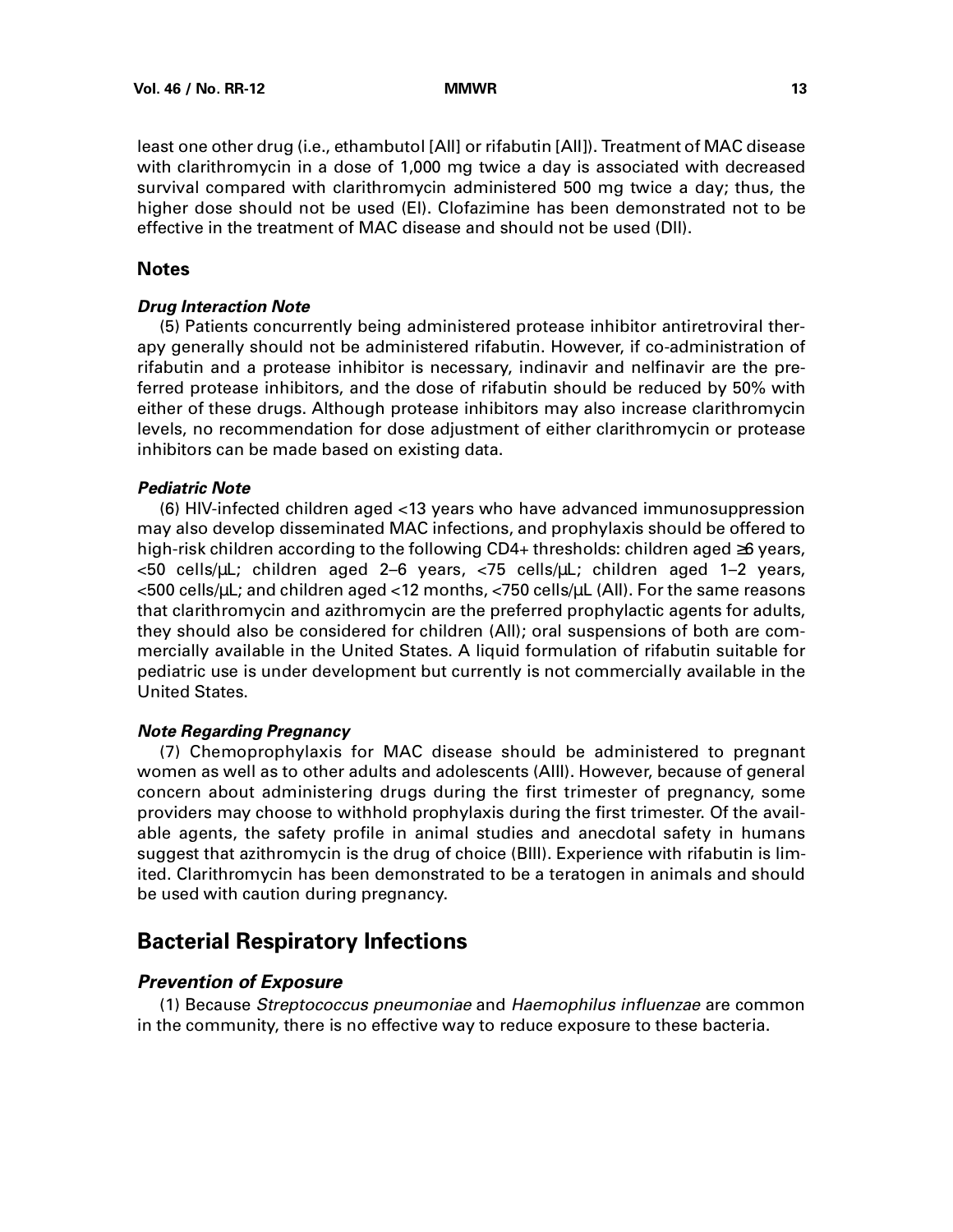least one other drug (i.e., ethambutol [AII] or rifabutin [AII]). Treatment of MAC disease with clarithromycin in a dose of 1,000 mg twice a day is associated with decreased survival compared with clarithromycin administered 500 mg twice a day; thus, the higher dose should not be used (EI). Clofazimine has been demonstrated not to be effective in the treatment of MAC disease and should not be used (DII).

## Notes

#### *Drug Interaction Note*

(5) Patients concurrently being administered protease inhibitor antiretroviral therapy generally should not be administered rifabutin. However, if co-administration of rifabutin and a protease inhibitor is necessary, indinavir and nelfinavir are the preferred protease inhibitors, and the dose of rifabutin should be reduced by 50% with either of these drugs. Although protease inhibitors may also increase clarithromycin levels, no recommendation for dose adjustment of either clarithromycin or protease inhibitors can be made based on existing data.

#### *Pediatric Note*

(6) HIV-infected children aged <13 years who have advanced immunosuppression may also develop disseminated MAC infections, and prophylaxis should be offered to high-risk children according to the following CD4+ thresholds: children aged ≥6 years, <50 cells/µL; children aged 2–6 years, <75 cells/µL; children aged 1–2 years, <500 cells/µL; and children aged <12 months, <750 cells/µL (AII). For the same reasons that clarithromycin and azithromycin are the preferred prophylactic agents for adults, they should also be considered for children (AII); oral suspensions of both are commercially available in the United States. A liquid formulation of rifabutin suitable for pediatric use is under development but currently is not commercially available in the United States.

#### *Note Regarding Pregnancy*

(7) Chemoprophylaxis for MAC disease should be administered to pregnant women as well as to other adults and adolescents (AIII). However, because of general concern about administering drugs during the first trimester of pregnancy, some providers may choose to withhold prophylaxis during the first trimester. Of the available agents, the safety profile in animal studies and anecdotal safety in humans suggest that azithromycin is the drug of choice (BIII). Experience with rifabutin is limited. Clarithromycin has been demonstrated to be a teratogen in animals and should be used with caution during pregnancy.

# Bacterial Respiratory Infections

### *Prevention of Exposure*

(1) Because *Streptococcus pneumoniae* and *Haemophilus influenzae* are common in the community, there is no effective way to reduce exposure to these bacteria.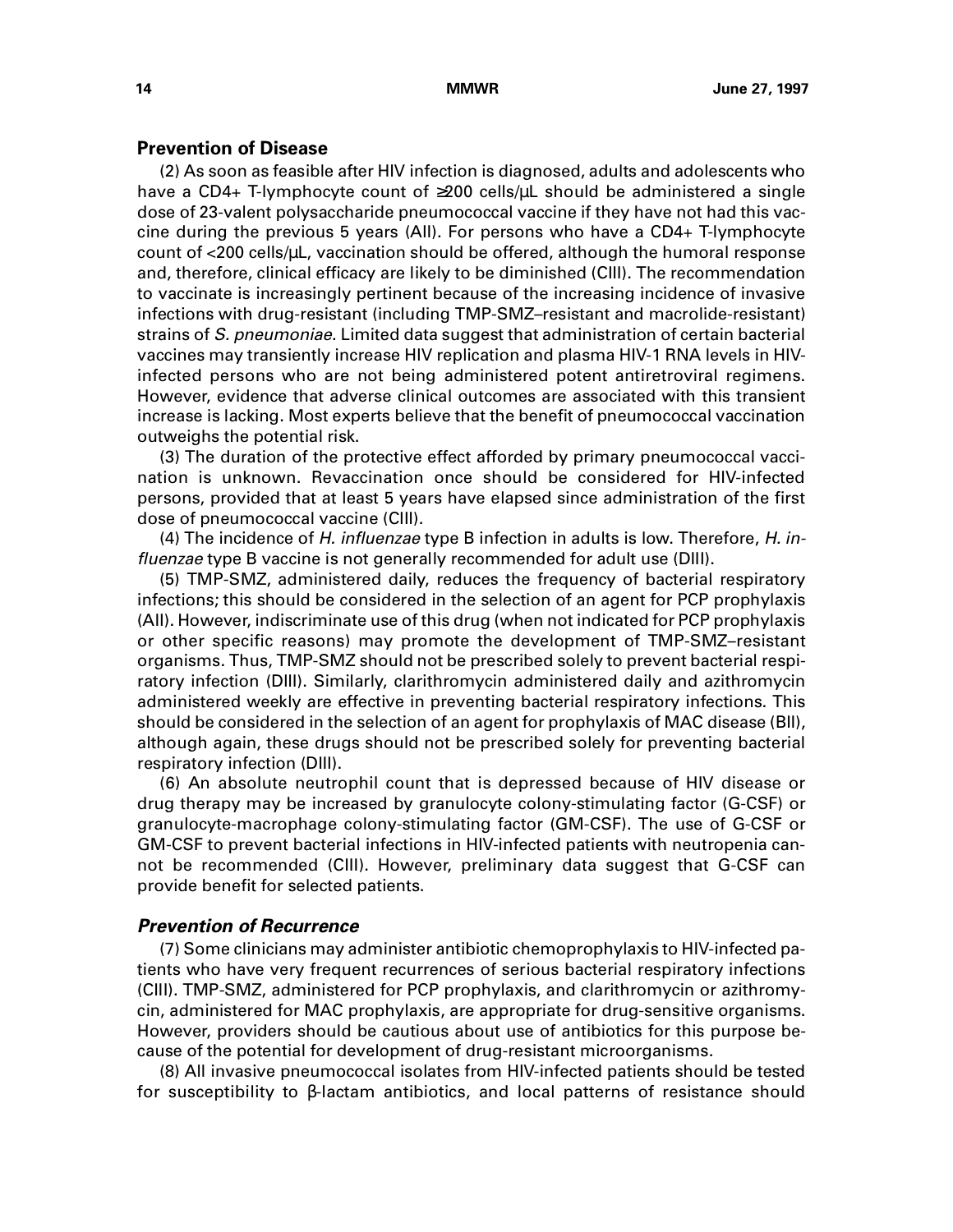### Prevention of Disease

(2) As soon as feasible after HIV infection is diagnosed, adults and adolescents who have a CD4+ T-lymphocyte count of ≥200 cells/µL should be administered a single dose of 23-valent polysaccharide pneumococcal vaccine if they have not had this vaccine during the previous 5 years (AII). For persons who have a CD4+ T-lymphocyte count of <200 cells/µL, vaccination should be offered, although the humoral response and, therefore, clinical efficacy are likely to be diminished (CIII). The recommendation to vaccinate is increasingly pertinent because of the increasing incidence of invasive infections with drug-resistant (including TMP-SMZ–resistant and macrolide-resistant) strains of *S. pneumoniae*. Limited data suggest that administration of certain bacterial vaccines may transiently increase HIV replication and plasma HIV-1 RNA levels in HIV-infected persons who are not being administered potent antiretroviral regimens. However, evidence that adverse clinical outcomes are associated with this transient increase is lacking. Most experts believe that the benefit of pneumococcal vaccination outweighs the potential risk.

(3) The duration of the protective effect afforded by primary pneumococcal vaccination is unknown. Revaccination once should be considered for HIV-infected persons, provided that at least 5 years have elapsed since administration of the first dose of pneumococcal vaccine (CIII).

(4) The incidence of *H. influenzae* type B infection in adults is low. Therefore, *H. influenzae* type B vaccine is not generally recommended for adult use (DIII).

(5) TMP-SMZ, administered daily, reduces the frequency of bacterial respiratory infections; this should be considered in the selection of an agent for PCP prophylaxis (AII). However, indiscriminate use of this drug (when not indicated for PCP prophylaxis or other specific reasons) may promote the development of TMP-SMZ–resistant organisms. Thus, TMP-SMZ should not be prescribed solely to prevent bacterial respiratory infection (DIII). Similarly, clarithromycin administered daily and azithromycin administered weekly are effective in preventing bacterial respiratory infections. This should be considered in the selection of an agent for prophylaxis of MAC disease (BII), although again, these drugs should not be prescribed solely for preventing bacterial respiratory infection (DIII).

(6) An absolute neutrophil count that is depressed because of HIV disease or drug therapy may be increased by granulocyte colony-stimulating factor (G-CSF) or granulocyte-macrophage colony-stimulating factor (GM-CSF). The use of G-CSF or GM-CSF to prevent bacterial infections in HIV-infected patients with neutropenia cannot be recommended (CIII). However, preliminary data suggest that G-CSF can provide benefit for selected patients.

### *Prevention of Recurrence*

(7) Some clinicians may administer antibiotic chemoprophylaxis to HIV-infected patients who have very frequent recurrences of serious bacterial respiratory infections (CIII). TMP-SMZ, administered for PCP prophylaxis, and clarithromycin or azithromycin, administered for MAC prophylaxis, are appropriate for drug-sensitive organisms. However, providers should be cautious about use of antibiotics for this purpose because of the potential for development of drug-resistant microorganisms.

(8) All invasive pneumococcal isolates from HIV-infected patients should be tested for susceptibility to β-lactam antibiotics, and local patterns of resistance should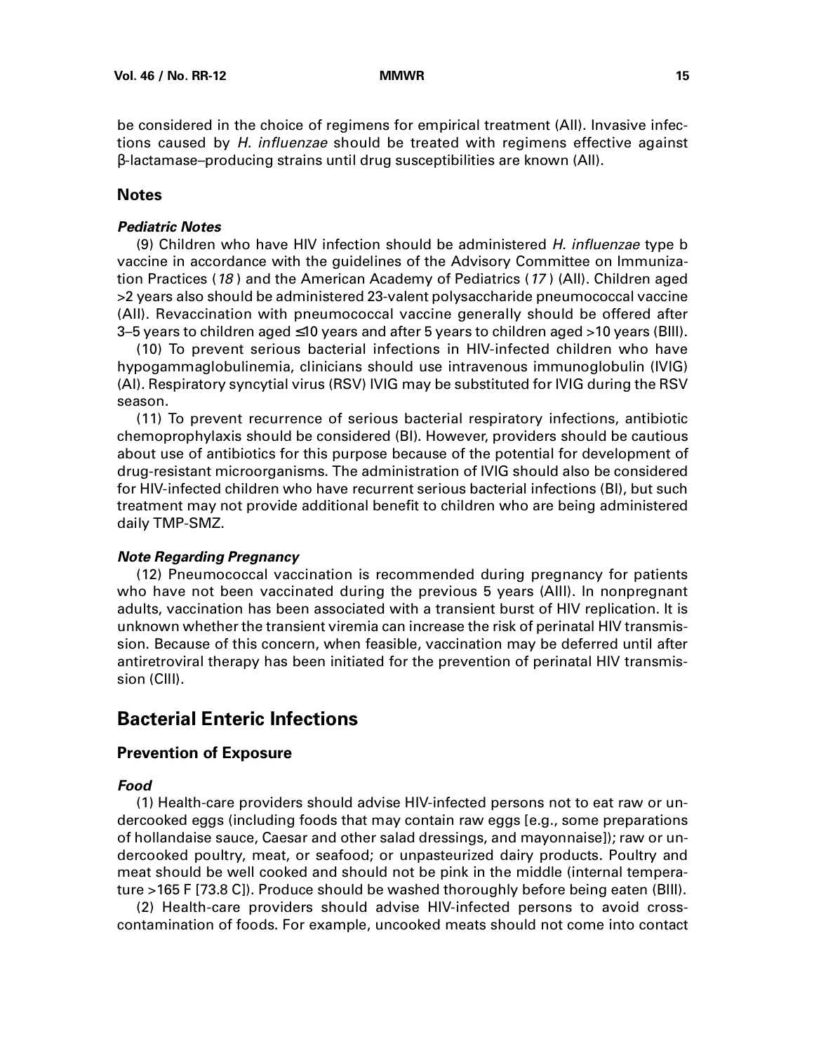be considered in the choice of regimens for empirical treatment (AII). Invasive infections caused by *H. influenzae* should be treated with regimens effective against β-lactamase–producing strains until drug susceptibilities are known (AII).

## Notes

### *Pediatric Notes*

(9) Children who have HIV infection should be administered *H. influenzae* type b vaccine in accordance with the guidelines of the Advisory Committee on Immunization Practices (*18*) and the American Academy of Pediatrics (*17*) (AII). Children aged >2 years also should be administered 23-valent polysaccharide pneumococcal vaccine (AII). Revaccination with pneumococcal vaccine generally should be offered after 3–5 years to children aged ≤10 years and after 5 years to children aged >10 years (BIII).

(10) To prevent serious bacterial infections in HIV-infected children who have hypogammaglobulinemia, clinicians should use intravenous immunoglobulin (IVIG) (AI). Respiratory syncytial virus (RSV) IVIG may be substituted for IVIG during the RSV season.

(11) To prevent recurrence of serious bacterial respiratory infections, antibiotic chemoprophylaxis should be considered (BI). However, providers should be cautious about use of antibiotics for this purpose because of the potential for development of drug-resistant microorganisms. The administration of IVIG should also be considered for HIV-infected children who have recurrent serious bacterial infections (BI), but such treatment may not provide additional benefit to children who are being administered daily TMP-SMZ.

### *Note Regarding Pregnancy*

(12) Pneumococcal vaccination is recommended during pregnancy for patients who have not been vaccinated during the previous 5 years (AIII). In nonpregnant adults, vaccination has been associated with a transient burst of HIV replication. It is unknown whether the transient viremia can increase the risk of perinatal HIV transmission. Because of this concern, when feasible, vaccination may be deferred until after antiretroviral therapy has been initiated for the prevention of perinatal HIV transmission (CIII).

# Bacterial Enteric Infections

## Prevention of Exposure

### *Food*

(1) Health-care providers should advise HIV-infected persons not to eat raw or undercooked eggs (including foods that may contain raw eggs [e.g., some preparations of hollandaise sauce, Caesar and other salad dressings, and mayonnaise]); raw or undercooked poultry, meat, or seafood; or unpasteurized dairy products. Poultry and meat should be well cooked and should not be pink in the middle (internal temperature >165 F [73.8 C]). Produce should be washed thoroughly before being eaten (BIII).

(2) Health-care providers should advise HIV-infected persons to avoid cross-contamination of foods. For example, uncooked meats should not come into contact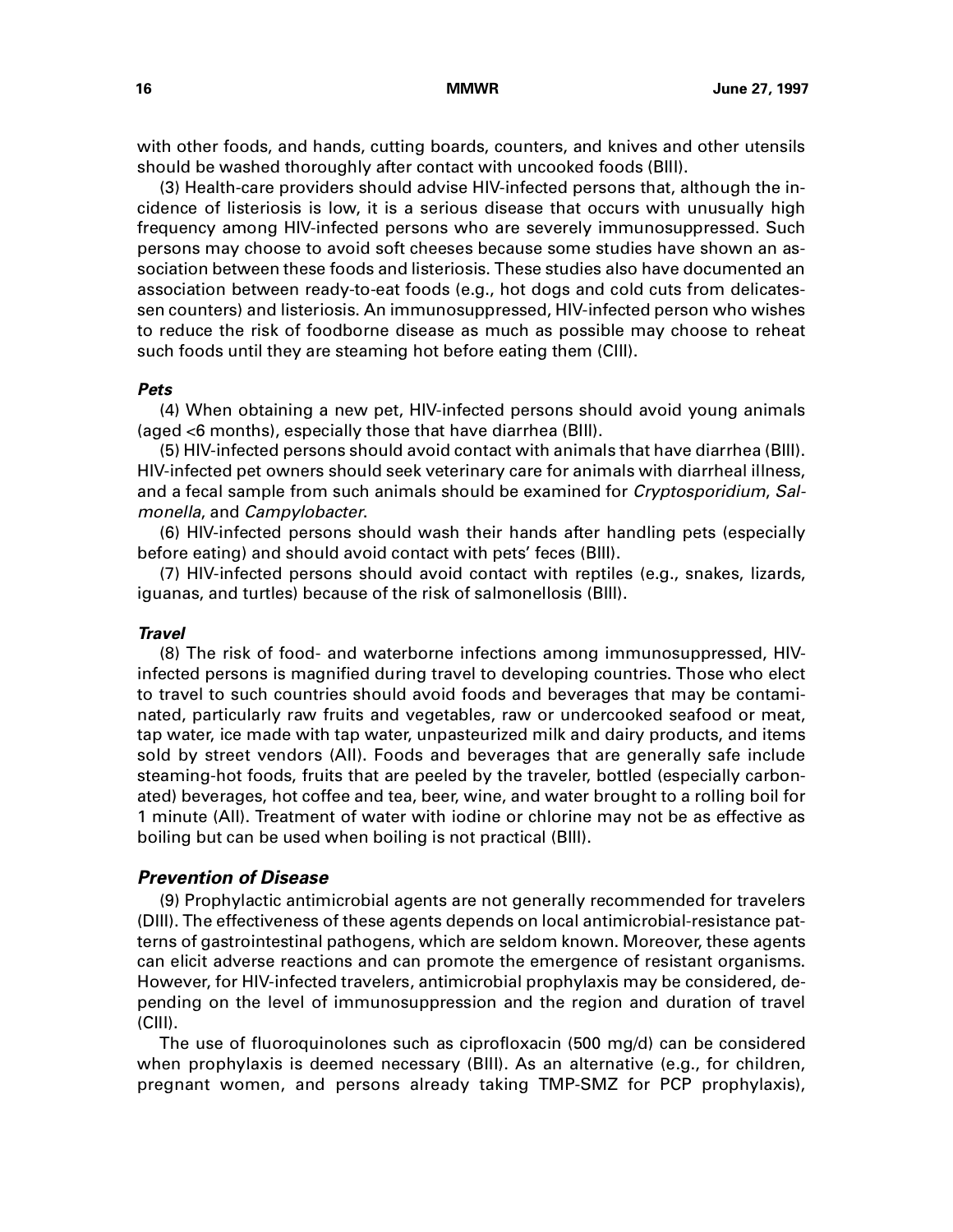with other foods, and hands, cutting boards, counters, and knives and other utensils should be washed thoroughly after contact with uncooked foods (BIII).

(3) Health-care providers should advise HIV-infected persons that, although the incidence of listeriosis is low, it is a serious disease that occurs with unusually high frequency among HIV-infected persons who are severely immunosuppressed. Such persons may choose to avoid soft cheeses because some studies have shown an association between these foods and listeriosis. These studies also have documented an association between ready-to-eat foods (e.g., hot dogs and cold cuts from delicatessen counters) and listeriosis. An immunosuppressed, HIV-infected person who wishes to reduce the risk of foodborne disease as much as possible may choose to reheat such foods until they are steaming hot before eating them (CIII).

#### *Pets*

(4) When obtaining a new pet, HIV-infected persons should avoid young animals (aged <6 months), especially those that have diarrhea (BIII).

(5) HIV-infected persons should avoid contact with animals that have diarrhea (BIII). HIV-infected pet owners should seek veterinary care for animals with diarrheal illness, and a fecal sample from such animals should be examined for *Cryptosporidium*, *Salmonella*, and *Campylobacter*.

(6) HIV-infected persons should wash their hands after handling pets (especially before eating) and should avoid contact with pets' feces (BIII).

(7) HIV-infected persons should avoid contact with reptiles (e.g., snakes, lizards, iguanas, and turtles) because of the risk of salmonellosis (BIII).

#### *Travel*

(8) The risk of food- and waterborne infections among immunosuppressed, HIV-infected persons is magnified during travel to developing countries. Those who elect to travel to such countries should avoid foods and beverages that may be contaminated, particularly raw fruits and vegetables, raw or undercooked seafood or meat, tap water, ice made with tap water, unpasteurized milk and dairy products, and items sold by street vendors (AII). Foods and beverages that are generally safe include steaming-hot foods, fruits that are peeled by the traveler, bottled (especially carbonated) beverages, hot coffee and tea, beer, wine, and water brought to a rolling boil for 1 minute (AII). Treatment of water with iodine or chlorine may not be as effective as boiling but can be used when boiling is not practical (BIII).

### *Prevention of Disease*

(9) Prophylactic antimicrobial agents are not generally recommended for travelers (DIII). The effectiveness of these agents depends on local antimicrobial-resistance patterns of gastrointestinal pathogens, which are seldom known. Moreover, these agents can elicit adverse reactions and can promote the emergence of resistant organisms. However, for HIV-infected travelers, antimicrobial prophylaxis may be considered, depending on the level of immunosuppression and the region and duration of travel (CIII).

The use of fluoroquinolones such as ciprofloxacin (500 mg/d) can be considered when prophylaxis is deemed necessary (BIII). As an alternative (e.g., for children, pregnant women, and persons already taking TMP-SMZ for PCP prophylaxis),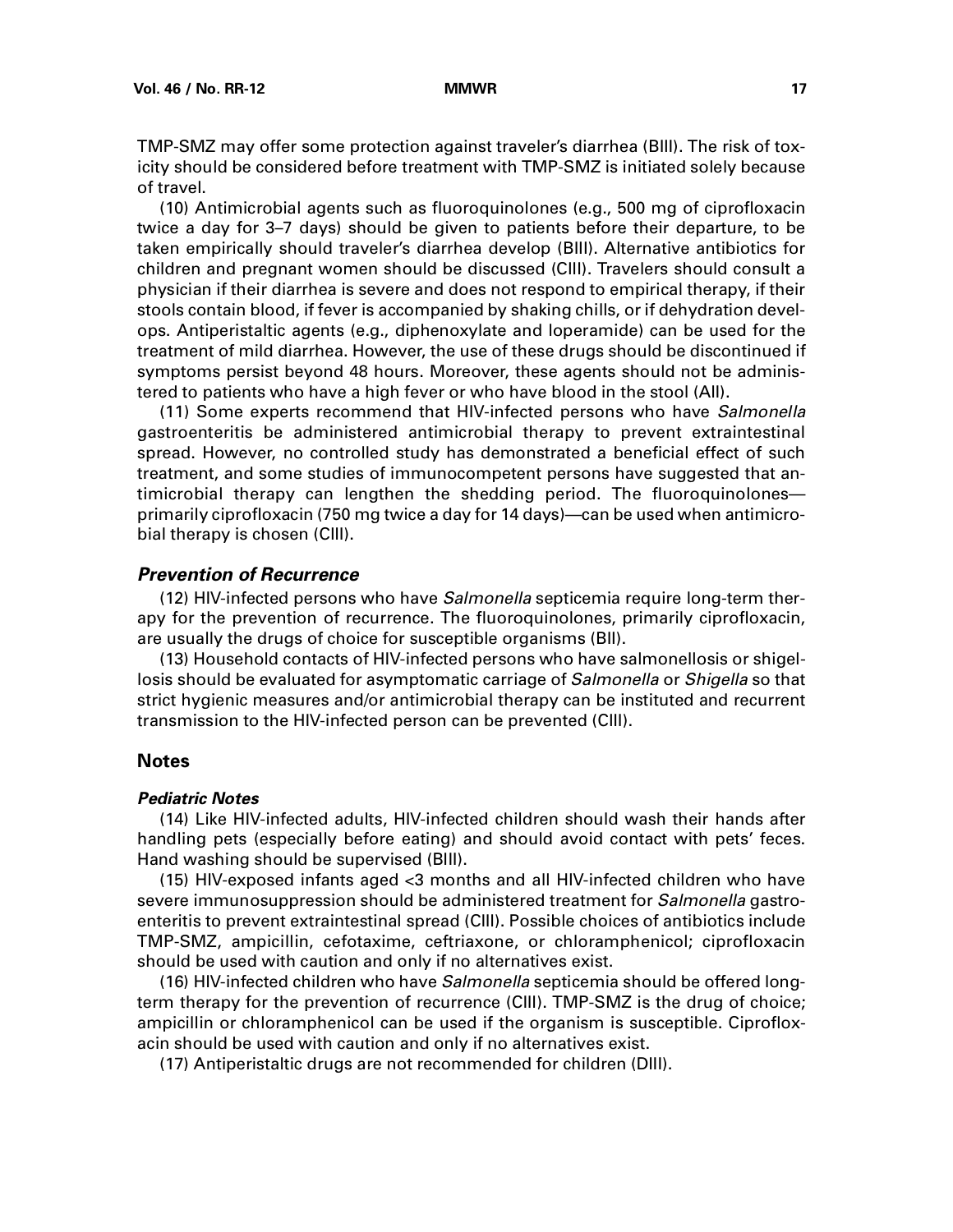TMP-SMZ may offer some protection against traveler's diarrhea (BIII). The risk of toxicity should be considered before treatment with TMP-SMZ is initiated solely because of travel.

(10) Antimicrobial agents such as fluoroquinolones (e.g., 500 mg of ciprofloxacin twice a day for 3–7 days) should be given to patients before their departure, to be taken empirically should traveler's diarrhea develop (BIII). Alternative antibiotics for children and pregnant women should be discussed (CIII). Travelers should consult a physician if their diarrhea is severe and does not respond to empirical therapy, if their stools contain blood, if fever is accompanied by shaking chills, or if dehydration develops. Antiperistaltic agents (e.g., diphenoxylate and loperamide) can be used for the treatment of mild diarrhea. However, the use of these drugs should be discontinued if symptoms persist beyond 48 hours. Moreover, these agents should not be administered to patients who have a high fever or who have blood in the stool (AII).

(11) Some experts recommend that HIV-infected persons who have *Salmonella* gastroenteritis be administered antimicrobial therapy to prevent extraintestinal spread. However, no controlled study has demonstrated a beneficial effect of such treatment, and some studies of immunocompetent persons have suggested that antimicrobial therapy can lengthen the shedding period. The fluoroquinolones—primarily ciprofloxacin (750 mg twice a day for 14 days)—can be used when antimicrobial therapy is chosen (CIII).

### *Prevention of Recurrence*

(12) HIV-infected persons who have *Salmonella* septicemia require long-term therapy for the prevention of recurrence. The fluoroquinolones, primarily ciprofloxacin, are usually the drugs of choice for susceptible organisms (BII).

(13) Household contacts of HIV-infected persons who have salmonellosis or shigellosis should be evaluated for asymptomatic carriage of *Salmonella* or *Shigella* so that strict hygienic measures and/or antimicrobial therapy can be instituted and recurrent transmission to the HIV-infected person can be prevented (CIII).

## Notes

### *Pediatric Notes*

(14) Like HIV-infected adults, HIV-infected children should wash their hands after handling pets (especially before eating) and should avoid contact with pets' feces. Hand washing should be supervised (BIII).

(15) HIV-exposed infants aged <3 months and all HIV-infected children who have severe immunosuppression should be administered treatment for *Salmonella* gastroenteritis to prevent extraintestinal spread (CIII). Possible choices of antibiotics include TMP-SMZ, ampicillin, cefotaxime, ceftriaxone, or chloramphenicol; ciprofloxacin should be used with caution and only if no alternatives exist.

(16) HIV-infected children who have *Salmonella* septicemia should be offered long-term therapy for the prevention of recurrence (CIII). TMP-SMZ is the drug of choice; ampicillin or chloramphenicol can be used if the organism is susceptible. Ciprofloxacin should be used with caution and only if no alternatives exist.

(17) Antiperistaltic drugs are not recommended for children (DIII).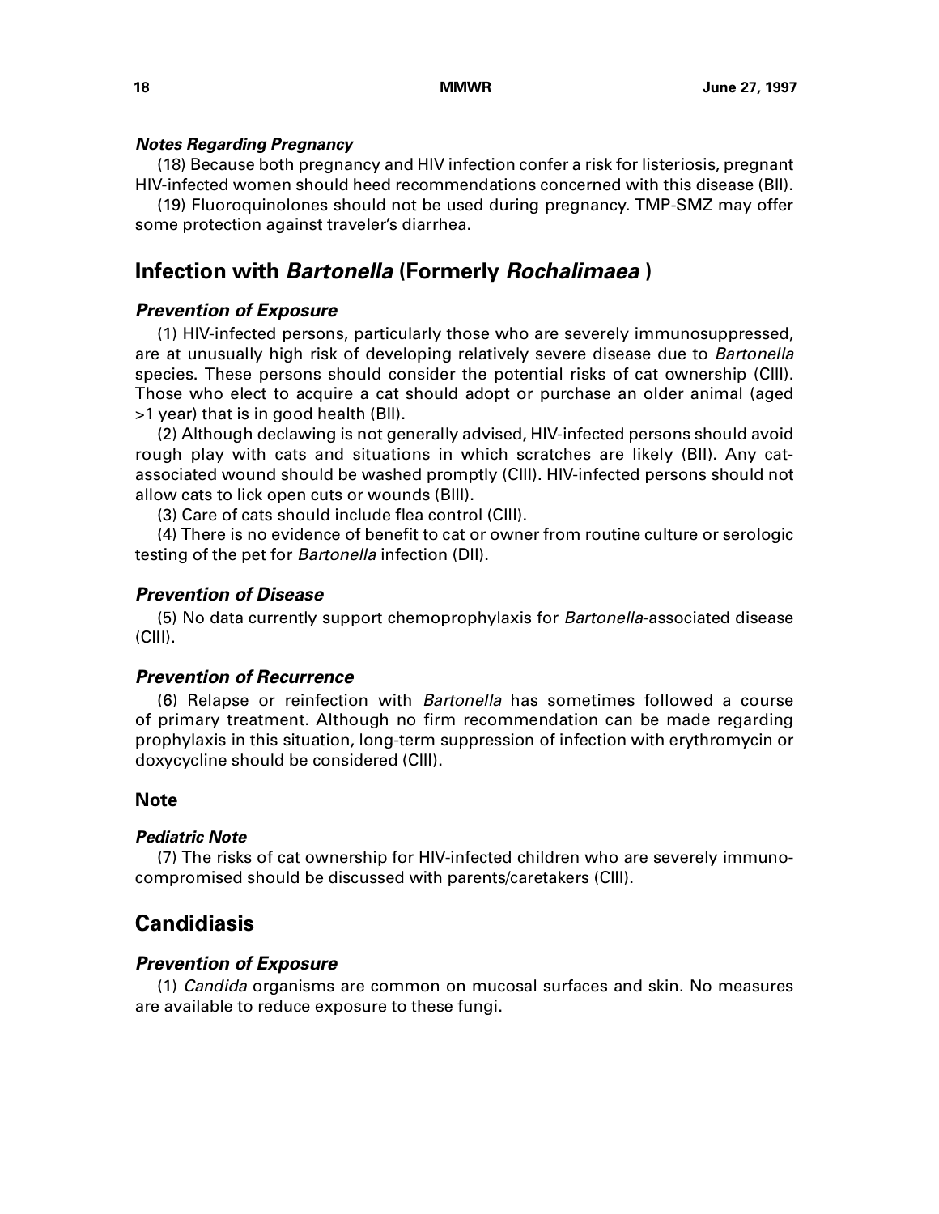#### *Notes Regarding Pregnancy*

(18) Because both pregnancy and HIV infection confer a risk for listeriosis, pregnant HIV-infected women should heed recommendations concerned with this disease (BII).

(19) Fluoroquinolones should not be used during pregnancy. TMP-SMZ may offer some protection against traveler's diarrhea.

## Infection with *Bartonella* (Formerly *Rochalimaea* )

### *Prevention of Exposure*

(1) HIV-infected persons, particularly those who are severely immunosuppressed, are at unusually high risk of developing relatively severe disease due to *Bartonella* species. These persons should consider the potential risks of cat ownership (CIII). Those who elect to acquire a cat should adopt or purchase an older animal (aged >1 year) that is in good health (BII).

(2) Although declawing is not generally advised, HIV-infected persons should avoid rough play with cats and situations in which scratches are likely (BII). Any cat-associated wound should be washed promptly (CIII). HIV-infected persons should not allow cats to lick open cuts or wounds (BIII).

(3) Care of cats should include flea control (CIII).

(4) There is no evidence of benefit to cat or owner from routine culture or serologic testing of the pet for *Bartonella* infection (DII).

### *Prevention of Disease*

(5) No data currently support chemoprophylaxis for *Bartonella*-associated disease (CIII).

### *Prevention of Recurrence*

(6) Relapse or reinfection with *Bartonella* has sometimes followed a course of primary treatment. Although no firm recommendation can be made regarding prophylaxis in this situation, long-term suppression of infection with erythromycin or doxycycline should be considered (CIII).

### Note

#### *Pediatric Note*

(7) The risks of cat ownership for HIV-infected children who are severely immunocompromised should be discussed with parents/caretakers (CIII).

## Candidiasis

### *Prevention of Exposure*

(1) *Candida* organisms are common on mucosal surfaces and skin. No measures are available to reduce exposure to these fungi.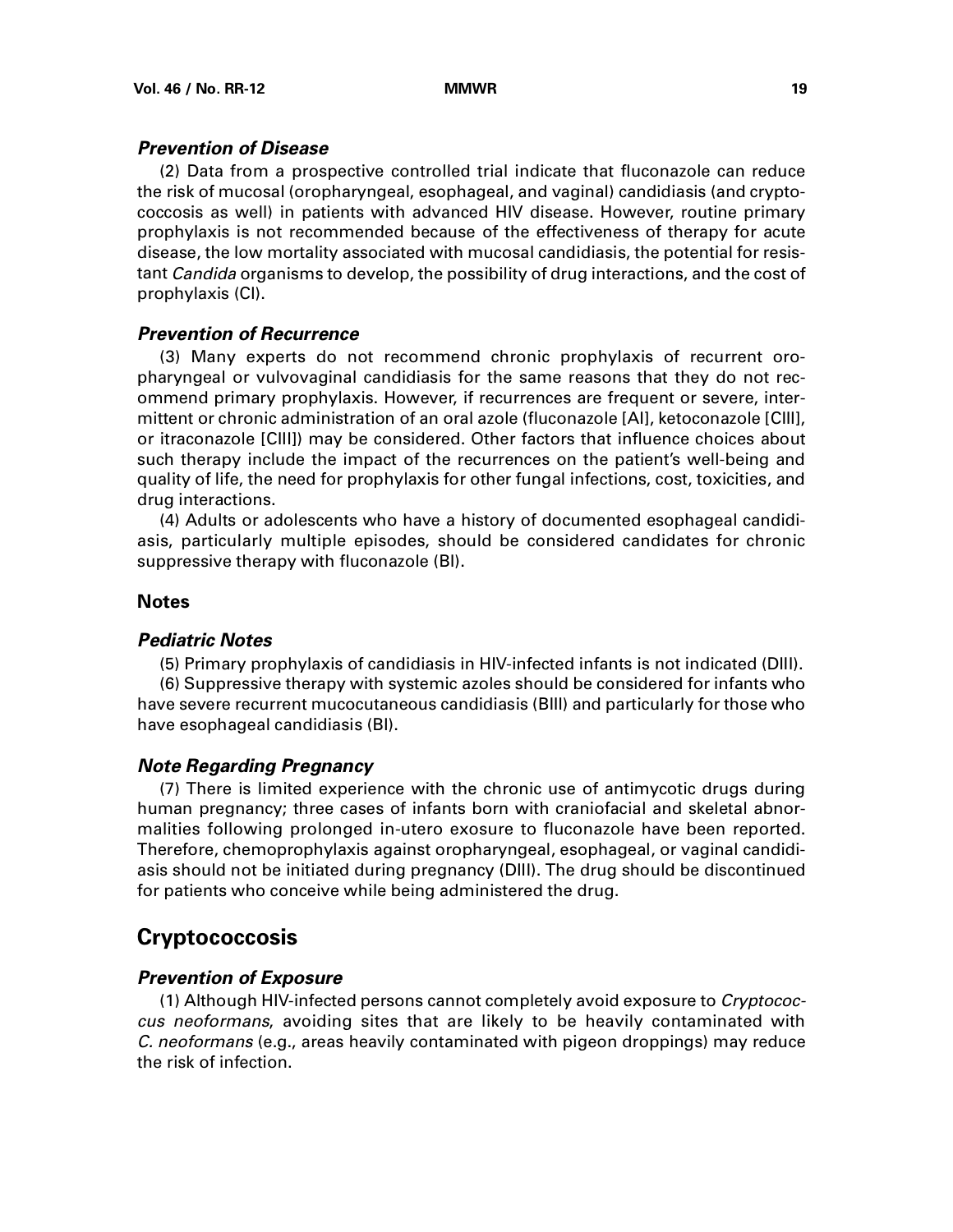### *Prevention of Disease*

(2) Data from a prospective controlled trial indicate that fluconazole can reduce the risk of mucosal (oropharyngeal, esophageal, and vaginal) candidiasis (and cryptococcosis as well) in patients with advanced HIV disease. However, routine primary prophylaxis is not recommended because of the effectiveness of therapy for acute disease, the low mortality associated with mucosal candidiasis, the potential for resistant *Candida* organisms to develop, the possibility of drug interactions, and the cost of prophylaxis (CI).

### *Prevention of Recurrence*

(3) Many experts do not recommend chronic prophylaxis of recurrent oropharyngeal or vulvovaginal candidiasis for the same reasons that they do not recommend primary prophylaxis. However, if recurrences are frequent or severe, intermittent or chronic administration of an oral azole (fluconazole [AI], ketoconazole [CIII], or itraconazole [CIII]) may be considered. Other factors that influence choices about such therapy include the impact of the recurrences on the patient's well-being and quality of life, the need for prophylaxis for other fungal infections, cost, toxicities, and drug interactions.

(4) Adults or adolescents who have a history of documented esophageal candidiasis, particularly multiple episodes, should be considered candidates for chronic suppressive therapy with fluconazole (BI).

## Notes

### *Pediatric Notes*

(5) Primary prophylaxis of candidiasis in HIV-infected infants is not indicated (DIII).

(6) Suppressive therapy with systemic azoles should be considered for infants who have severe recurrent mucocutaneous candidiasis (BIII) and particularly for those who have esophageal candidiasis (BI).

### *Note Regarding Pregnancy*

(7) There is limited experience with the chronic use of antimycotic drugs during human pregnancy; three cases of infants born with craniofacial and skeletal abnormalities following prolonged in-utero exosure to fluconazole have been reported. Therefore, chemoprophylaxis against oropharyngeal, esophageal, or vaginal candidiasis should not be initiated during pregnancy (DIII). The drug should be discontinued for patients who conceive while being administered the drug.

## Cryptococcosis

### *Prevention of Exposure*

(1) Although HIV-infected persons cannot completely avoid exposure to *Cryptococcus neoformans*, avoiding sites that are likely to be heavily contaminated with *C. neoformans* (e.g., areas heavily contaminated with pigeon droppings) may reduce the risk of infection.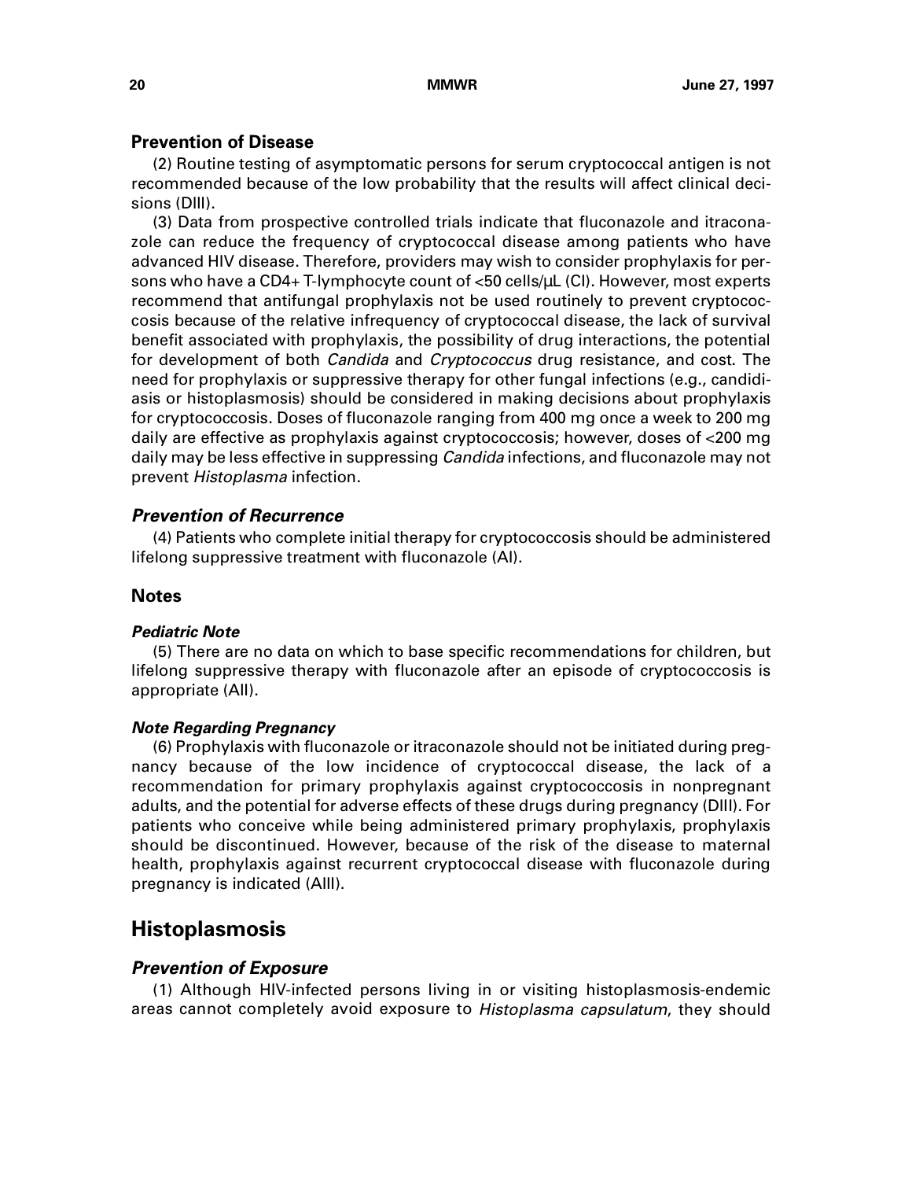### Prevention of Disease

(2) Routine testing of asymptomatic persons for serum cryptococcal antigen is not recommended because of the low probability that the results will affect clinical decisions (DIII).

(3) Data from prospective controlled trials indicate that fluconazole and itraconazole can reduce the frequency of cryptococcal disease among patients who have advanced HIV disease. Therefore, providers may wish to consider prophylaxis for persons who have a CD4+ T-lymphocyte count of <50 cells/µL (CI). However, most experts recommend that antifungal prophylaxis not be used routinely to prevent cryptococcosis because of the relative infrequency of cryptococcal disease, the lack of survival benefit associated with prophylaxis, the possibility of drug interactions, the potential for development of both *Candida* and *Cryptococcus* drug resistance, and cost. The need for prophylaxis or suppressive therapy for other fungal infections (e.g., candidiasis or histoplasmosis) should be considered in making decisions about prophylaxis for cryptococcosis. Doses of fluconazole ranging from 400 mg once a week to 200 mg daily are effective as prophylaxis against cryptococcosis; however, doses of <200 mg daily may be less effective in suppressing *Candida* infections, and fluconazole may not prevent *Histoplasma* infection.

### *Prevention of Recurrence*

(4) Patients who complete initial therapy for cryptococcosis should be administered lifelong suppressive treatment with fluconazole (AI).

### Notes

#### *Pediatric Note*

(5) There are no data on which to base specific recommendations for children, but lifelong suppressive therapy with fluconazole after an episode of cryptococcosis is appropriate (AII).

#### *Note Regarding Pregnancy*

(6) Prophylaxis with fluconazole or itraconazole should not be initiated during pregnancy because of the low incidence of cryptococcal disease, the lack of a recommendation for primary prophylaxis against cryptococcosis in nonpregnant adults, and the potential for adverse effects of these drugs during pregnancy (DIII). For patients who conceive while being administered primary prophylaxis, prophylaxis should be discontinued. However, because of the risk of the disease to maternal health, prophylaxis against recurrent cryptococcal disease with fluconazole during pregnancy is indicated (AIII).

## Histoplasmosis

### *Prevention of Exposure*

(1) Although HIV-infected persons living in or visiting histoplasmosis-endemic areas cannot completely avoid exposure to *Histoplasma capsulatum*, they should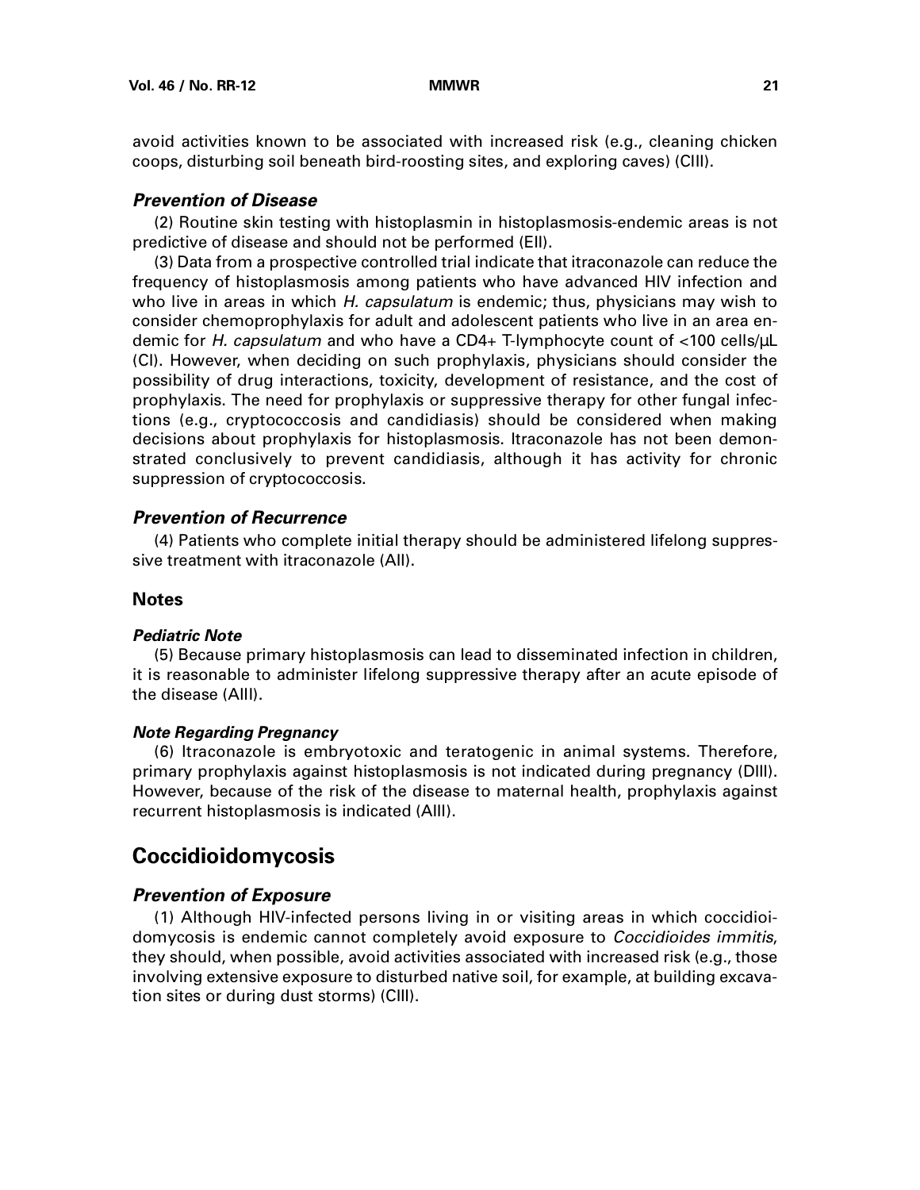avoid activities known to be associated with increased risk (e.g., cleaning chicken coops, disturbing soil beneath bird-roosting sites, and exploring caves) (CIII).

### *Prevention of Disease*

(2) Routine skin testing with histoplasmin in histoplasmosis-endemic areas is not predictive of disease and should not be performed (EII).

(3) Data from a prospective controlled trial indicate that itraconazole can reduce the frequency of histoplasmosis among patients who have advanced HIV infection and who live in areas in which *H. capsulatum* is endemic; thus, physicians may wish to consider chemoprophylaxis for adult and adolescent patients who live in an area endemic for *H. capsulatum* and who have a CD4+ T-lymphocyte count of <100 cells/µL (CI). However, when deciding on such prophylaxis, physicians should consider the possibility of drug interactions, toxicity, development of resistance, and the cost of prophylaxis. The need for prophylaxis or suppressive therapy for other fungal infections (e.g., cryptococcosis and candidiasis) should be considered when making decisions about prophylaxis for histoplasmosis. Itraconazole has not been demonstrated conclusively to prevent candidiasis, although it has activity for chronic suppression of cryptococcosis.

### *Prevention of Recurrence*

(4) Patients who complete initial therapy should be administered lifelong suppressive treatment with itraconazole (AII).

### Notes

#### *Pediatric Note*

(5) Because primary histoplasmosis can lead to disseminated infection in children, it is reasonable to administer lifelong suppressive therapy after an acute episode of the disease (AIII).

#### *Note Regarding Pregnancy*

(6) Itraconazole is embryotoxic and teratogenic in animal systems. Therefore, primary prophylaxis against histoplasmosis is not indicated during pregnancy (DIII). However, because of the risk of the disease to maternal health, prophylaxis against recurrent histoplasmosis is indicated (AIII).

## Coccidioidomycosis

### *Prevention of Exposure*

(1) Although HIV-infected persons living in or visiting areas in which coccidioidomycosis is endemic cannot completely avoid exposure to *Coccidioides immitis*, they should, when possible, avoid activities associated with increased risk (e.g., those involving extensive exposure to disturbed native soil, for example, at building excavation sites or during dust storms) (CIII).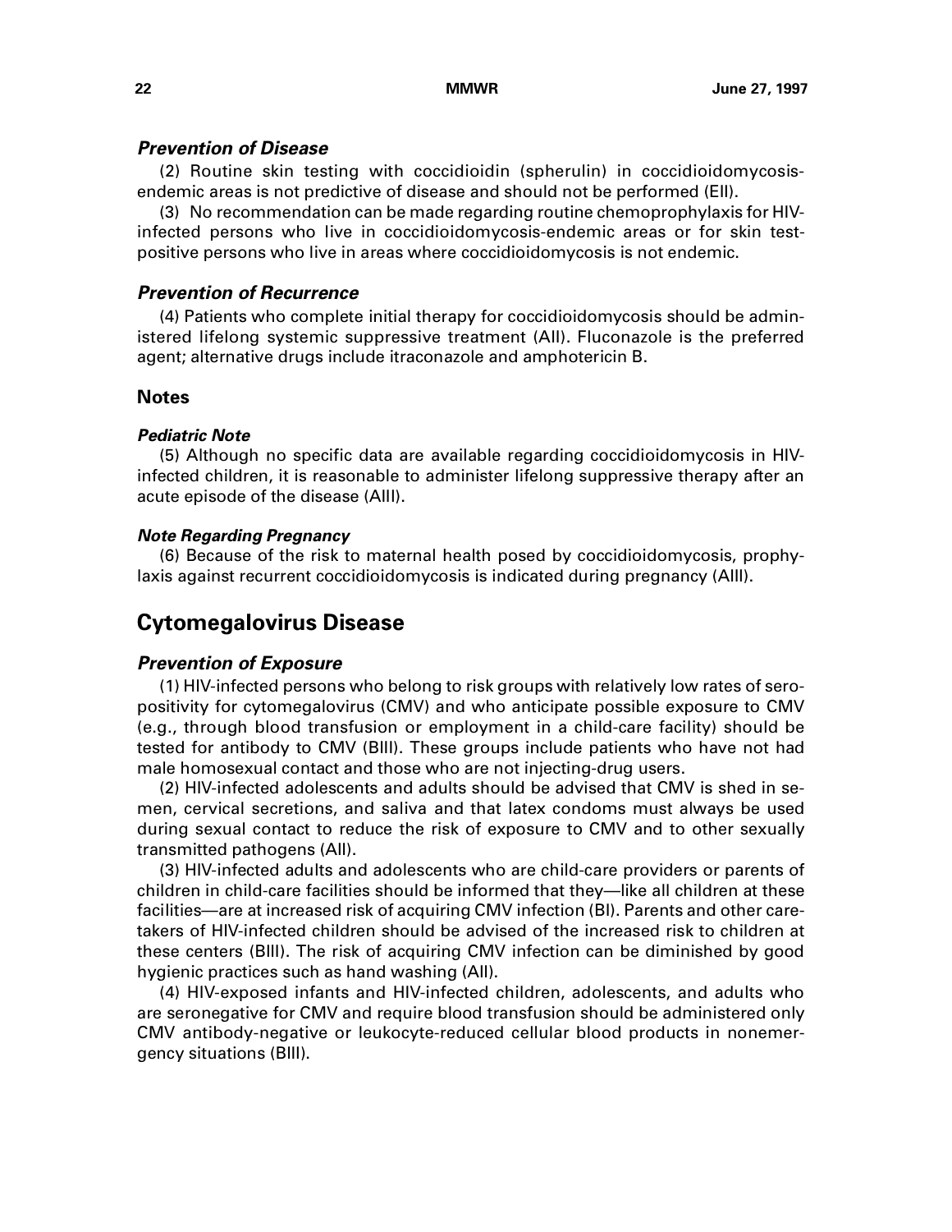### *Prevention of Disease*

(2) Routine skin testing with coccidioidin (spherulin) in coccidioidomycosis-endemic areas is not predictive of disease and should not be performed (EII).

(3) No recommendation can be made regarding routine chemoprophylaxis for HIV-infected persons who live in coccidioidomycosis-endemic areas or for skin test-positive persons who live in areas where coccidioidomycosis is not endemic.

### *Prevention of Recurrence*

(4) Patients who complete initial therapy for coccidioidomycosis should be administered lifelong systemic suppressive treatment (AII). Fluconazole is the preferred agent; alternative drugs include itraconazole and amphotericin B.

### Notes

#### *Pediatric Note*

(5) Although no specific data are available regarding coccidioidomycosis in HIV-infected children, it is reasonable to administer lifelong suppressive therapy after an acute episode of the disease (AIII).

#### *Note Regarding Pregnancy*

(6) Because of the risk to maternal health posed by coccidioidomycosis, prophylaxis against recurrent coccidioidomycosis is indicated during pregnancy (AIII).

## Cytomegalovirus Disease

### *Prevention of Exposure*

(1) HIV-infected persons who belong to risk groups with relatively low rates of seropositivity for cytomegalovirus (CMV) and who anticipate possible exposure to CMV (e.g., through blood transfusion or employment in a child-care facility) should be tested for antibody to CMV (BIII). These groups include patients who have not had male homosexual contact and those who are not injecting-drug users.

(2) HIV-infected adolescents and adults should be advised that CMV is shed in semen, cervical secretions, and saliva and that latex condoms must always be used during sexual contact to reduce the risk of exposure to CMV and to other sexually transmitted pathogens (AII).

(3) HIV-infected adults and adolescents who are child-care providers or parents of children in child-care facilities should be informed that they—like all children at these facilities—are at increased risk of acquiring CMV infection (BI). Parents and other caretakers of HIV-infected children should be advised of the increased risk to children at these centers (BIII). The risk of acquiring CMV infection can be diminished by good hygienic practices such as hand washing (AII).

(4) HIV-exposed infants and HIV-infected children, adolescents, and adults who are seronegative for CMV and require blood transfusion should be administered only CMV antibody-negative or leukocyte-reduced cellular blood products in nonemergency situations (BIII).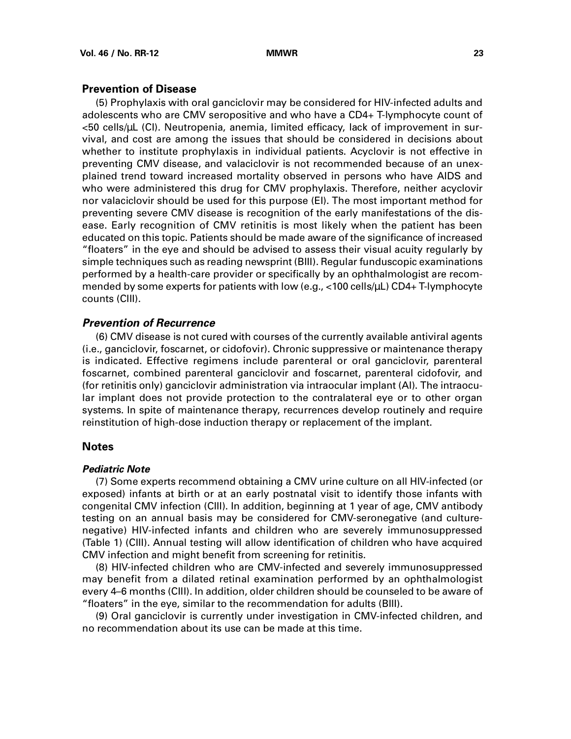## Prevention of Disease

(5) Prophylaxis with oral ganciclovir may be considered for HIV-infected adults and adolescents who are CMV seropositive and who have a CD4+ T-lymphocyte count of <50 cells/µL (CI). Neutropenia, anemia, limited efficacy, lack of improvement in survival, and cost are among the issues that should be considered in decisions about whether to institute prophylaxis in individual patients. Acyclovir is not effective in preventing CMV disease, and valaciclovir is not recommended because of an unexplained trend toward increased mortality observed in persons who have AIDS and who were administered this drug for CMV prophylaxis. Therefore, neither acyclovir nor valaciclovir should be used for this purpose (EI). The most important method for preventing severe CMV disease is recognition of the early manifestations of the disease. Early recognition of CMV retinitis is most likely when the patient has been educated on this topic. Patients should be made aware of the significance of increased "floaters" in the eye and should be advised to assess their visual acuity regularly by simple techniques such as reading newsprint (BIII). Regular funduscopic examinations performed by a health-care provider or specifically by an ophthalmologist are recommended by some experts for patients with low (e.g., <100 cells/µL) CD4+ T-lymphocyte counts (CIII).

### *Prevention of Recurrence*

(6) CMV disease is not cured with courses of the currently available antiviral agents (i.e., ganciclovir, foscarnet, or cidofovir). Chronic suppressive or maintenance therapy is indicated. Effective regimens include parenteral or oral ganciclovir, parenteral foscarnet, combined parenteral ganciclovir and foscarnet, parenteral cidofovir, and (for retinitis only) ganciclovir administration via intraocular implant (AI). The intraocular implant does not provide protection to the contralateral eye or to other organ systems. In spite of maintenance therapy, recurrences develop routinely and require reinstitution of high-dose induction therapy or replacement of the implant.

## Notes

### *Pediatric Note*

(7) Some experts recommend obtaining a CMV urine culture on all HIV-infected (or exposed) infants at birth or at an early postnatal visit to identify those infants with congenital CMV infection (CIII). In addition, beginning at 1 year of age, CMV antibody testing on an annual basis may be considered for CMV-seronegative (and culture-negative) HIV-infected infants and children who are severely immunosuppressed (Table 1) (CIII). Annual testing will allow identification of children who have acquired CMV infection and might benefit from screening for retinitis.

(8) HIV-infected children who are CMV-infected and severely immunosuppressed may benefit from a dilated retinal examination performed by an ophthalmologist every 4–6 months (CIII). In addition, older children should be counseled to be aware of "floaters" in the eye, similar to the recommendation for adults (BIII).

(9) Oral ganciclovir is currently under investigation in CMV-infected children, and no recommendation about its use can be made at this time.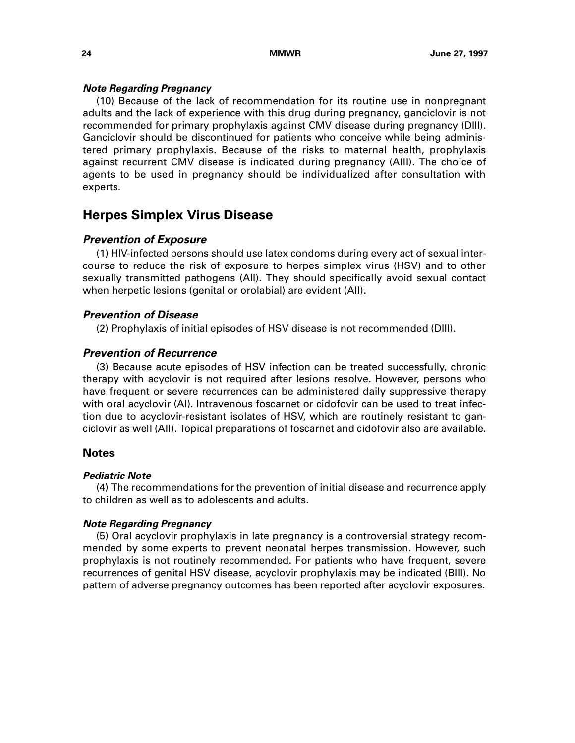#### *Note Regarding Pregnancy*

(10) Because of the lack of recommendation for its routine use in nonpregnant adults and the lack of experience with this drug during pregnancy, ganciclovir is not recommended for primary prophylaxis against CMV disease during pregnancy (DIII). Ganciclovir should be discontinued for patients who conceive while being administered primary prophylaxis. Because of the risks to maternal health, prophylaxis against recurrent CMV disease is indicated during pregnancy (AIII). The choice of agents to be used in pregnancy should be individualized after consultation with experts.

## Herpes Simplex Virus Disease

### *Prevention of Exposure*

(1) HIV-infected persons should use latex condoms during every act of sexual intercourse to reduce the risk of exposure to herpes simplex virus (HSV) and to other sexually transmitted pathogens (AII). They should specifically avoid sexual contact when herpetic lesions (genital or orolabial) are evident (AII).

### *Prevention of Disease*

(2) Prophylaxis of initial episodes of HSV disease is not recommended (DIII).

### *Prevention of Recurrence*

(3) Because acute episodes of HSV infection can be treated successfully, chronic therapy with acyclovir is not required after lesions resolve. However, persons who have frequent or severe recurrences can be administered daily suppressive therapy with oral acyclovir (AI). Intravenous foscarnet or cidofovir can be used to treat infection due to acyclovir-resistant isolates of HSV, which are routinely resistant to ganciclovir as well (AII). Topical preparations of foscarnet and cidofovir also are available.

### Notes

#### *Pediatric Note*

(4) The recommendations for the prevention of initial disease and recurrence apply to children as well as to adolescents and adults.

#### *Note Regarding Pregnancy*

(5) Oral acyclovir prophylaxis in late pregnancy is a controversial strategy recommended by some experts to prevent neonatal herpes transmission. However, such prophylaxis is not routinely recommended. For patients who have frequent, severe recurrences of genital HSV disease, acyclovir prophylaxis may be indicated (BIII). No pattern of adverse pregnancy outcomes has been reported after acyclovir exposures.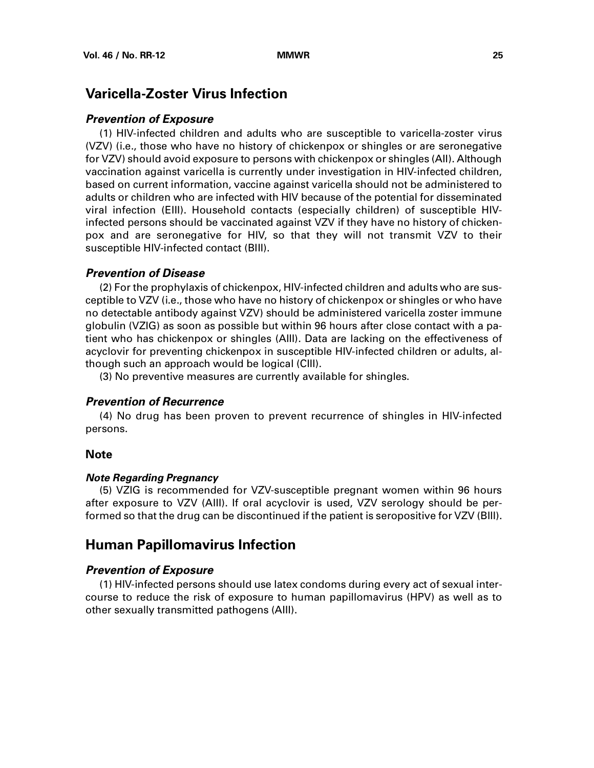## Varicella-Zoster Virus Infection

### *Prevention of Exposure*

(1) HIV-infected children and adults who are susceptible to varicella-zoster virus (VZV) (i.e., those who have no history of chickenpox or shingles or are seronegative for VZV) should avoid exposure to persons with chickenpox or shingles (AII). Although vaccination against varicella is currently under investigation in HIV-infected children, based on current information, vaccine against varicella should not be administered to adults or children who are infected with HIV because of the potential for disseminated viral infection (EIII). Household contacts (especially children) of susceptible HIV-infected persons should be vaccinated against VZV if they have no history of chickenpox and are seronegative for HIV, so that they will not transmit VZV to their susceptible HIV-infected contact (BIII).

### *Prevention of Disease*

(2) For the prophylaxis of chickenpox, HIV-infected children and adults who are susceptible to VZV (i.e., those who have no history of chickenpox or shingles or who have no detectable antibody against VZV) should be administered varicella zoster immune globulin (VZIG) as soon as possible but within 96 hours after close contact with a patient who has chickenpox or shingles (AIII). Data are lacking on the effectiveness of acyclovir for preventing chickenpox in susceptible HIV-infected children or adults, although such an approach would be logical (CIII).

(3) No preventive measures are currently available for shingles.

### *Prevention of Recurrence*

(4) No drug has been proven to prevent recurrence of shingles in HIV-infected persons.

### Note

#### *Note Regarding Pregnancy*

(5) VZIG is recommended for VZV-susceptible pregnant women within 96 hours after exposure to VZV (AIII). If oral acyclovir is used, VZV serology should be performed so that the drug can be discontinued if the patient is seropositive for VZV (BIII).

## Human Papillomavirus Infection

### *Prevention of Exposure*

(1) HIV-infected persons should use latex condoms during every act of sexual intercourse to reduce the risk of exposure to human papillomavirus (HPV) as well as to other sexually transmitted pathogens (AIII).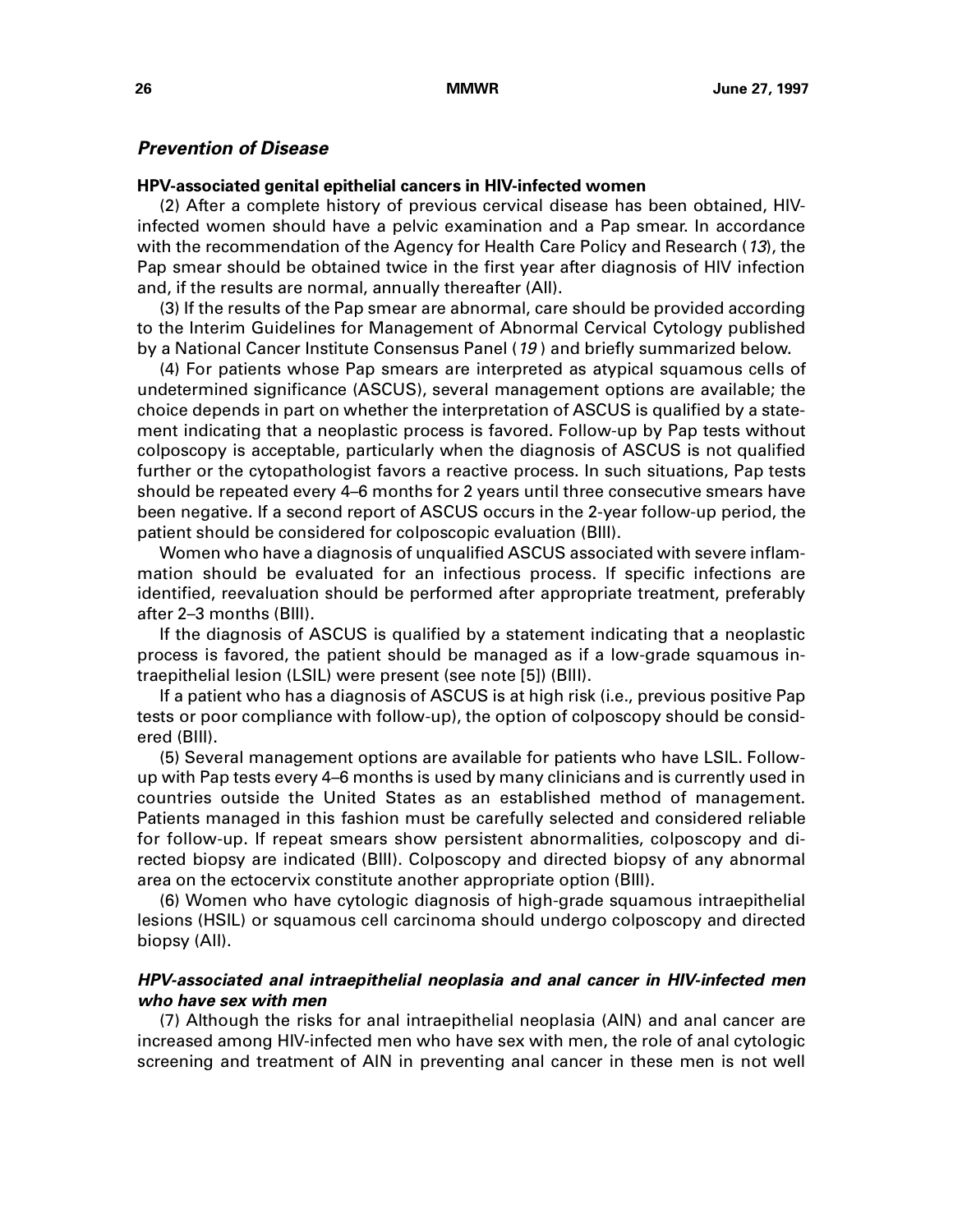### *Prevention of Disease*

**HPV-associated genital epithelial cancers in HIV-infected women**

(2) After a complete history of previous cervical disease has been obtained, HIV-infected women should have a pelvic examination and a Pap smear. In accordance with the recommendation of the Agency for Health Care Policy and Research (*13*), the Pap smear should be obtained twice in the first year after diagnosis of HIV infection and, if the results are normal, annually thereafter (AII).

(3) If the results of the Pap smear are abnormal, care should be provided according to the Interim Guidelines for Management of Abnormal Cervical Cytology published by a National Cancer Institute Consensus Panel (*19*) and briefly summarized below.

(4) For patients whose Pap smears are interpreted as atypical squamous cells of undetermined significance (ASCUS), several management options are available; the choice depends in part on whether the interpretation of ASCUS is qualified by a statement indicating that a neoplastic process is favored. Follow-up by Pap tests without colposcopy is acceptable, particularly when the diagnosis of ASCUS is not qualified further or the cytopathologist favors a reactive process. In such situations, Pap tests should be repeated every 4–6 months for 2 years until three consecutive smears have been negative. If a second report of ASCUS occurs in the 2-year follow-up period, the patient should be considered for colposcopic evaluation (BIII).

Women who have a diagnosis of unqualified ASCUS associated with severe inflammation should be evaluated for an infectious process. If specific infections are identified, reevaluation should be performed after appropriate treatment, preferably after 2–3 months (BIII).

If the diagnosis of ASCUS is qualified by a statement indicating that a neoplastic process is favored, the patient should be managed as if a low-grade squamous intraepithelial lesion (LSIL) were present (see note [5]) (BIII).

If a patient who has a diagnosis of ASCUS is at high risk (i.e., previous positive Pap tests or poor compliance with follow-up), the option of colposcopy should be considered (BIII).

(5) Several management options are available for patients who have LSIL. Follow-up with Pap tests every 4–6 months is used by many clinicians and is currently used in countries outside the United States as an established method of management. Patients managed in this fashion must be carefully selected and considered reliable for follow-up. If repeat smears show persistent abnormalities, colposcopy and directed biopsy are indicated (BIII). Colposcopy and directed biopsy of any abnormal area on the ectocervix constitute another appropriate option (BIII).

(6) Women who have cytologic diagnosis of high-grade squamous intraepithelial lesions (HSIL) or squamous cell carcinoma should undergo colposcopy and directed biopsy (AII).

***HPV-associated anal intraepithelial neoplasia and anal cancer in HIV-infected men who have sex with men***

(7) Although the risks for anal intraepithelial neoplasia (AIN) and anal cancer are increased among HIV-infected men who have sex with men, the role of anal cytologic screening and treatment of AIN in preventing anal cancer in these men is not well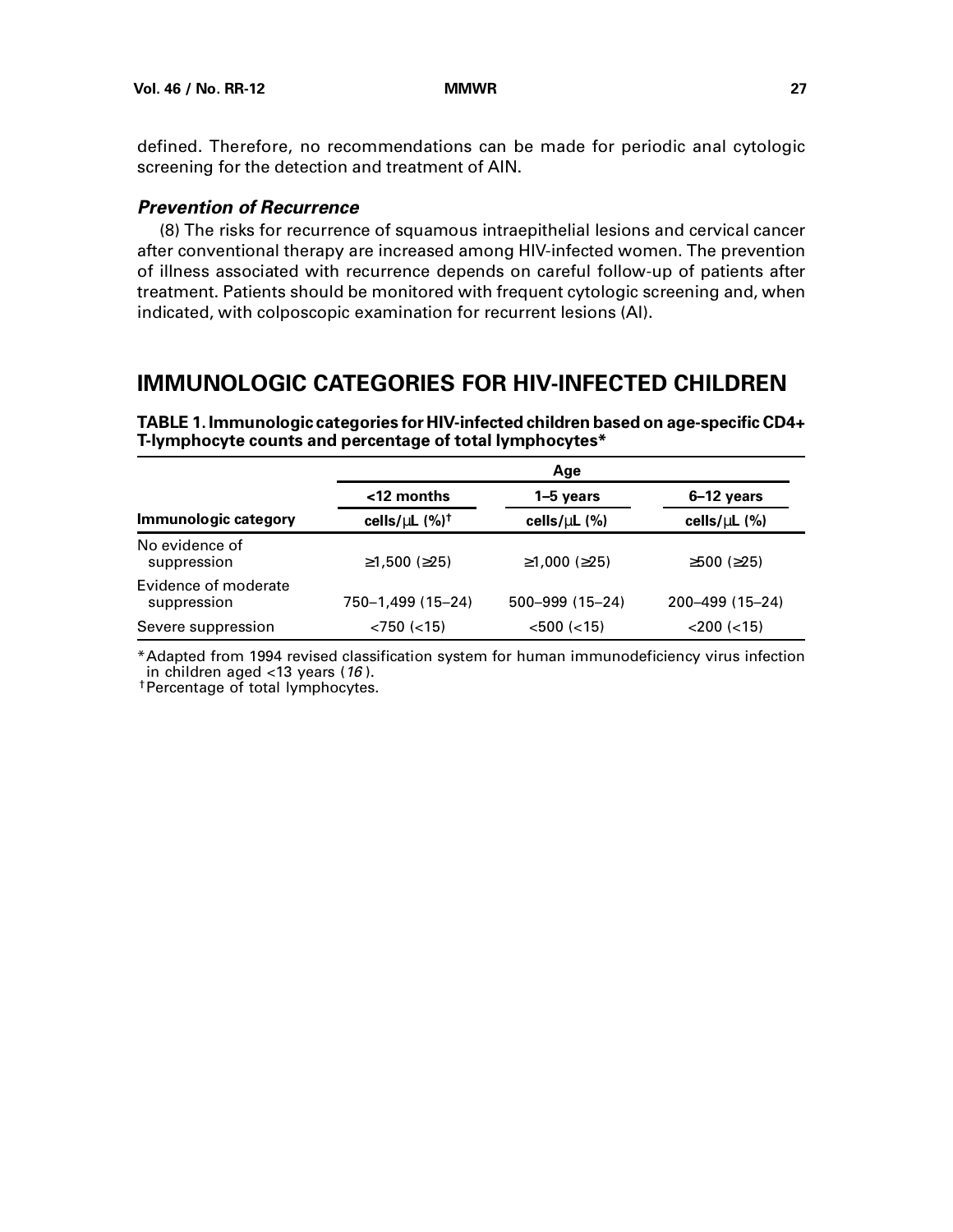defined. Therefore, no recommendations can be made for periodic anal cytologic screening for the detection and treatment of AIN.

### *Prevention of Recurrence*

(8) The risks for recurrence of squamous intraepithelial lesions and cervical cancer after conventional therapy are increased among HIV-infected women. The prevention of illness associated with recurrence depends on careful follow-up of patients after treatment. Patients should be monitored with frequent cytologic screening and, when indicated, with colposcopic examination for recurrent lesions (AI).

## IMMUNOLOGIC CATEGORIES FOR HIV-INFECTED CHILDREN

**TABLE 1. Immunologic categories for HIV-infected children based on age-specific CD4+ T-lymphocyte counts and percentage of total lymphocytes***

| | Age | | |
|---|---|---|---|
| | <12 months | 1–5 years | 6–12 years |
| **Immunologic category** | cells/µL (%)[†] | cells/µL (%) | cells/µL (%) |
| No evidence of suppression | ≥1,500 (≥25) | ≥1,000 (≥25) | ≥500 (≥25) |
| Evidence of moderate suppression | 750–1,499 (15–24) | 500–999 (15–24) | 200–499 (15–24) |
| Severe suppression | <750 (<15) | <500 (<15) | <200 (<15) |

*Adapted from 1994 revised classification system for human immunodeficiency virus infection in children aged <13 years (*16*).

[†]Percentage of total lymphocytes.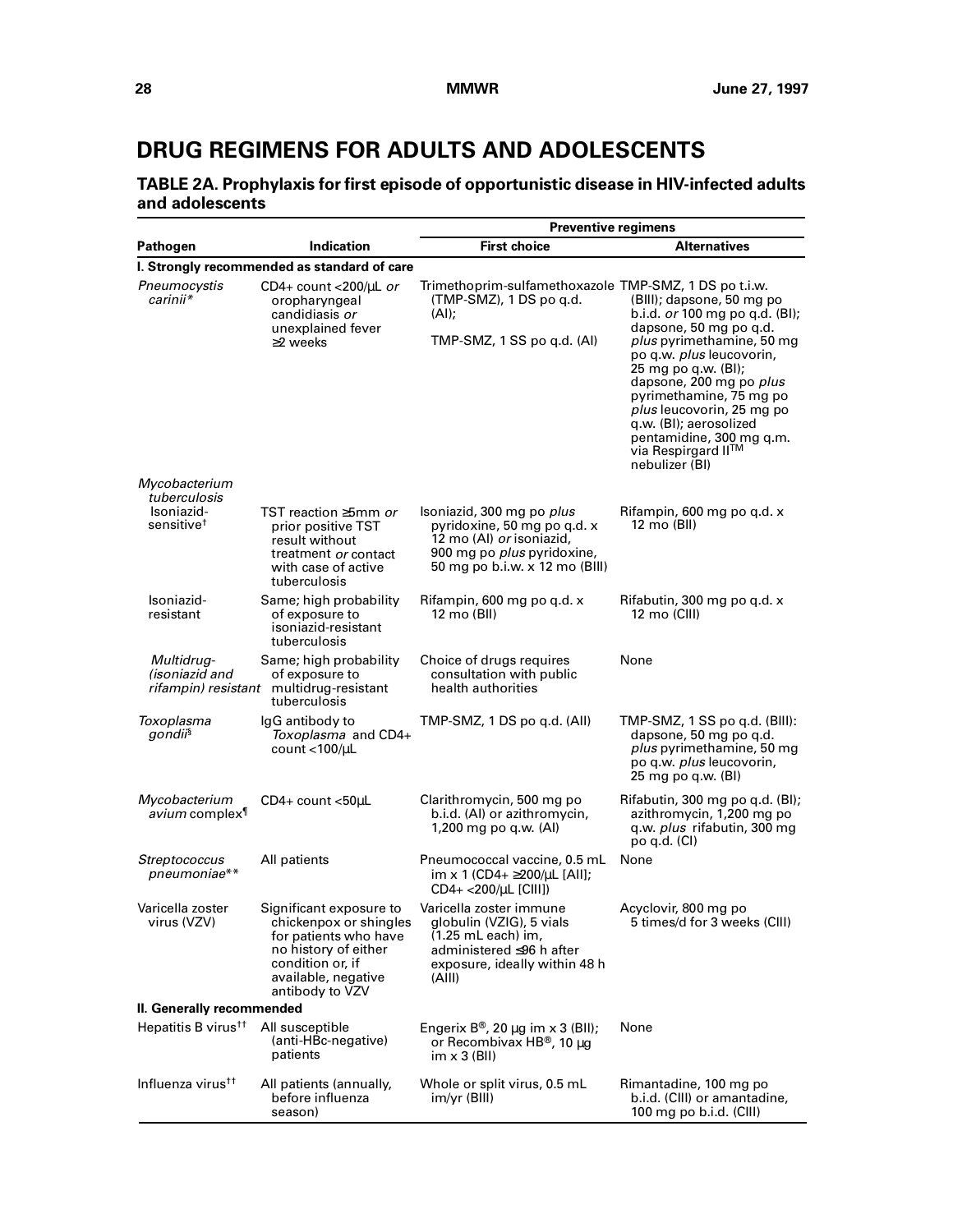# DRUG REGIMENS FOR ADULTS AND ADOLESCENTS

## TABLE 2A. Prophylaxis for first episode of opportunistic disease in HIV-infected adults and adolescents

| Pathogen | Indication | Preventive regimens | |
|---|---|---|---|
| | | First choice | Alternatives |
| **I. Strongly recommended as standard of care** | | | |
| *Pneumocystis carinii** | CD4+ count <200/µL *or* oropharyngeal candidiasis *or* unexplained fever ≥2 weeks | Trimethoprim-sulfamethoxazole (TMP-SMZ), 1 DS po q.d. (AI); TMP-SMZ, 1 SS po q.d. (AI) | TMP-SMZ, 1 DS po t.i.w. (BIII); dapsone, 50 mg po b.i.d. *or* 100 mg po q.d. (BI); dapsone, 50 mg po q.d. *plus* pyrimethamine, 50 mg po q.w. *plus* leucovorin, 25 mg po q.w. (BI); dapsone, 200 mg po *plus* pyrimethamine, 75 mg po *plus* leucovorin, 25 mg po q.w. (BI); aerosolized pentamidine, 300 mg q.m. via Respirgard II™ nebulizer (BI) |
| *Mycobacterium tuberculosis* | | | |
| Isoniazid-sensitive[†] | TST reaction ≥5mm *or* prior positive TST result without treatment *or* contact with case of active tuberculosis | Isoniazid, 300 mg po *plus* pyridoxine, 50 mg po q.d. x 12 mo (AI) *or* isoniazid, 900 mg po *plus* pyridoxine, 50 mg po b.i.w. x 12 mo (BIII) | Rifampin, 600 mg po q.d. x 12 mo (BII) |
| Isoniazid-resistant | Same; high probability of exposure to isoniazid-resistant tuberculosis | Rifampin, 600 mg po q.d. x 12 mo (BII) | Rifabutin, 300 mg po q.d. x 12 mo (CIII) |
| *Multidrug- (isoniazid and rifampin) resistant* | Same; high probability of exposure to multidrug-resistant tuberculosis | Choice of drugs requires consultation with public health authorities | None |
| *Toxoplasma gondii*[§] | IgG antibody to *Toxoplasma* and CD4+ count <100/µL | TMP-SMZ, 1 DS po q.d. (AII) | TMP-SMZ, 1 SS po q.d. (BIII): dapsone, 50 mg po q.d. *plus* pyrimethamine, 50 mg po q.w. *plus* leucovorin, 25 mg po q.w. (BI) |
| *Mycobacterium avium* complex[¶] | CD4+ count <50µL | Clarithromycin, 500 mg po b.i.d. (AI) or azithromycin, 1,200 mg po q.w. (AI) | Rifabutin, 300 mg po q.d. (BI); azithromycin, 1,200 mg po q.w. *plus* rifabutin, 300 mg po q.d. (CI) |
| *Streptococcus pneumoniae*** | All patients | Pneumococcal vaccine, 0.5 mL im x 1 (CD4+ ≥200/µL [AII]; CD4+ <200/µL [CIII]) | None |
| Varicella zoster virus (VZV) | Significant exposure to chickenpox or shingles for patients who have no history of either condition or, if available, negative antibody to VZV | Varicella zoster immune globulin (VZIG), 5 vials (1.25 mL each) im, administered ≤96 h after exposure, ideally within 48 h (AIII) | Acyclovir, 800 mg po 5 times/d for 3 weeks (CIII) |
| **II. Generally recommended** | | | |
| Hepatitis B virus[††] | All susceptible (anti-HBc-negative) patients | Engerix B®, 20 µg im x 3 (BII); or Recombivax HB®, 10 µg im x 3 (BII) | None |
| Influenza virus[††] | All patients (annually, before influenza season) | Whole or split virus, 0.5 mL im/yr (BIII) | Rimantadine, 100 mg po b.i.d. (CIII) or amantadine, 100 mg po b.i.d. (CIII) |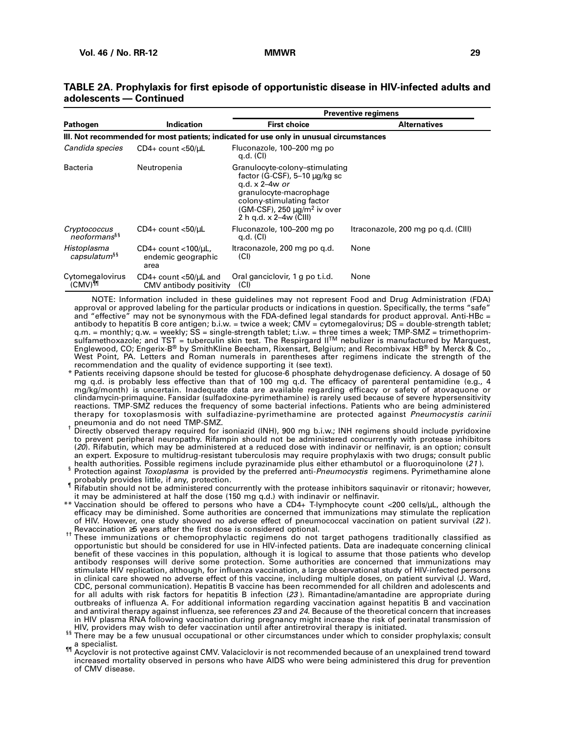**TABLE 2A. Prophylaxis for first episode of opportunistic disease in HIV-infected adults and adolescents — Continued**

| Pathogen | Indication | Preventive regimens | |
|---|---|---|---|
| | | **First choice** | **Alternatives** |
| **III. Not recommended for most patients; indicated for use only in unusual circumstances** | | | |
| *Candida species* | CD4+ count <50/µL | Fluconazole, 100–200 mg po q.d. (CI) | |
| Bacteria | Neutropenia | Granulocyte-colony–stimulating factor (G-CSF), 5–10 µg/kg sc q.d. x 2–4w *or* granulocyte-macrophage colony-stimulating factor (GM-CSF), 250 µg/m² iv over 2 h q.d. x 2–4w (CIII) | |
| *Cryptococcus neoformans*[§§] | CD4+ count <50/µL | Fluconazole, 100–200 mg po q.d. (CI) | Itraconazole, 200 mg po q.d. (CIII) |
| *Histoplasma capsulatum*[§§] | CD4+ count <100/µL, endemic geographic area | Itraconazole, 200 mg po q.d. (CI) | None |
| Cytomegalovirus (CMV)[¶¶] | CD4+ count <50/µL and CMV antibody positivity | Oral ganciclovir, 1 g po t.i.d. (CI) | None |

NOTE: Information included in these guidelines may not represent Food and Drug Administration (FDA) approval or approved labeling for the particular products or indications in question. Specifically, the terms "safe" and "effective" may not be synonymous with the FDA-defined legal standards for product approval. Anti-HBc = antibody to hepatitis B core antigen; b.i.w. = twice a week; CMV = cytomegalovirus; DS = double-strength tablet; q.m. = monthly; q.w. = weekly; SS = single-strength tablet; t.i.w. = three times a week; TMP-SMZ = trimethoprim-sulfamethoxazole; and TST = tuberculin skin test. The Respirgard II™ nebulizer is manufactured by Marquest, Englewood, CO; Engerix-B® by SmithKline Beecham, Rixensart, Belgium; and Recombivax HB® by Merck & Co., West Point, PA. Letters and Roman numerals in parentheses after regimens indicate the strength of the recommendation and the quality of evidence supporting it (see text).

\* Patients receiving dapsone should be tested for glucose-6 phosphate dehydrogenase deficiency. A dosage of 50 mg q.d. is probably less effective than that of 100 mg q.d. The efficacy of parenteral pentamidine (e.g., 4 mg/kg/month) is uncertain. Inadequate data are available regarding efficacy or safety of atovaquone or clindamycin-primaquine. Fansidar (sulfadoxine-pyrimethamine) is rarely used because of severe hypersensitivity reactions. TMP-SMZ reduces the frequency of some bacterial infections. Patients who are being administered therapy for toxoplasmosis with sulfadiazine-pyrimethamine are protected against *Pneumocystis carinii* pneumonia and do not need TMP-SMZ.

† Directly observed therapy required for isoniazid (INH), 900 mg b.i.w.; INH regimens should include pyridoxine to prevent peripheral neuropathy. Rifampin should not be administered concurrently with protease inhibitors (*20*). Rifabutin, which may be administered at a reduced dose with indinavir or nelfinavir, is an option; consult an expert. Exposure to multidrug-resistant tuberculosis may require prophylaxis with two drugs; consult public health authorities. Possible regimens include pyrazinamide plus either ethambutol or a fluoroquinolone (*21*).

§ Protection against *Toxoplasma* is provided by the preferred anti-*Pneumocystis* regimens. Pyrimethamine alone probably provides little, if any, protection.

¶ Rifabutin should not be administered concurrently with the protease inhibitors saquinavir or ritonavir; however, it may be administered at half the dose (150 mg q.d.) with indinavir or nelfinavir.

\*\* Vaccination should be offered to persons who have a CD4+ T-lymphocyte count <200 cells/µL, although the efficacy may be diminished. Some authorities are concerned that immunizations may stimulate the replication of HIV. However, one study showed no adverse effect of pneumococcal vaccination on patient survival (*22*). Revaccination ≥5 years after the first dose is considered optional.

†† These immunizations or chemoprophylactic regimens do not target pathogens traditionally classified as opportunistic but should be considered for use in HIV-infected patients. Data are inadequate concerning clinical benefit of these vaccines in this population, although it is logical to assume that those patients who develop antibody responses will derive some protection. Some authorities are concerned that immunizations may stimulate HIV replication, although, for influenza vaccination, a large observational study of HIV-infected persons in clinical care showed no adverse effect of this vaccine, including multiple doses, on patient survival (J. Ward, CDC, personal communication). Hepatitis B vaccine has been recommended for all children and adolescents and for all adults with risk factors for hepatitis B infection (*23*). Rimantadine/amantadine are appropriate during outbreaks of influenza A. For additional information regarding vaccination against hepatitis B and vaccination and antiviral therapy against influenza, see references *23* and *24*. Because of the theoretical concern that increases in HIV plasma RNA following vaccination during pregnancy might increase the risk of perinatal transmission of HIV, providers may wish to defer vaccination until after antiretroviral therapy is initiated.

§§ There may be a few unusual occupational or other circumstances under which to consider prophylaxis; consult a specialist.

¶¶ Acyclovir is not protective against CMV. Valaciclovir is not recommended because of an unexplained trend toward increased mortality observed in persons who have AIDS who were being administered this drug for prevention of CMV disease.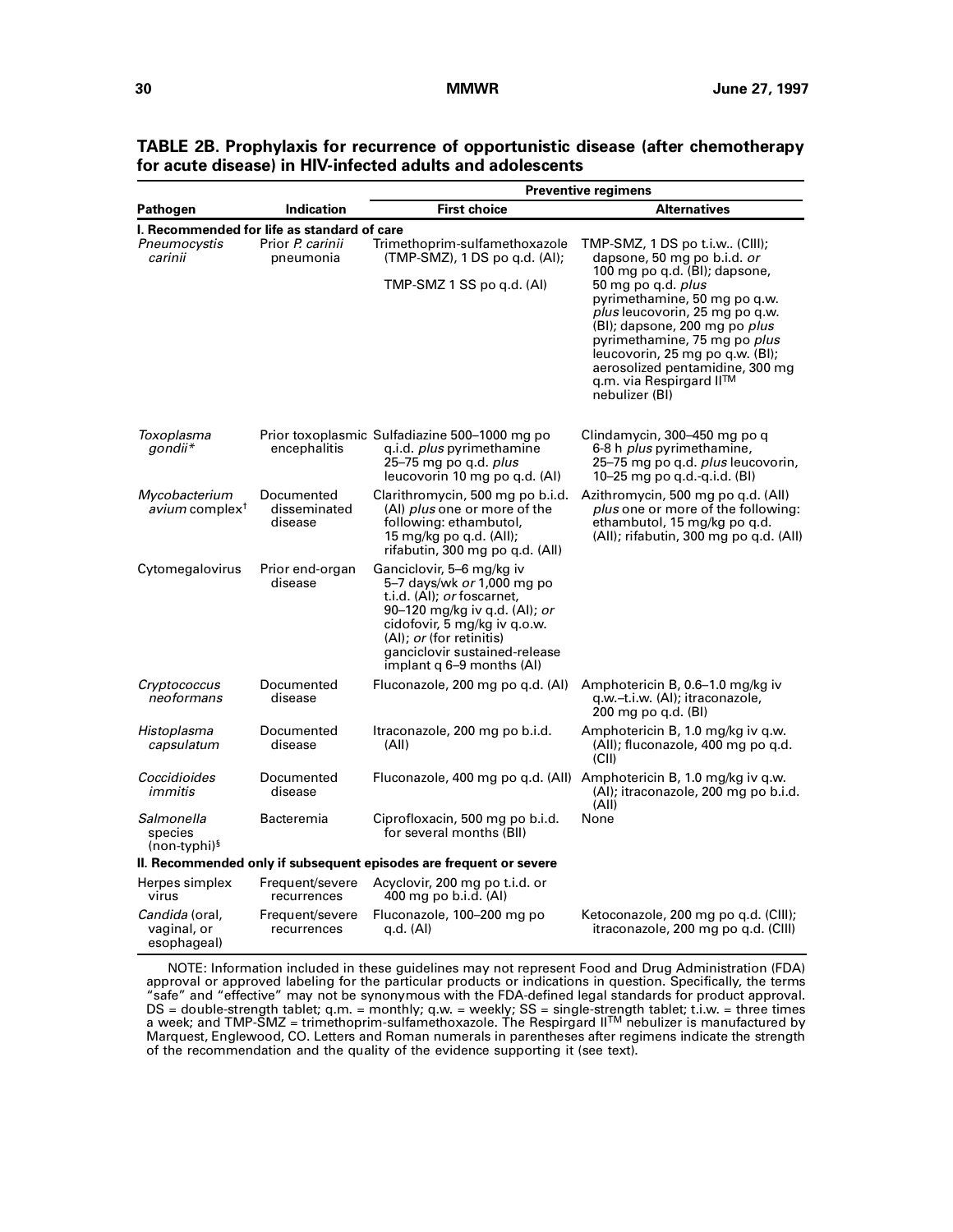**TABLE 2B. Prophylaxis for recurrence of opportunistic disease (after chemotherapy for acute disease) in HIV-infected adults and adolescents**

| Pathogen | Indication | Preventive regimens | |
|---|---|---|---|
| | | **First choice** | **Alternatives** |
| **I. Recommended for life as standard of care** | | | |
| *Pneumocystis carinii* | Prior *P. carinii* pneumonia | Trimethoprim-sulfamethoxazole (TMP-SMZ), 1 DS po q.d. (AI); TMP-SMZ 1 SS po q.d. (AI) | TMP-SMZ, 1 DS po t.i.w.. (CIII); dapsone, 50 mg po b.i.d. *or* 100 mg po q.d. (BI); dapsone, 50 mg po q.d. *plus* pyrimethamine, 50 mg po q.w. *plus* leucovorin, 25 mg po q.w. (BI); dapsone, 200 mg po *plus* pyrimethamine, 75 mg po *plus* leucovorin, 25 mg po q.w. (BI); aerosolized pentamidine, 300 mg q.m. via Respirgard II™ nebulizer (BI) |
| *Toxoplasma gondii** | Prior toxoplasmic encephalitis | Sulfadiazine 500–1000 mg po q.i.d. *plus* pyrimethamine 25–75 mg po q.d. *plus* leucovorin 10 mg po q.d. (AI) | Clindamycin, 300–450 mg po q 6-8 h *plus* pyrimethamine, 25–75 mg po q.d. *plus* leucovorin, 10–25 mg po q.d.-q.i.d. (BI) |
| *Mycobacterium avium* complex[†] | Documented disseminated disease | Clarithromycin, 500 mg po b.i.d. (AI) *plus* one or more of the following: ethambutol, 15 mg/kg po q.d. (AII); rifabutin, 300 mg po q.d. (AII) | Azithromycin, 500 mg po q.d. (AII) *plus* one or more of the following: ethambutol, 15 mg/kg po q.d. (AII); rifabutin, 300 mg po q.d. (AII) |
| Cytomegalovirus | Prior end-organ disease | Ganciclovir, 5–6 mg/kg iv 5–7 days/wk *or* 1,000 mg po t.i.d. (AI); *or* foscarnet, 90–120 mg/kg iv q.d. (AI); *or* cidofovir, 5 mg/kg iv q.o.w. (AI); *or* (for retinitis) ganciclovir sustained-release implant q 6–9 months (AI) | |
| *Cryptococcus neoformans* | Documented disease | Fluconazole, 200 mg po q.d. (AI) | Amphotericin B, 0.6–1.0 mg/kg iv q.w.–t.i.w. (AI); itraconazole, 200 mg po q.d. (BI) |
| *Histoplasma capsulatum* | Documented disease | Itraconazole, 200 mg po b.i.d. (AII) | Amphotericin B, 1.0 mg/kg iv q.w. (AII); fluconazole, 400 mg po q.d. (CII) |
| *Coccidioides immitis* | Documented disease | Fluconazole, 400 mg po q.d. (AII) | Amphotericin B, 1.0 mg/kg iv q.w. (AI); itraconazole, 200 mg po b.i.d. (AII) |
| *Salmonella* species (non-typhi)[§] | Bacteremia | Ciprofloxacin, 500 mg po b.i.d. for several months (BII) | None |
| **II. Recommended only if subsequent episodes are frequent or severe** | | | |
| Herpes simplex virus | Frequent/severe recurrences | Acyclovir, 200 mg po t.i.d. or 400 mg po b.i.d. (AI) | |
| *Candida* (oral, vaginal, or esophageal) | Frequent/severe recurrences | Fluconazole, 100–200 mg po q.d. (AI) | Ketoconazole, 200 mg po q.d. (CIII); itraconazole, 200 mg po q.d. (CIII) |

NOTE: Information included in these guidelines may not represent Food and Drug Administration (FDA) approval or approved labeling for the particular products or indications in question. Specifically, the terms "safe" and "effective" may not be synonymous with the FDA-defined legal standards for product approval. DS = double-strength tablet; q.m. = monthly; q.w. = weekly; SS = single-strength tablet; t.i.w. = three times a week; and TMP-SMZ = trimethoprim-sulfamethoxazole. The Respirgard II™ nebulizer is manufactured by Marquest, Englewood, CO. Letters and Roman numerals in parentheses after regimens indicate the strength of the recommendation and the quality of the evidence supporting it (see text).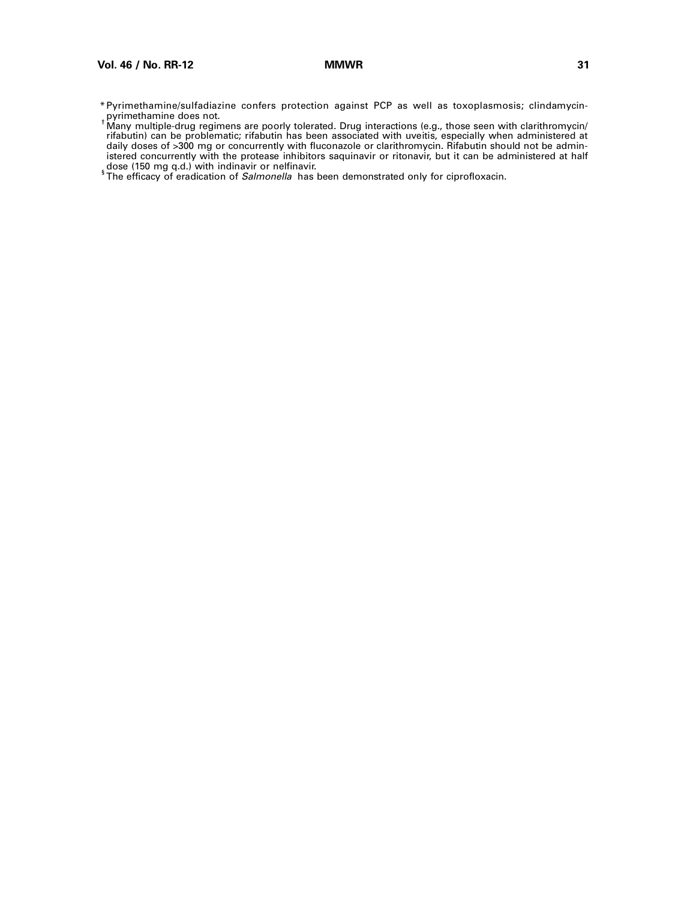* Pyrimethamine/sulfadiazine confers protection against PCP as well as toxoplasmosis; clindamycin-pyrimethamine does not.

† Many multiple-drug regimens are poorly tolerated. Drug interactions (e.g., those seen with clarithromycin/rifabutin) can be problematic; rifabutin has been associated with uveitis, especially when administered at daily doses of >300 mg or concurrently with fluconazole or clarithromycin. Rifabutin should not be administered concurrently with the protease inhibitors saquinavir or ritonavir, but it can be administered at half dose (150 mg q.d.) with indinavir or nelfinavir.

§ The efficacy of eradication of *Salmonella* has been demonstrated only for ciprofloxacin.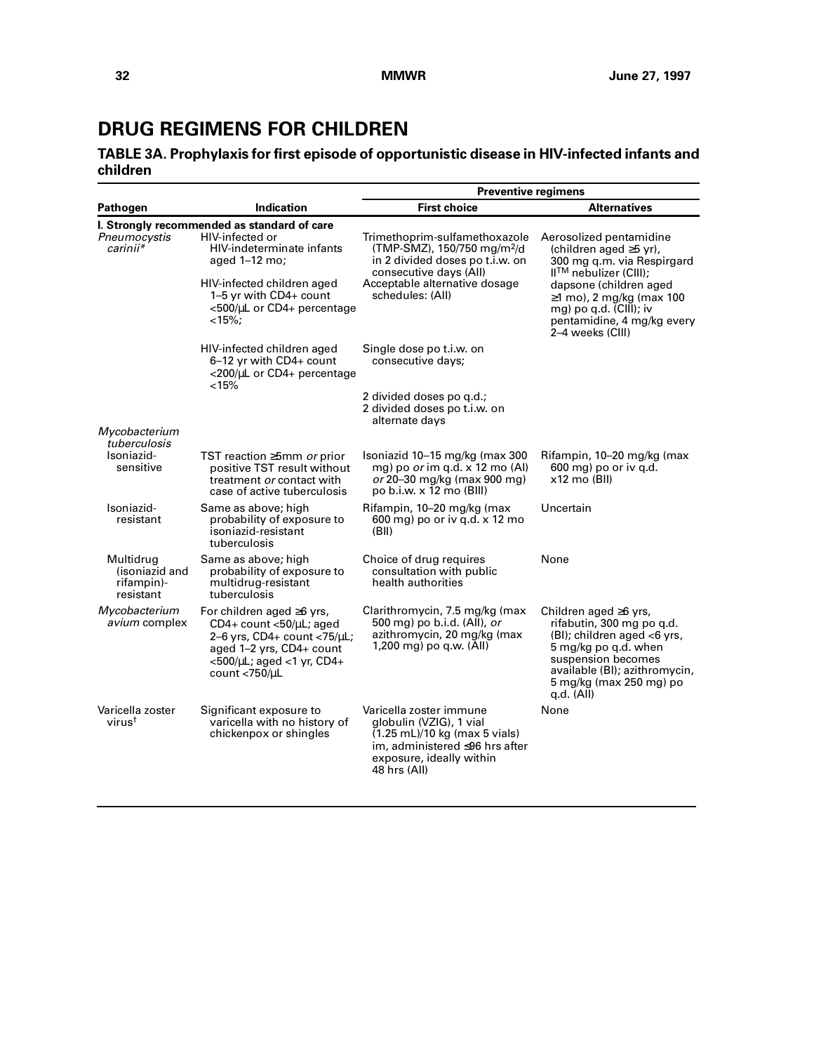# DRUG REGIMENS FOR CHILDREN

**TABLE 3A. Prophylaxis for first episode of opportunistic disease in HIV-infected infants and children**

| Pathogen | Indication | Preventive regimens | |
|---|---|---|---|
| | | **First choice** | **Alternatives** |
| **I. Strongly recommended as standard of care** | | | |
| *Pneumocystis carinii** | HIV-infected or HIV-indeterminate infants aged 1–12 mo; HIV-infected children aged 1–5 yr with CD4+ count <500/µL or CD4+ percentage <15%; HIV-infected children aged 6–12 yr with CD4+ count <200/µL or CD4+ percentage <15% | Trimethoprim-sulfamethoxazole (TMP-SMZ), 150/750 mg/m²/d in 2 divided doses po t.i.w. on consecutive days (AII) Acceptable alternative dosage schedules: (AII) Single dose po t.i.w. on consecutive days; 2 divided doses po q.d.; 2 divided doses po t.i.w. on alternate days | Aerosolized pentamidine (children aged ≥5 yr), 300 mg q.m. via Respirgard II™ nebulizer (CIII); dapsone (children aged ≥1 mo), 2 mg/kg (max 100 mg) po q.d. (CIII); iv pentamidine, 4 mg/kg every 2–4 weeks (CIII) |
| *Mycobacterium tuberculosis* | | | |
| Isoniazid-sensitive | TST reaction ≥5mm *or* prior positive TST result without treatment *or* contact with case of active tuberculosis | Isoniazid 10–15 mg/kg (max 300 mg) po *or* im q.d. x 12 mo (AI) *or* 20–30 mg/kg (max 900 mg) po b.i.w. x 12 mo (BIII) | Rifampin, 10–20 mg/kg (max 600 mg) po or iv q.d. x12 mo (BII) |
| Isoniazid-resistant | Same as above; high probability of exposure to isoniazid-resistant tuberculosis | Rifampin, 10–20 mg/kg (max 600 mg) po or iv q.d. x 12 mo (BII) | Uncertain |
| Multidrug (isoniazid and rifampin)-resistant | Same as above; high probability of exposure to multidrug-resistant tuberculosis | Choice of drug requires consultation with public health authorities | None |
| *Mycobacterium avium* complex | For children aged ≥6 yrs, CD4+ count <50/µL; aged 2–6 yrs, CD4+ count <75/µL; aged 1–2 yrs, CD4+ count <500/µL; aged <1 yr, CD4+ count <750/µL | Clarithromycin, 7.5 mg/kg (max 500 mg) po b.i.d. (AII), *or* azithromycin, 20 mg/kg (max 1,200 mg) po q.w. (AII) | Children aged ≥6 yrs, rifabutin, 300 mg po q.d. (BI); children aged <6 yrs, 5 mg/kg po q.d. when suspension becomes available (BI); azithromycin, 5 mg/kg (max 250 mg) po q.d. (AII) |
| Varicella zoster virus† | Significant exposure to varicella with no history of chickenpox or shingles | Varicella zoster immune globulin (VZIG), 1 vial (1.25 mL)/10 kg (max 5 vials) im, administered ≤96 hrs after exposure, ideally within 48 hrs (AII) | None |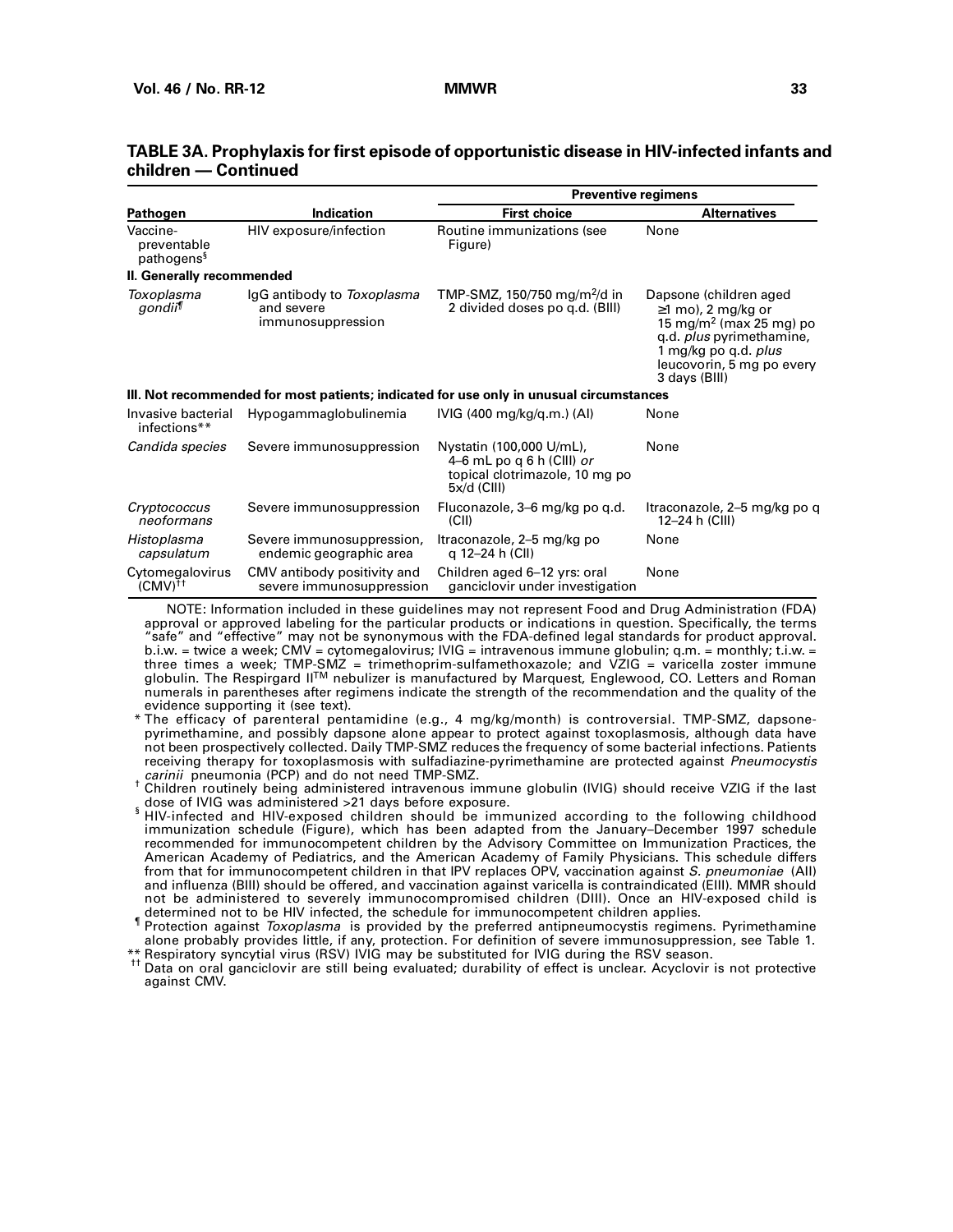**TABLE 3A. Prophylaxis for first episode of opportunistic disease in HIV-infected infants and children — Continued**

| Pathogen | Indication | Preventive regimens | |
|---|---|---|---|
| | | First choice | Alternatives |
| Vaccine-preventable pathogens[§] | HIV exposure/infection | Routine immunizations (see Figure) | None |
| **II. Generally recommended** | | | |
| *Toxoplasma gondii*[¶] | IgG antibody to *Toxoplasma* and severe immunosuppression | TMP-SMZ, 150/750 mg/m$^2$/d in 2 divided doses po q.d. (BIII) | Dapsone (children aged ≥1 mo), 2 mg/kg or 15 mg/m$^2$ (max 25 mg) po q.d. *plus* pyrimethamine, 1 mg/kg po q.d. *plus* leucovorin, 5 mg po every 3 days (BIII) |
| **III. Not recommended for most patients; indicated for use only in unusual circumstances** | | | |
| Invasive bacterial infections** | Hypogammaglobulinemia | IVIG (400 mg/kg/q.m.) (AI) | None |
| *Candida species* | Severe immunosuppression | Nystatin (100,000 U/mL), 4–6 mL po q 6 h (CIII) *or* topical clotrimazole, 10 mg po 5x/d (CIII) | None |
| *Cryptococcus neoformans* | Severe immunosuppression | Fluconazole, 3–6 mg/kg po q.d. (CII) | Itraconazole, 2–5 mg/kg po q 12–24 h (CIII) |
| *Histoplasma capsulatum* | Severe immunosuppression, endemic geographic area | Itraconazole, 2–5 mg/kg po q 12–24 h (CII) | None |
| Cytomegalovirus (CMV)[††] | CMV antibody positivity and severe immunosuppression | Children aged 6–12 yrs: oral ganciclovir under investigation | None |

NOTE: Information included in these guidelines may not represent Food and Drug Administration (FDA) approval or approved labeling for the particular products or indications in question. Specifically, the terms "safe" and "effective" may not be synonymous with the FDA-defined legal standards for product approval. b.i.w. = twice a week; CMV = cytomegalovirus; IVIG = intravenous immune globulin; q.m. = monthly; t.i.w. = three times a week; TMP-SMZ = trimethoprim-sulfamethoxazole; and VZIG = varicella zoster immune globulin. The Respirgard II™ nebulizer is manufactured by Marquest, Englewood, CO. Letters and Roman numerals in parentheses after regimens indicate the strength of the recommendation and the quality of the evidence supporting it (see text).

\* The efficacy of parenteral pentamidine (e.g., 4 mg/kg/month) is controversial. TMP-SMZ, dapsone-pyrimethamine, and possibly dapsone alone appear to protect against toxoplasmosis, although data have not been prospectively collected. Daily TMP-SMZ reduces the frequency of some bacterial infections. Patients receiving therapy for toxoplasmosis with sulfadiazine-pyrimethamine are protected against *Pneumocystis carinii* pneumonia (PCP) and do not need TMP-SMZ.

† Children routinely being administered intravenous immune globulin (IVIG) should receive VZIG if the last dose of IVIG was administered >21 days before exposure.

§ HIV-infected and HIV-exposed children should be immunized according to the following childhood immunization schedule (Figure), which has been adapted from the January–December 1997 schedule recommended for immunocompetent children by the Advisory Committee on Immunization Practices, the American Academy of Pediatrics, and the American Academy of Family Physicians. This schedule differs from that for immunocompetent children in that IPV replaces OPV, vaccination against *S. pneumoniae* (AII) and influenza (BIII) should be offered, and vaccination against varicella is contraindicated (EIII). MMR should not be administered to severely immunocompromised children (DIII). Once an HIV-exposed child is determined not to be HIV infected, the schedule for immunocompetent children applies.

¶ Protection against *Toxoplasma* is provided by the preferred antipneumocystis regimens. Pyrimethamine alone probably provides little, if any, protection. For definition of severe immunosuppression, see Table 1.

\*\* Respiratory syncytial virus (RSV) IVIG may be substituted for IVIG during the RSV season.

†† Data on oral ganciclovir are still being evaluated; durability of effect is unclear. Acyclovir is not protective against CMV.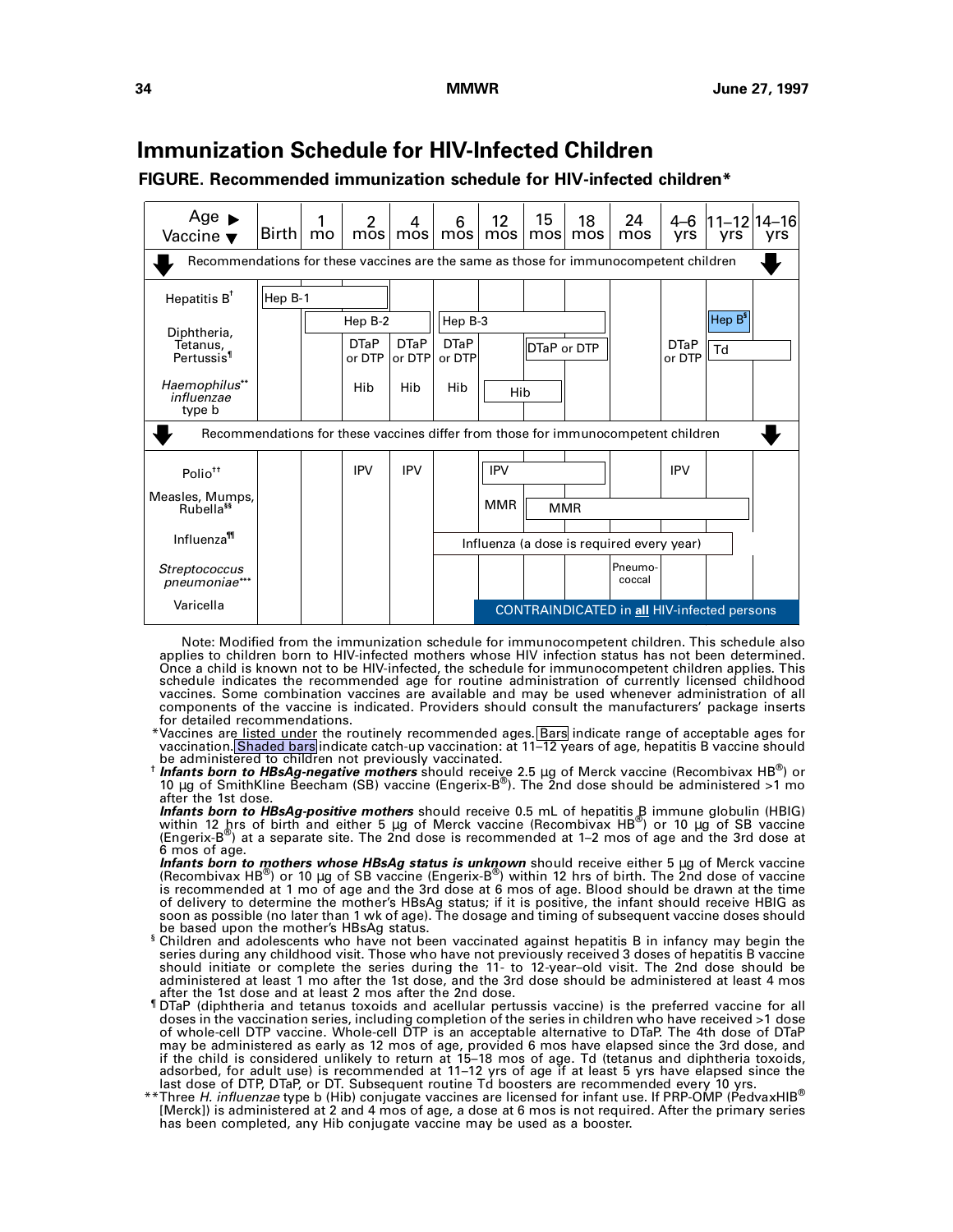# Immunization Schedule for HIV-Infected Children

**FIGURE. Recommended immunization schedule for HIV-infected children***

| Age ▶ / Vaccine ▼ | Birth | 1 mo | 2 mos | 4 mos | 6 mos | 12 mos | 15 mos | 18 mos | 24 mos | 4–6 yrs | 11–12 yrs | 14–16 yrs |
|---|---|---|---|---|---|---|---|---|---|---|---|---|
| **Recommendations for these vaccines are the same as those for immunocompetent children** | | | | | | | | | | | | |
| Hepatitis B[†] | Hep B-1 | | | | | | | | | | | |
| | | Hep B-2 | | | Hep B-3 | | | | | | Hep B[§] | |
| Diphtheria, Tetanus, Pertussis[¶] | | | DTaP or DTP | DTaP or DTP | DTaP or DTP | | DTaP or DTP | | | DTaP or DTP | Td | |
| *Haemophilus*[**] *influenzae* type b | | | Hib | Hib | Hib | Hib | | | | | | |
| **Recommendations for these vaccines differ from those for immunocompetent children** | | | | | | | | | | | | |
| Polio[††] | | | IPV | IPV | | IPV | | | | IPV | | |
| Measles, Mumps, Rubella[§§] | | | | | | MMR | MMR | | | | | |
| Influenza[¶¶] | | | | | Influenza (a dose is required every year) | | | | | | | |
| *Streptococcus pneumoniae*[***] | | | | | | | | | Pneumococcal | | | |
| Varicella | | | | | | CONTRAINDICATED in **all** HIV-infected persons | | | | | | |

Note: Modified from the immunization schedule for immunocompetent children. This schedule also applies to children born to HIV-infected mothers whose HIV infection status has not been determined. Once a child is known not to be HIV-infected, the schedule for immunocompetent children applies. This schedule indicates the recommended age for routine administration of currently licensed childhood vaccines. Some combination vaccines are available and may be used whenever administration of all components of the vaccine is indicated. Providers should consult the manufacturers' package inserts for detailed recommendations.

\* Vaccines are listed under the routinely recommended ages. Bars indicate range of acceptable ages for vaccination. Shaded bars indicate catch-up vaccination: at 11–12 years of age, hepatitis B vaccine should be administered to children not previously vaccinated.

† ***Infants born to HBsAg-negative mothers*** should receive 2.5 µg of Merck vaccine (Recombivax HB®) or 10 µg of SmithKline Beecham (SB) vaccine (Engerix-B®). The 2nd dose should be administered >1 mo after the 1st dose.

***Infants born to HBsAg-positive mothers*** should receive 0.5 mL of hepatitis B immune globulin (HBIG) within 12 hrs of birth and either 5 µg of Merck vaccine (Recombivax HB®) or 10 µg of SB vaccine (Engerix-B®) at a separate site. The 2nd dose is recommended at 1–2 mos of age and the 3rd dose at 6 mos of age.

***Infants born to mothers whose HBsAg status is unknown*** should receive either 5 µg of Merck vaccine (Recombivax HB®) or 10 µg of SB vaccine (Engerix-B®) within 12 hrs of birth. The 2nd dose of vaccine is recommended at 1 mo of age and the 3rd dose at 6 mos of age. Blood should be drawn at the time of delivery to determine the mother's HBsAg status; if it is positive, the infant should receive HBIG as soon as possible (no later than 1 wk of age). The dosage and timing of subsequent vaccine doses should be based upon the mother's HBsAg status.

§ Children and adolescents who have not been vaccinated against hepatitis B in infancy may begin the series during any childhood visit. Those who have not previously received 3 doses of hepatitis B vaccine should initiate or complete the series during the 11- to 12-year–old visit. The 2nd dose should be administered at least 1 mo after the 1st dose, and the 3rd dose should be administered at least 4 mos after the 1st dose and at least 2 mos after the 2nd dose.

¶ DTaP (diphtheria and tetanus toxoids and acellular pertussis vaccine) is the preferred vaccine for all doses in the vaccination series, including completion of the series in children who have received >1 dose of whole-cell DTP vaccine. Whole-cell DTP is an acceptable alternative to DTaP. The 4th dose of DTaP may be administered as early as 12 mos of age, provided 6 mos have elapsed since the 3rd dose, and if the child is considered unlikely to return at 15–18 mos of age. Td (tetanus and diphtheria toxoids, adsorbed, for adult use) is recommended at 11–12 yrs of age if at least 5 yrs have elapsed since the last dose of DTP, DTaP, or DT. Subsequent routine Td boosters are recommended every 10 yrs.

** Three *H. influenzae* type b (Hib) conjugate vaccines are licensed for infant use. If PRP-OMP (PedvaxHIB® [Merck]) is administered at 2 and 4 mos of age, a dose at 6 mos is not required. After the primary series has been completed, any Hib conjugate vaccine may be used as a booster.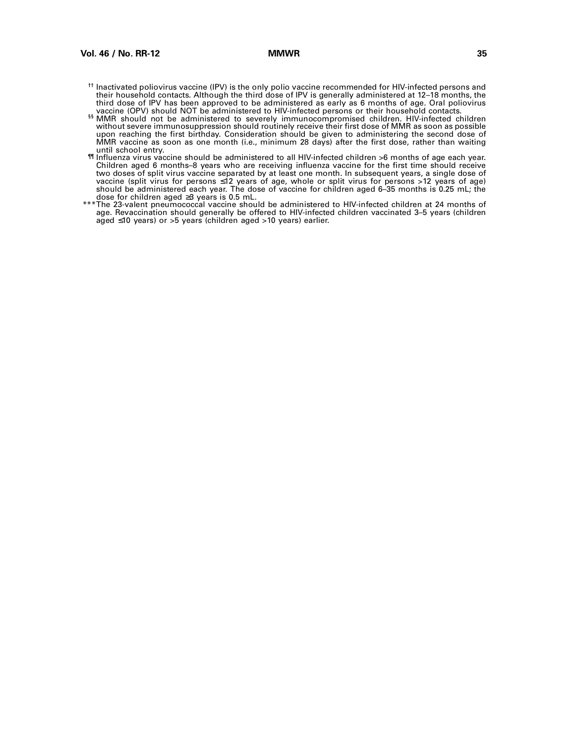†† Inactivated poliovirus vaccine (IPV) is the only polio vaccine recommended for HIV-infected persons and their household contacts. Although the third dose of IPV is generally administered at 12–18 months, the third dose of IPV has been approved to be administered as early as 6 months of age. Oral poliovirus vaccine (OPV) should NOT be administered to HIV-infected persons or their household contacts.

§§ MMR should not be administered to severely immunocompromised children. HIV-infected children without severe immunosuppression should routinely receive their first dose of MMR as soon as possible upon reaching the first birthday. Consideration should be given to administering the second dose of MMR vaccine as soon as one month (i.e., minimum 28 days) after the first dose, rather than waiting until school entry.

¶¶ Influenza virus vaccine should be administered to all HIV-infected children >6 months of age each year. Children aged 6 months–8 years who are receiving influenza vaccine for the first time should receive two doses of split virus vaccine separated by at least one month. In subsequent years, a single dose of vaccine (split virus for persons ≤12 years of age, whole or split virus for persons >12 years of age) should be administered each year. The dose of vaccine for children aged 6–35 months is 0.25 mL; the dose for children aged ≥3 years is 0.5 mL.

*** The 23-valent pneumococcal vaccine should be administered to HIV-infected children at 24 months of age. Revaccination should generally be offered to HIV-infected children vaccinated 3–5 years (children aged ≤10 years) or >5 years (children aged >10 years) earlier.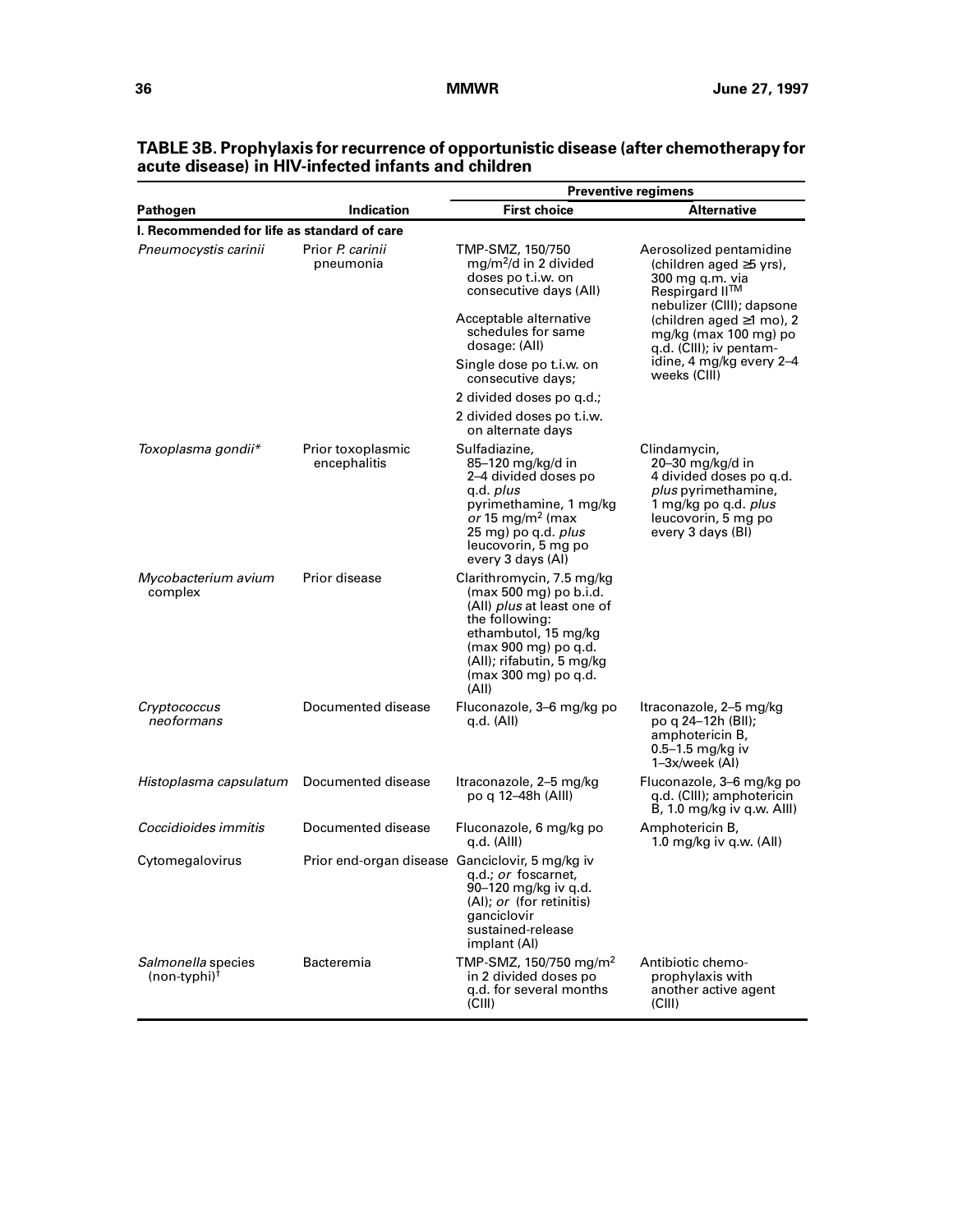**TABLE 3B. Prophylaxis for recurrence of opportunistic disease (after chemotherapy for acute disease) in HIV-infected infants and children**

| | | Preventive regimens | |
|---|---|---|---|
| **Pathogen** | **Indication** | **First choice** | **Alternative** |
| **I. Recommended for life as standard of care** | | | |
| *Pneumocystis carinii* | Prior *P. carinii* pneumonia | TMP-SMZ, 150/750 mg/m²/d in 2 divided doses po t.i.w. on consecutive days (AII) Acceptable alternative schedules for same dosage: (AII) Single dose po t.i.w. on consecutive days; 2 divided doses po q.d.; 2 divided doses po t.i.w. on alternate days | Aerosolized pentamidine (children aged ≥5 yrs), 300 mg q.m. via Respirgard II™ nebulizer (CIII); dapsone (children aged ≥1 mo), 2 mg/kg (max 100 mg) po q.d. (CIII); iv pentamidine, 4 mg/kg every 2–4 weeks (CIII) |
| *Toxoplasma gondii** | Prior toxoplasmic encephalitis | Sulfadiazine, 85–120 mg/kg/d in 2–4 divided doses po q.d. *plus* pyrimethamine, 1 mg/kg *or* 15 mg/m² (max 25 mg) po q.d. *plus* leucovorin, 5 mg po every 3 days (AI) | Clindamycin, 20–30 mg/kg/d in 4 divided doses po q.d. *plus* pyrimethamine, 1 mg/kg po q.d. *plus* leucovorin, 5 mg po every 3 days (BI) |
| *Mycobacterium avium* complex | Prior disease | Clarithromycin, 7.5 mg/kg (max 500 mg) po b.i.d. (AII) *plus* at least one of the following: ethambutol, 15 mg/kg (max 900 mg) po q.d. (AII); rifabutin, 5 mg/kg (max 300 mg) po q.d. (AII) | |
| *Cryptococcus neoformans* | Documented disease | Fluconazole, 3–6 mg/kg po q.d. (AII) | Itraconazole, 2–5 mg/kg po q 24–12h (BII); amphotericin B, 0.5–1.5 mg/kg iv 1–3x/week (AI) |
| *Histoplasma capsulatum* | Documented disease | Itraconazole, 2–5 mg/kg po q 12–48h (AIII) | Fluconazole, 3–6 mg/kg po q.d. (CIII); amphotericin B, 1.0 mg/kg iv q.w. AIII) |
| *Coccidioides immitis* | Documented disease | Fluconazole, 6 mg/kg po q.d. (AIII) | Amphotericin B, 1.0 mg/kg iv q.w. (AII) |
| Cytomegalovirus | Prior end-organ disease | Ganciclovir, 5 mg/kg iv q.d.; *or* foscarnet, 90–120 mg/kg iv q.d. (AI); *or* (for retinitis) ganciclovir sustained-release implant (AI) | |
| *Salmonella* species (non-typhi)[†] | Bacteremia | TMP-SMZ, 150/750 mg/m² in 2 divided doses po q.d. for several months (CIII) | Antibiotic chemo-prophylaxis with another active agent (CIII) |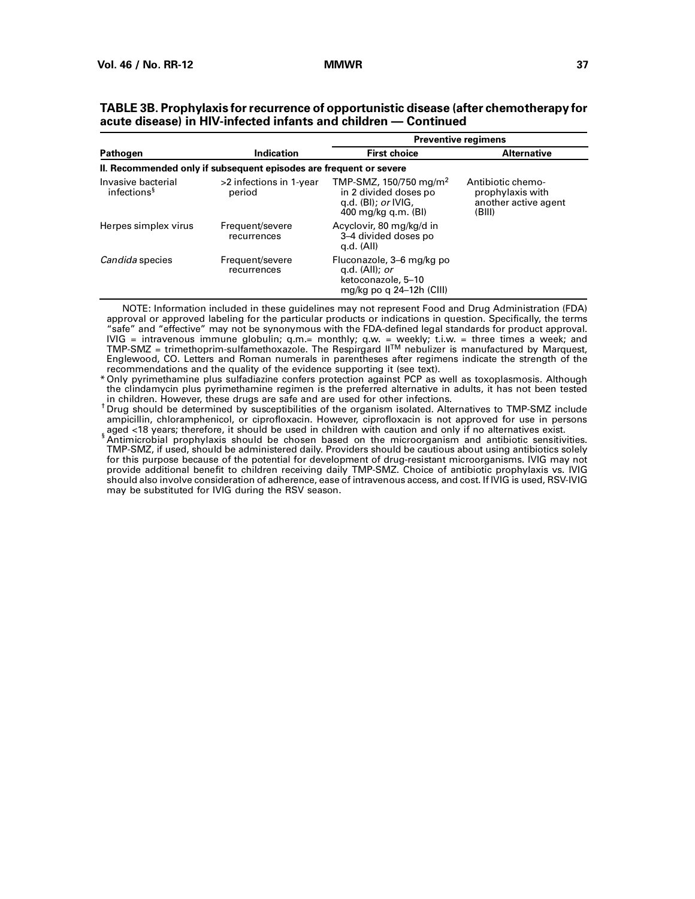**TABLE 3B. Prophylaxis for recurrence of opportunistic disease (after chemotherapy for acute disease) in HIV-infected infants and children — Continued**

| Pathogen | Indication | Preventive regimens | |
|---|---|---|---|
| | | First choice | Alternative |
| **II. Recommended only if subsequent episodes are frequent or severe** | | | |
| Invasive bacterial infections[§] | >2 infections in 1-year period | TMP-SMZ, 150/750 mg/m$^2$ in 2 divided doses po q.d. (BI); *or* IVIG, 400 mg/kg q.m. (BI) | Antibiotic chemoprophylaxis with another active agent (BIII) |
| Herpes simplex virus | Frequent/severe recurrences | Acyclovir, 80 mg/kg/d in 3–4 divided doses po q.d. (AII) | |
| *Candida* species | Frequent/severe recurrences | Fluconazole, 3–6 mg/kg po q.d. (AII); *or* ketoconazole, 5–10 mg/kg po q 24–12h (CIII) | |

NOTE: Information included in these guidelines may not represent Food and Drug Administration (FDA) approval or approved labeling for the particular products or indications in question. Specifically, the terms "safe" and "effective" may not be synonymous with the FDA-defined legal standards for product approval. IVIG = intravenous immune globulin; q.m.= monthly; q.w. = weekly; t.i.w. = three times a week; and TMP-SMZ = trimethoprim-sulfamethoxazole. The Respirgard II™ nebulizer is manufactured by Marquest, Englewood, CO. Letters and Roman numerals in parentheses after regimens indicate the strength of the recommendations and the quality of the evidence supporting it (see text).

\* Only pyrimethamine plus sulfadiazine confers protection against PCP as well as toxoplasmosis. Although the clindamycin plus pyrimethamine regimen is the preferred alternative in adults, it has not been tested in children. However, these drugs are safe and are used for other infections.

† Drug should be determined by susceptibilities of the organism isolated. Alternatives to TMP-SMZ include ampicillin, chloramphenicol, or ciprofloxacin. However, ciprofloxacin is not approved for use in persons aged <18 years; therefore, it should be used in children with caution and only if no alternatives exist.

§ Antimicrobial prophylaxis should be chosen based on the microorganism and antibiotic sensitivities. TMP-SMZ, if used, should be administered daily. Providers should be cautious about using antibiotics solely for this purpose because of the potential for development of drug-resistant microorganisms. IVIG may not provide additional benefit to children receiving daily TMP-SMZ. Choice of antibiotic prophylaxis vs. IVIG should also involve consideration of adherence, ease of intravenous access, and cost. If IVIG is used, RSV-IVIG may be substituted for IVIG during the RSV season.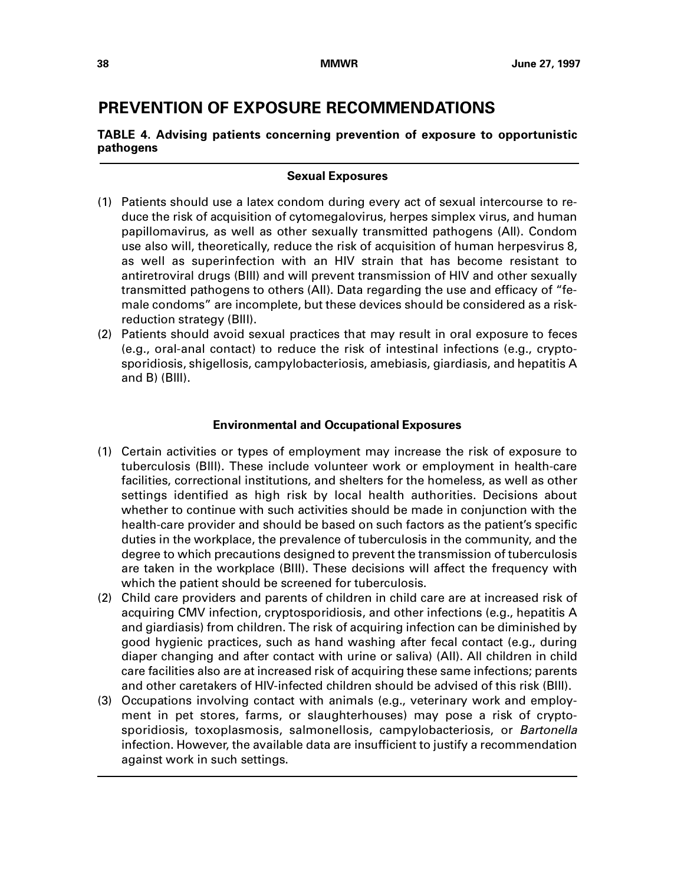# PREVENTION OF EXPOSURE RECOMMENDATIONS

**TABLE 4. Advising patients concerning prevention of exposure to opportunistic pathogens**

**Sexual Exposures**

(1) Patients should use a latex condom during every act of sexual intercourse to reduce the risk of acquisition of cytomegalovirus, herpes simplex virus, and human papillomavirus, as well as other sexually transmitted pathogens (AII). Condom use also will, theoretically, reduce the risk of acquisition of human herpesvirus 8, as well as superinfection with an HIV strain that has become resistant to antiretroviral drugs (BIII) and will prevent transmission of HIV and other sexually transmitted pathogens to others (AII). Data regarding the use and efficacy of "female condoms" are incomplete, but these devices should be considered as a risk-reduction strategy (BIII).

(2) Patients should avoid sexual practices that may result in oral exposure to feces (e.g., oral-anal contact) to reduce the risk of intestinal infections (e.g., cryptosporidiosis, shigellosis, campylobacteriosis, amebiasis, giardiasis, and hepatitis A and B) (BIII).

**Environmental and Occupational Exposures**

(1) Certain activities or types of employment may increase the risk of exposure to tuberculosis (BIII). These include volunteer work or employment in health-care facilities, correctional institutions, and shelters for the homeless, as well as other settings identified as high risk by local health authorities. Decisions about whether to continue with such activities should be made in conjunction with the health-care provider and should be based on such factors as the patient's specific duties in the workplace, the prevalence of tuberculosis in the community, and the degree to which precautions designed to prevent the transmission of tuberculosis are taken in the workplace (BIII). These decisions will affect the frequency with which the patient should be screened for tuberculosis.

(2) Child care providers and parents of children in child care are at increased risk of acquiring CMV infection, cryptosporidiosis, and other infections (e.g., hepatitis A and giardiasis) from children. The risk of acquiring infection can be diminished by good hygienic practices, such as hand washing after fecal contact (e.g., during diaper changing and after contact with urine or saliva) (AII). All children in child care facilities also are at increased risk of acquiring these same infections; parents and other caretakers of HIV-infected children should be advised of this risk (BIII).

(3) Occupations involving contact with animals (e.g., veterinary work and employment in pet stores, farms, or slaughterhouses) may pose a risk of cryptosporidiosis, toxoplasmosis, salmonellosis, campylobacteriosis, or *Bartonella* infection. However, the available data are insufficient to justify a recommendation against work in such settings.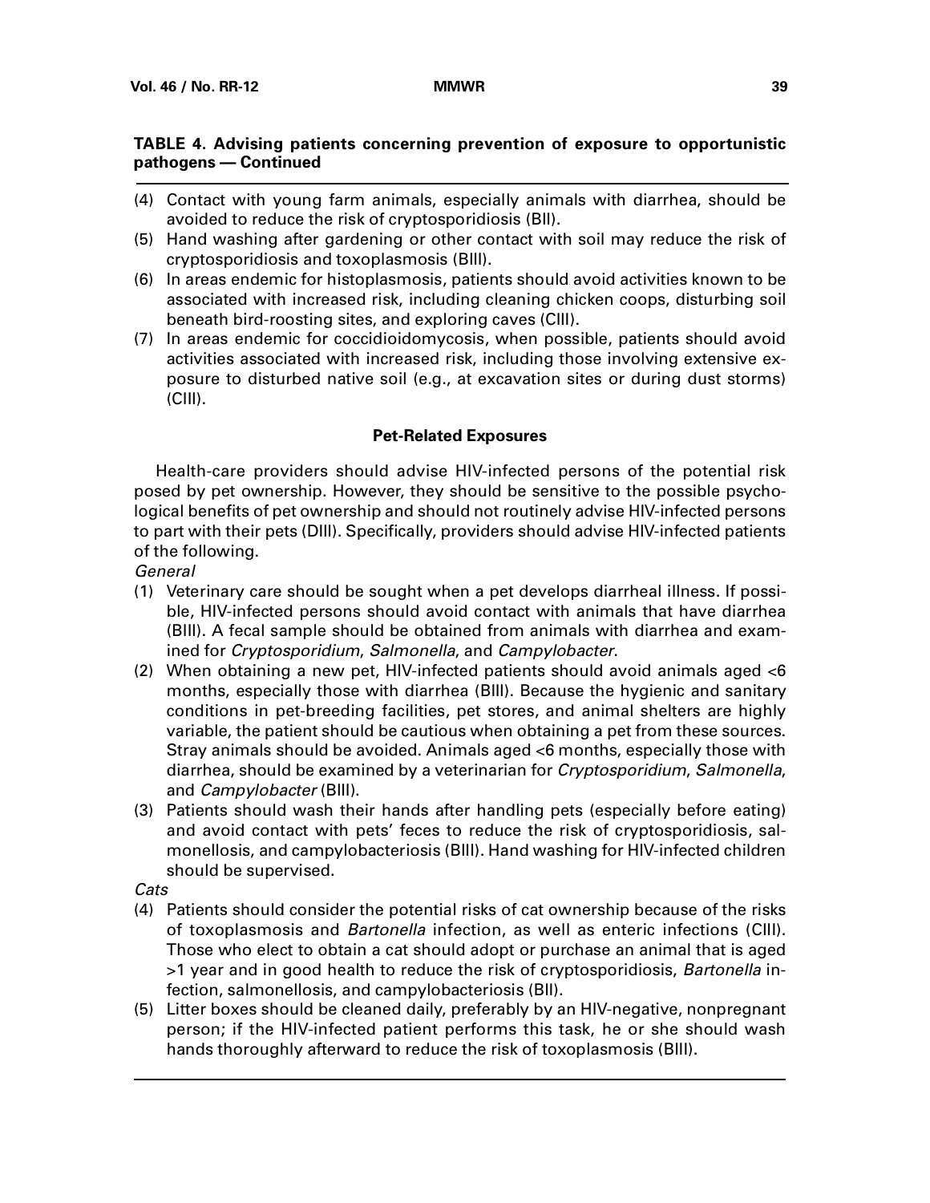**TABLE 4. Advising patients concerning prevention of exposure to opportunistic pathogens — Continued**

(4) Contact with young farm animals, especially animals with diarrhea, should be avoided to reduce the risk of cryptosporidiosis (BII).

(5) Hand washing after gardening or other contact with soil may reduce the risk of cryptosporidiosis and toxoplasmosis (BIII).

(6) In areas endemic for histoplasmosis, patients should avoid activities known to be associated with increased risk, including cleaning chicken coops, disturbing soil beneath bird-roosting sites, and exploring caves (CIII).

(7) In areas endemic for coccidioidomycosis, when possible, patients should avoid activities associated with increased risk, including those involving extensive exposure to disturbed native soil (e.g., at excavation sites or during dust storms) (CIII).

**Pet-Related Exposures**

Health-care providers should advise HIV-infected persons of the potential risk posed by pet ownership. However, they should be sensitive to the possible psychological benefits of pet ownership and should not routinely advise HIV-infected persons to part with their pets (DIII). Specifically, providers should advise HIV-infected patients of the following.

*General*

(1) Veterinary care should be sought when a pet develops diarrheal illness. If possible, HIV-infected persons should avoid contact with animals that have diarrhea (BIII). A fecal sample should be obtained from animals with diarrhea and examined for *Cryptosporidium*, *Salmonella*, and *Campylobacter*.

(2) When obtaining a new pet, HIV-infected patients should avoid animals aged <6 months, especially those with diarrhea (BIII). Because the hygienic and sanitary conditions in pet-breeding facilities, pet stores, and animal shelters are highly variable, the patient should be cautious when obtaining a pet from these sources. Stray animals should be avoided. Animals aged <6 months, especially those with diarrhea, should be examined by a veterinarian for *Cryptosporidium*, *Salmonella*, and *Campylobacter* (BIII).

(3) Patients should wash their hands after handling pets (especially before eating) and avoid contact with pets' feces to reduce the risk of cryptosporidiosis, salmonellosis, and campylobacteriosis (BIII). Hand washing for HIV-infected children should be supervised.

*Cats*

(4) Patients should consider the potential risks of cat ownership because of the risks of toxoplasmosis and *Bartonella* infection, as well as enteric infections (CIII). Those who elect to obtain a cat should adopt or purchase an animal that is aged >1 year and in good health to reduce the risk of cryptosporidiosis, *Bartonella* infection, salmonellosis, and campylobacteriosis (BII).

(5) Litter boxes should be cleaned daily, preferably by an HIV-negative, nonpregnant person; if the HIV-infected patient performs this task, he or she should wash hands thoroughly afterward to reduce the risk of toxoplasmosis (BIII).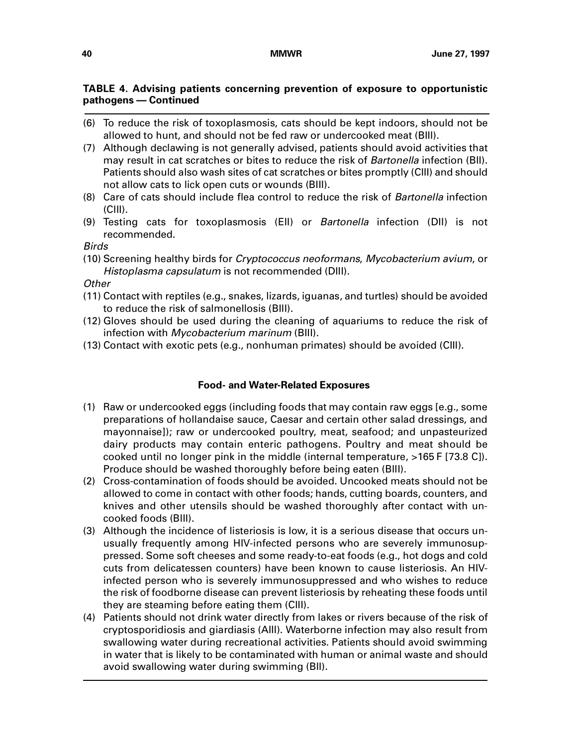**TABLE 4. Advising patients concerning prevention of exposure to opportunistic pathogens — Continued**

(6) To reduce the risk of toxoplasmosis, cats should be kept indoors, should not be allowed to hunt, and should not be fed raw or undercooked meat (BIII).

(7) Although declawing is not generally advised, patients should avoid activities that may result in cat scratches or bites to reduce the risk of *Bartonella* infection (BII). Patients should also wash sites of cat scratches or bites promptly (CIII) and should not allow cats to lick open cuts or wounds (BIII).

(8) Care of cats should include flea control to reduce the risk of *Bartonella* infection (CIII).

(9) Testing cats for toxoplasmosis (EII) or *Bartonella* infection (DII) is not recommended.

*Birds*

(10) Screening healthy birds for *Cryptococcus neoformans*, *Mycobacterium avium*, or *Histoplasma capsulatum* is not recommended (DIII).

*Other*

(11) Contact with reptiles (e.g., snakes, lizards, iguanas, and turtles) should be avoided to reduce the risk of salmonellosis (BIII).

(12) Gloves should be used during the cleaning of aquariums to reduce the risk of infection with *Mycobacterium marinum* (BIII).

(13) Contact with exotic pets (e.g., nonhuman primates) should be avoided (CIII).

**Food- and Water-Related Exposures**

(1) Raw or undercooked eggs (including foods that may contain raw eggs [e.g., some preparations of hollandaise sauce, Caesar and certain other salad dressings, and mayonnaise]); raw or undercooked poultry, meat, seafood; and unpasteurized dairy products may contain enteric pathogens. Poultry and meat should be cooked until no longer pink in the middle (internal temperature, >165 F [73.8 C]). Produce should be washed thoroughly before being eaten (BIII).

(2) Cross-contamination of foods should be avoided. Uncooked meats should not be allowed to come in contact with other foods; hands, cutting boards, counters, and knives and other utensils should be washed thoroughly after contact with uncooked foods (BIII).

(3) Although the incidence of listeriosis is low, it is a serious disease that occurs unusually frequently among HIV-infected persons who are severely immunosuppressed. Some soft cheeses and some ready-to-eat foods (e.g., hot dogs and cold cuts from delicatessen counters) have been known to cause listeriosis. An HIV-infected person who is severely immunosuppressed and who wishes to reduce the risk of foodborne disease can prevent listeriosis by reheating these foods until they are steaming before eating them (CIII).

(4) Patients should not drink water directly from lakes or rivers because of the risk of cryptosporidiosis and giardiasis (AIII). Waterborne infection may also result from swallowing water during recreational activities. Patients should avoid swimming in water that is likely to be contaminated with human or animal waste and should avoid swallowing water during swimming (BII).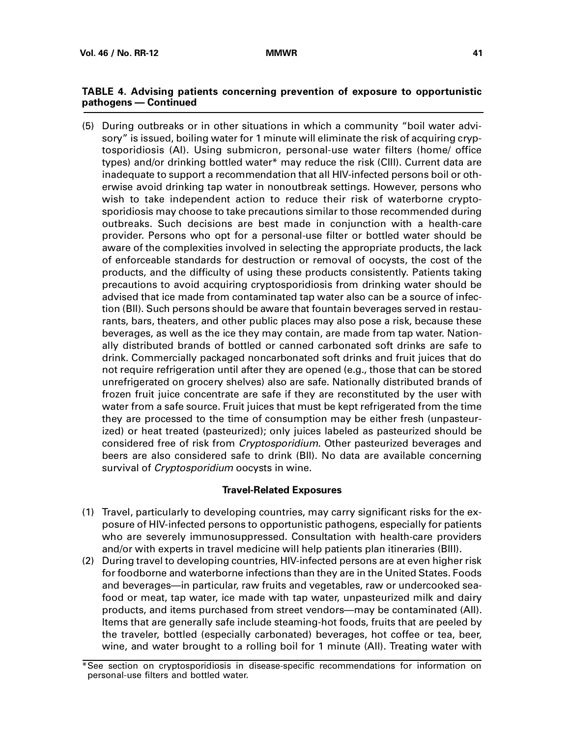**TABLE 4. Advising patients concerning prevention of exposure to opportunistic pathogens — Continued**

(5) During outbreaks or in other situations in which a community "boil water advisory" is issued, boiling water for 1 minute will eliminate the risk of acquiring cryptosporidiosis (AI). Using submicron, personal-use water filters (home/ office types) and/or drinking bottled water* may reduce the risk (CIII). Current data are inadequate to support a recommendation that all HIV-infected persons boil or otherwise avoid drinking tap water in nonoutbreak settings. However, persons who wish to take independent action to reduce their risk of waterborne cryptosporidiosis may choose to take precautions similar to those recommended during outbreaks. Such decisions are best made in conjunction with a health-care provider. Persons who opt for a personal-use filter or bottled water should be aware of the complexities involved in selecting the appropriate products, the lack of enforceable standards for destruction or removal of oocysts, the cost of the products, and the difficulty of using these products consistently. Patients taking precautions to avoid acquiring cryptosporidiosis from drinking water should be advised that ice made from contaminated tap water also can be a source of infection (BII). Such persons should be aware that fountain beverages served in restaurants, bars, theaters, and other public places may also pose a risk, because these beverages, as well as the ice they may contain, are made from tap water. Nationally distributed brands of bottled or canned carbonated soft drinks are safe to drink. Commercially packaged noncarbonated soft drinks and fruit juices that do not require refrigeration until after they are opened (e.g., those that can be stored unrefrigerated on grocery shelves) also are safe. Nationally distributed brands of frozen fruit juice concentrate are safe if they are reconstituted by the user with water from a safe source. Fruit juices that must be kept refrigerated from the time they are processed to the time of consumption may be either fresh (unpasteurized) or heat treated (pasteurized); only juices labeled as pasteurized should be considered free of risk from *Cryptosporidium*. Other pasteurized beverages and beers are also considered safe to drink (BII). No data are available concerning survival of *Cryptosporidium* oocysts in wine.

**Travel-Related Exposures**

(1) Travel, particularly to developing countries, may carry significant risks for the exposure of HIV-infected persons to opportunistic pathogens, especially for patients who are severely immunosuppressed. Consultation with health-care providers and/or with experts in travel medicine will help patients plan itineraries (BIII).

(2) During travel to developing countries, HIV-infected persons are at even higher risk for foodborne and waterborne infections than they are in the United States. Foods and beverages—in particular, raw fruits and vegetables, raw or undercooked seafood or meat, tap water, ice made with tap water, unpasteurized milk and dairy products, and items purchased from street vendors—may be contaminated (AII). Items that are generally safe include steaming-hot foods, fruits that are peeled by the traveler, bottled (especially carbonated) beverages, hot coffee or tea, beer, wine, and water brought to a rolling boil for 1 minute (AII). Treating water with

*See section on cryptosporidiosis in disease-specific recommendations for information on personal-use filters and bottled water.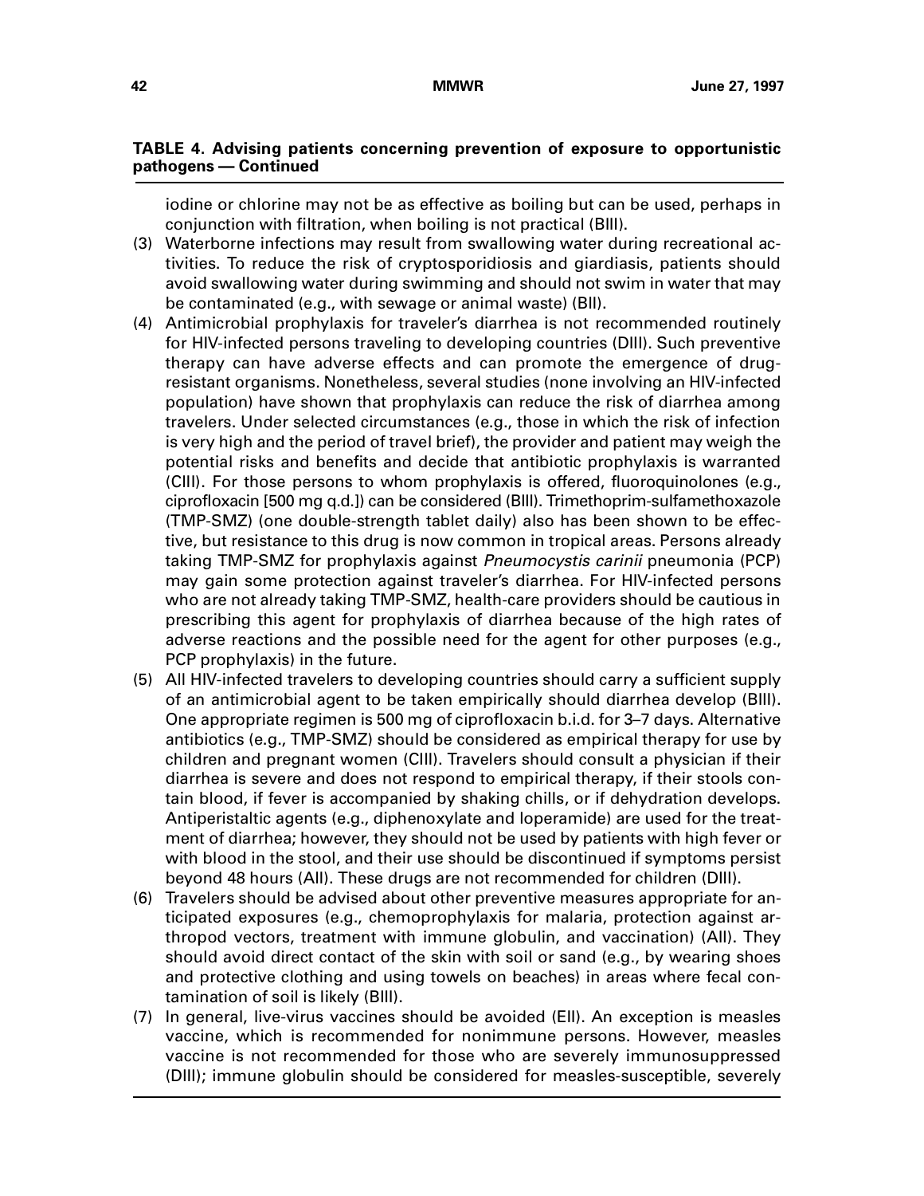**TABLE 4. Advising patients concerning prevention of exposure to opportunistic pathogens — Continued**

iodine or chlorine may not be as effective as boiling but can be used, perhaps in conjunction with filtration, when boiling is not practical (BIII).

(3) Waterborne infections may result from swallowing water during recreational activities. To reduce the risk of cryptosporidiosis and giardiasis, patients should avoid swallowing water during swimming and should not swim in water that may be contaminated (e.g., with sewage or animal waste) (BII).

(4) Antimicrobial prophylaxis for traveler's diarrhea is not recommended routinely for HIV-infected persons traveling to developing countries (DIII). Such preventive therapy can have adverse effects and can promote the emergence of drug-resistant organisms. Nonetheless, several studies (none involving an HIV-infected population) have shown that prophylaxis can reduce the risk of diarrhea among travelers. Under selected circumstances (e.g., those in which the risk of infection is very high and the period of travel brief), the provider and patient may weigh the potential risks and benefits and decide that antibiotic prophylaxis is warranted (CIII). For those persons to whom prophylaxis is offered, fluoroquinolones (e.g., ciprofloxacin [500 mg q.d.]) can be considered (BIII). Trimethoprim-sulfamethoxazole (TMP-SMZ) (one double-strength tablet daily) also has been shown to be effective, but resistance to this drug is now common in tropical areas. Persons already taking TMP-SMZ for prophylaxis against *Pneumocystis carinii* pneumonia (PCP) may gain some protection against traveler's diarrhea. For HIV-infected persons who are not already taking TMP-SMZ, health-care providers should be cautious in prescribing this agent for prophylaxis of diarrhea because of the high rates of adverse reactions and the possible need for the agent for other purposes (e.g., PCP prophylaxis) in the future.

(5) All HIV-infected travelers to developing countries should carry a sufficient supply of an antimicrobial agent to be taken empirically should diarrhea develop (BIII). One appropriate regimen is 500 mg of ciprofloxacin b.i.d. for 3–7 days. Alternative antibiotics (e.g., TMP-SMZ) should be considered as empirical therapy for use by children and pregnant women (CIII). Travelers should consult a physician if their diarrhea is severe and does not respond to empirical therapy, if their stools contain blood, if fever is accompanied by shaking chills, or if dehydration develops. Antiperistaltic agents (e.g., diphenoxylate and loperamide) are used for the treatment of diarrhea; however, they should not be used by patients with high fever or with blood in the stool, and their use should be discontinued if symptoms persist beyond 48 hours (AII). These drugs are not recommended for children (DIII).

(6) Travelers should be advised about other preventive measures appropriate for anticipated exposures (e.g., chemoprophylaxis for malaria, protection against arthropod vectors, treatment with immune globulin, and vaccination) (AII). They should avoid direct contact of the skin with soil or sand (e.g., by wearing shoes and protective clothing and using towels on beaches) in areas where fecal contamination of soil is likely (BIII).

(7) In general, live-virus vaccines should be avoided (EII). An exception is measles vaccine, which is recommended for nonimmune persons. However, measles vaccine is not recommended for those who are severely immunosuppressed (DIII); immune globulin should be considered for measles-susceptible, severely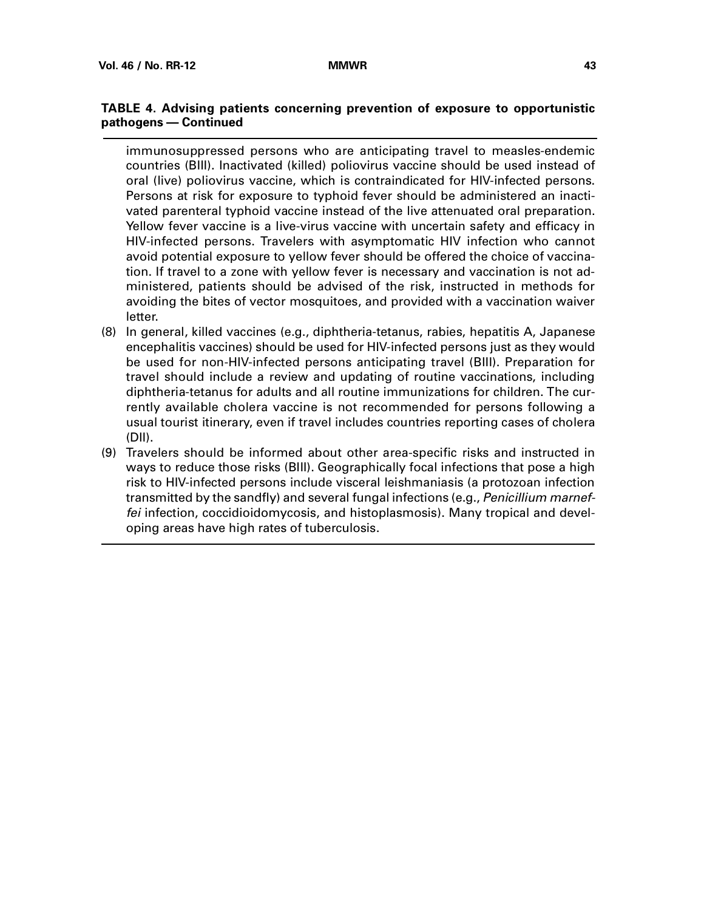**TABLE 4. Advising patients concerning prevention of exposure to opportunistic pathogens — Continued**

immunosuppressed persons who are anticipating travel to measles-endemic countries (BIII). Inactivated (killed) poliovirus vaccine should be used instead of oral (live) poliovirus vaccine, which is contraindicated for HIV-infected persons. Persons at risk for exposure to typhoid fever should be administered an inactivated parenteral typhoid vaccine instead of the live attenuated oral preparation. Yellow fever vaccine is a live-virus vaccine with uncertain safety and efficacy in HIV-infected persons. Travelers with asymptomatic HIV infection who cannot avoid potential exposure to yellow fever should be offered the choice of vaccination. If travel to a zone with yellow fever is necessary and vaccination is not administered, patients should be advised of the risk, instructed in methods for avoiding the bites of vector mosquitoes, and provided with a vaccination waiver letter.

(8) In general, killed vaccines (e.g., diphtheria-tetanus, rabies, hepatitis A, Japanese encephalitis vaccines) should be used for HIV-infected persons just as they would be used for non-HIV-infected persons anticipating travel (BIII). Preparation for travel should include a review and updating of routine vaccinations, including diphtheria-tetanus for adults and all routine immunizations for children. The currently available cholera vaccine is not recommended for persons following a usual tourist itinerary, even if travel includes countries reporting cases of cholera (DII).

(9) Travelers should be informed about other area-specific risks and instructed in ways to reduce those risks (BIII). Geographically focal infections that pose a high risk to HIV-infected persons include visceral leishmaniasis (a protozoan infection transmitted by the sandfly) and several fungal infections (e.g., *Penicillium marneffei* infection, coccidioidomycosis, and histoplasmosis). Many tropical and developing areas have high rates of tuberculosis.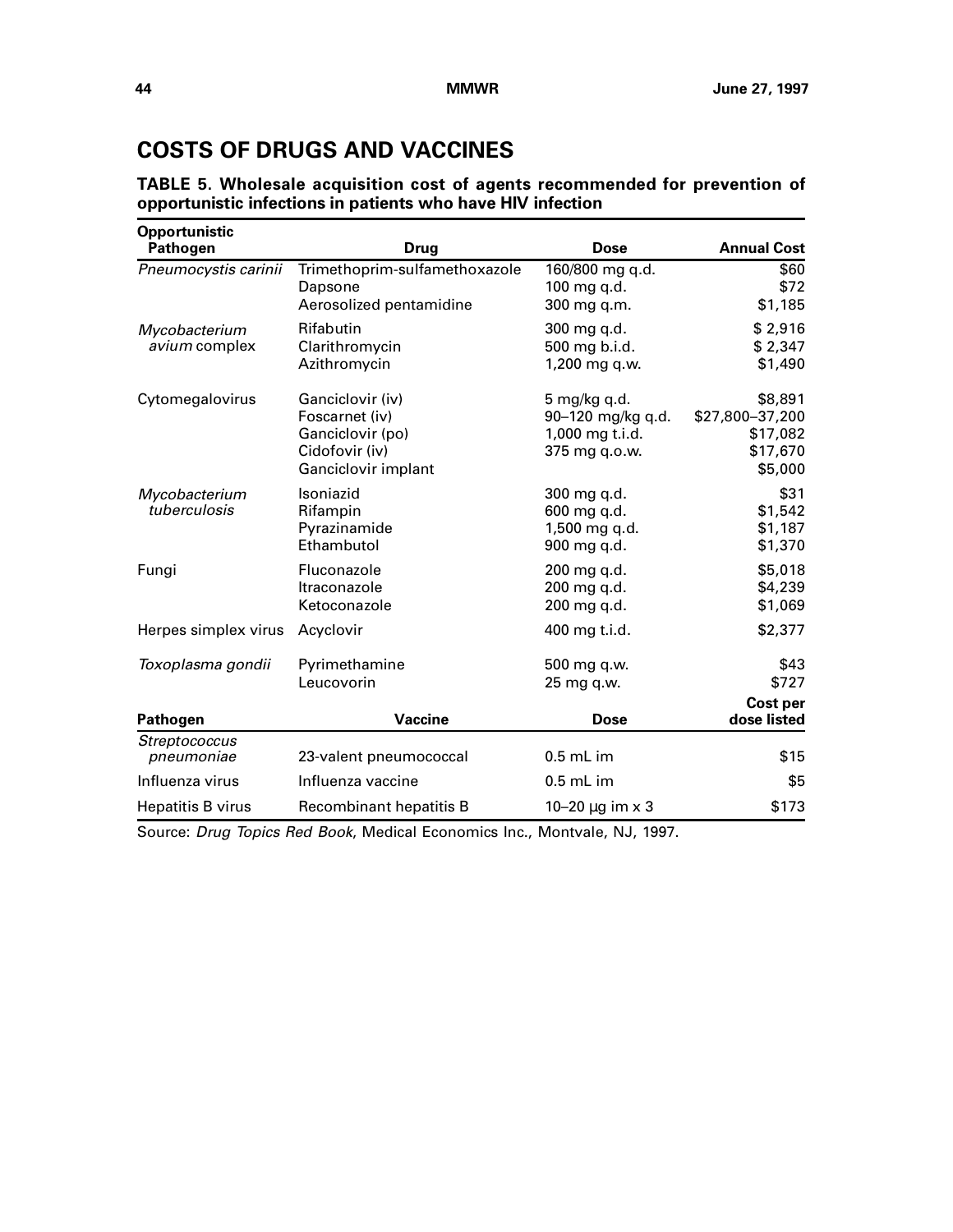## COSTS OF DRUGS AND VACCINES

**TABLE 5. Wholesale acquisition cost of agents recommended for prevention of opportunistic infections in patients who have HIV infection**

| Opportunistic Pathogen | Drug | Dose | Annual Cost |
|---|---|---|---|
| *Pneumocystis carinii* | Trimethoprim-sulfamethoxazole | 160/800 mg q.d. | $60 |
| | Dapsone | 100 mg q.d. | $72 |
| | Aerosolized pentamidine | 300 mg q.m. | $1,185 |
| *Mycobacterium avium* complex | Rifabutin | 300 mg q.d. | $ 2,916 |
| | Clarithromycin | 500 mg b.i.d. | $ 2,347 |
| | Azithromycin | 1,200 mg q.w. | $1,490 |
| Cytomegalovirus | Ganciclovir (iv) | 5 mg/kg q.d. | $8,891 |
| | Foscarnet (iv) | 90–120 mg/kg q.d. | $27,800–37,200 |
| | Ganciclovir (po) | 1,000 mg t.i.d. | $17,082 |
| | Cidofovir (iv) | 375 mg q.o.w. | $17,670 |
| | Ganciclovir implant | | $5,000 |
| *Mycobacterium tuberculosis* | Isoniazid | 300 mg q.d. | $31 |
| | Rifampin | 600 mg q.d. | $1,542 |
| | Pyrazinamide | 1,500 mg q.d. | $1,187 |
| | Ethambutol | 900 mg q.d. | $1,370 |
| Fungi | Fluconazole | 200 mg q.d. | $5,018 |
| | Itraconazole | 200 mg q.d. | $4,239 |
| | Ketoconazole | 200 mg q.d. | $1,069 |
| Herpes simplex virus | Acyclovir | 400 mg t.i.d. | $2,377 |
| *Toxoplasma gondii* | Pyrimethamine | 500 mg q.w. | $43 |
| | Leucovorin | 25 mg q.w. | $727 |
| **Pathogen** | **Vaccine** | **Dose** | **Cost per dose listed** |
| *Streptococcus pneumoniae* | 23-valent pneumococcal | 0.5 mL im | $15 |
| Influenza virus | Influenza vaccine | 0.5 mL im | $5 |
| Hepatitis B virus | Recombinant hepatitis B | 10–20 µg im x 3 | $173 |

Source: *Drug Topics Red Book*, Medical Economics Inc., Montvale, NJ, 1997.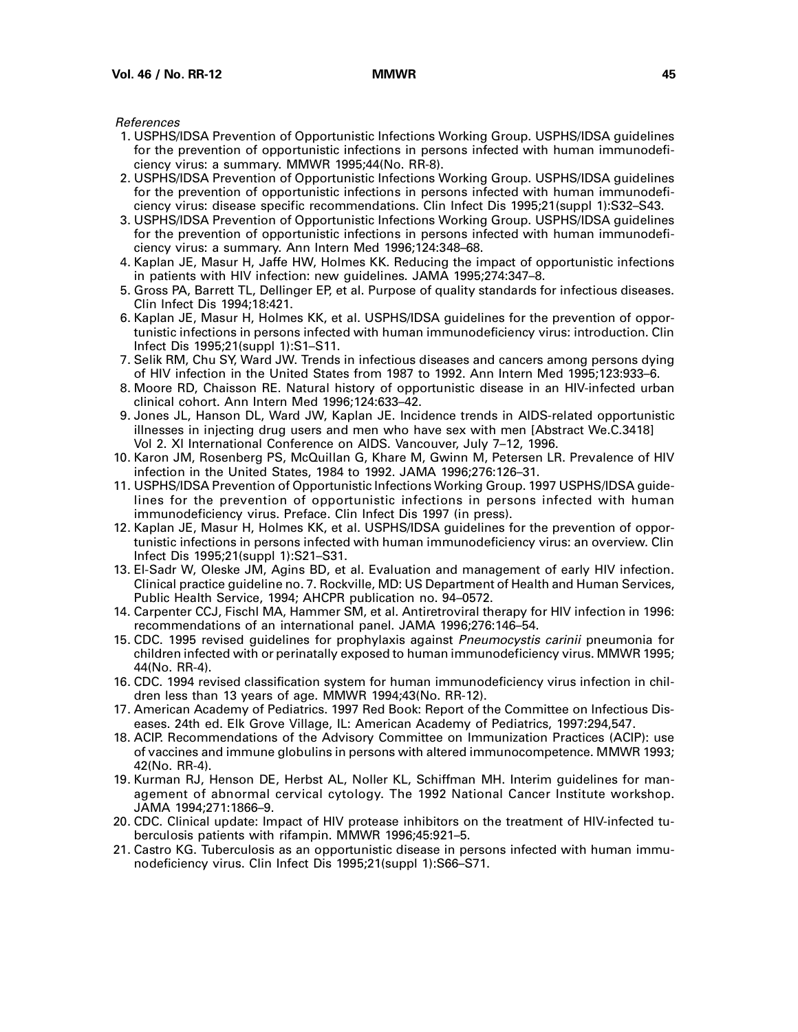*References*

1. USPHS/IDSA Prevention of Opportunistic Infections Working Group. USPHS/IDSA guidelines for the prevention of opportunistic infections in persons infected with human immunodeficiency virus: a summary. MMWR 1995;44(No. RR-8).
2. USPHS/IDSA Prevention of Opportunistic Infections Working Group. USPHS/IDSA guidelines for the prevention of opportunistic infections in persons infected with human immunodeficiency virus: disease specific recommendations. Clin Infect Dis 1995;21(suppl 1):S32–S43.
3. USPHS/IDSA Prevention of Opportunistic Infections Working Group. USPHS/IDSA guidelines for the prevention of opportunistic infections in persons infected with human immunodeficiency virus: a summary. Ann Intern Med 1996;124:348–68.
4. Kaplan JE, Masur H, Jaffe HW, Holmes KK. Reducing the impact of opportunistic infections in patients with HIV infection: new guidelines. JAMA 1995;274:347–8.
5. Gross PA, Barrett TL, Dellinger EP, et al. Purpose of quality standards for infectious diseases. Clin Infect Dis 1994;18:421.
6. Kaplan JE, Masur H, Holmes KK, et al. USPHS/IDSA guidelines for the prevention of opportunistic infections in persons infected with human immunodeficiency virus: introduction. Clin Infect Dis 1995;21(suppl 1):S1–S11.
7. Selik RM, Chu SY, Ward JW. Trends in infectious diseases and cancers among persons dying of HIV infection in the United States from 1987 to 1992. Ann Intern Med 1995;123:933–6.
8. Moore RD, Chaisson RE. Natural history of opportunistic disease in an HIV-infected urban clinical cohort. Ann Intern Med 1996;124:633–42.
9. Jones JL, Hanson DL, Ward JW, Kaplan JE. Incidence trends in AIDS-related opportunistic illnesses in injecting drug users and men who have sex with men [Abstract We.C.3418] Vol 2. XI International Conference on AIDS. Vancouver, July 7–12, 1996.
10. Karon JM, Rosenberg PS, McQuillan G, Khare M, Gwinn M, Petersen LR. Prevalence of HIV infection in the United States, 1984 to 1992. JAMA 1996;276:126–31.
11. USPHS/IDSA Prevention of Opportunistic Infections Working Group. 1997 USPHS/IDSA guidelines for the prevention of opportunistic infections in persons infected with human immunodeficiency virus. Preface. Clin Infect Dis 1997 (in press).
12. Kaplan JE, Masur H, Holmes KK, et al. USPHS/IDSA guidelines for the prevention of opportunistic infections in persons infected with human immunodeficiency virus: an overview. Clin Infect Dis 1995;21(suppl 1):S21–S31.
13. El-Sadr W, Oleske JM, Agins BD, et al. Evaluation and management of early HIV infection. Clinical practice guideline no. 7. Rockville, MD: US Department of Health and Human Services, Public Health Service, 1994; AHCPR publication no. 94–0572.
14. Carpenter CCJ, Fischl MA, Hammer SM, et al. Antiretroviral therapy for HIV infection in 1996: recommendations of an international panel. JAMA 1996;276:146–54.
15. CDC. 1995 revised guidelines for prophylaxis against *Pneumocystis carinii* pneumonia for children infected with or perinatally exposed to human immunodeficiency virus. MMWR 1995;44(No. RR-4).
16. CDC. 1994 revised classification system for human immunodeficiency virus infection in children less than 13 years of age. MMWR 1994;43(No. RR-12).
17. American Academy of Pediatrics. 1997 Red Book: Report of the Committee on Infectious Diseases. 24th ed. Elk Grove Village, IL: American Academy of Pediatrics, 1997:294,547.
18. ACIP. Recommendations of the Advisory Committee on Immunization Practices (ACIP): use of vaccines and immune globulins in persons with altered immunocompetence. MMWR 1993;42(No. RR-4).
19. Kurman RJ, Henson DE, Herbst AL, Noller KL, Schiffman MH. Interim guidelines for management of abnormal cervical cytology. The 1992 National Cancer Institute workshop. JAMA 1994;271:1866–9.
20. CDC. Clinical update: Impact of HIV protease inhibitors on the treatment of HIV-infected tuberculosis patients with rifampin. MMWR 1996;45:921–5.
21. Castro KG. Tuberculosis as an opportunistic disease in persons infected with human immunodeficiency virus. Clin Infect Dis 1995;21(suppl 1):S66–S71.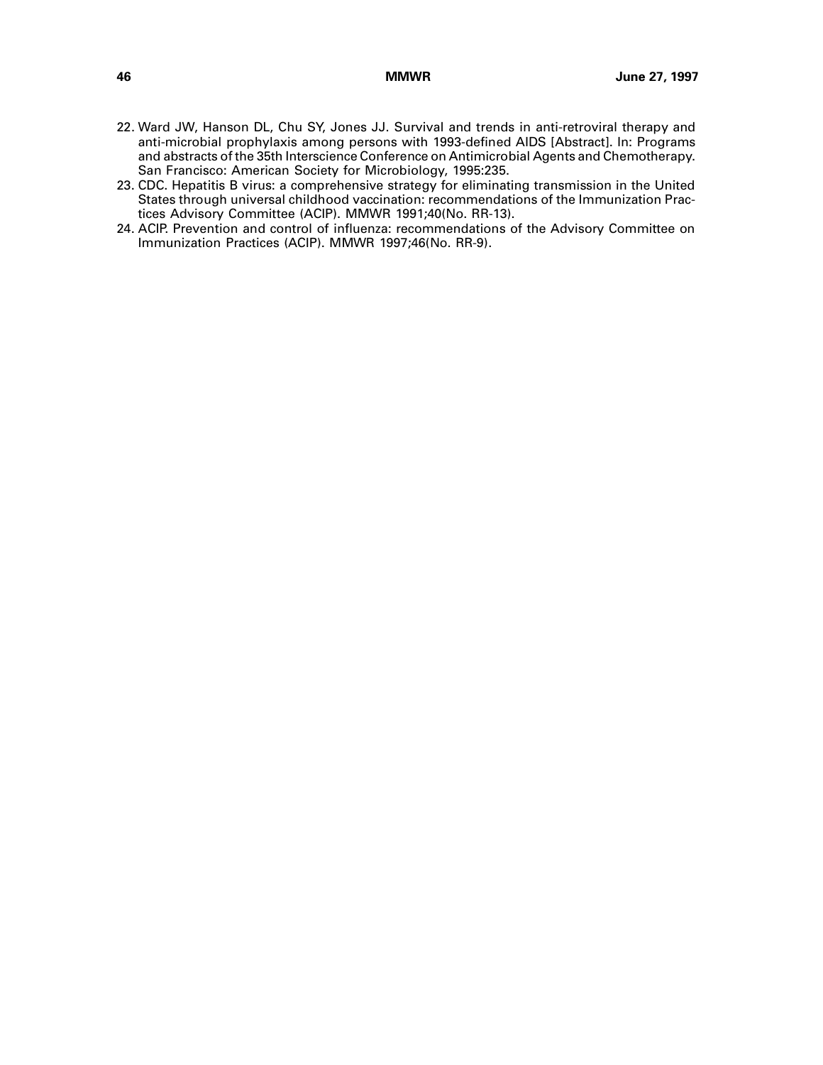22. Ward JW, Hanson DL, Chu SY, Jones JJ. Survival and trends in anti-retroviral therapy and anti-microbial prophylaxis among persons with 1993-defined AIDS [Abstract]. In: Programs and abstracts of the 35th Interscience Conference on Antimicrobial Agents and Chemotherapy. San Francisco: American Society for Microbiology, 1995:235.
23. CDC. Hepatitis B virus: a comprehensive strategy for eliminating transmission in the United States through universal childhood vaccination: recommendations of the Immunization Practices Advisory Committee (ACIP). MMWR 1991;40(No. RR-13).
24. ACIP. Prevention and control of influenza: recommendations of the Advisory Committee on Immunization Practices (ACIP). MMWR 1997;46(No. RR-9).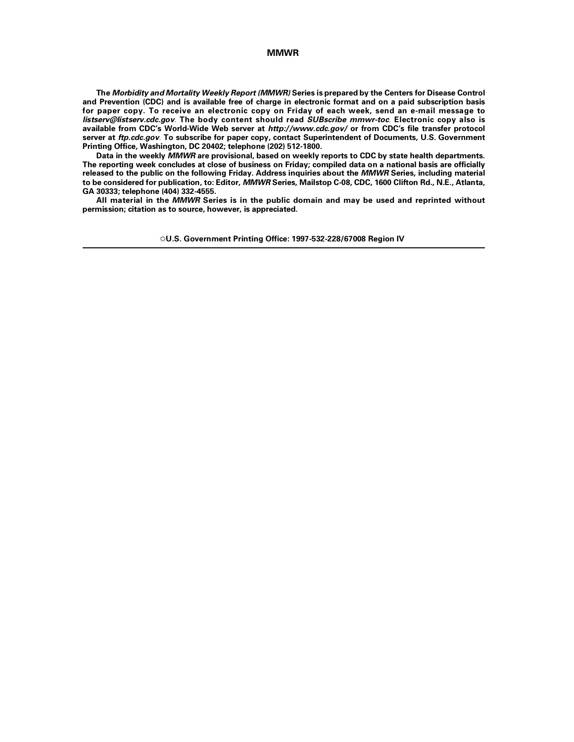The ***Morbidity and Mortality Weekly Report (MMWR)*** **Series is prepared by the Centers for Disease Control and Prevention (CDC) and is available free of charge in electronic format and on a paid subscription basis for paper copy. To receive an electronic copy on Friday of each week, send an e-mail message to** ***listserv@listserv.cdc.gov*****. The body content should read** ***SUBscribe mmwr-toc*****. Electronic copy also is available from CDC's World-Wide Web server at** ***http://www.cdc.gov/*** **or from CDC's file transfer protocol server at** ***ftp.cdc.gov*****. To subscribe for paper copy, contact Superintendent of Documents, U.S. Government Printing Office, Washington, DC 20402; telephone (202) 512-1800.**

**Data in the weekly** ***MMWR*** **are provisional, based on weekly reports to CDC by state health departments. The reporting week concludes at close of business on Friday; compiled data on a national basis are officially released to the public on the following Friday. Address inquiries about the** ***MMWR*** **Series, including material to be considered for publication, to: Editor,** ***MMWR*** **Series, Mailstop C-08, CDC, 1600 Clifton Rd., N.E., Atlanta, GA 30333; telephone (404) 332-4555.**

**All material in the** ***MMWR*** **Series is in the public domain and may be used and reprinted without permission; citation as to source, however, is appreciated.**

**✩U.S. Government Printing Office: 1997-532-228/67008 Region IV**